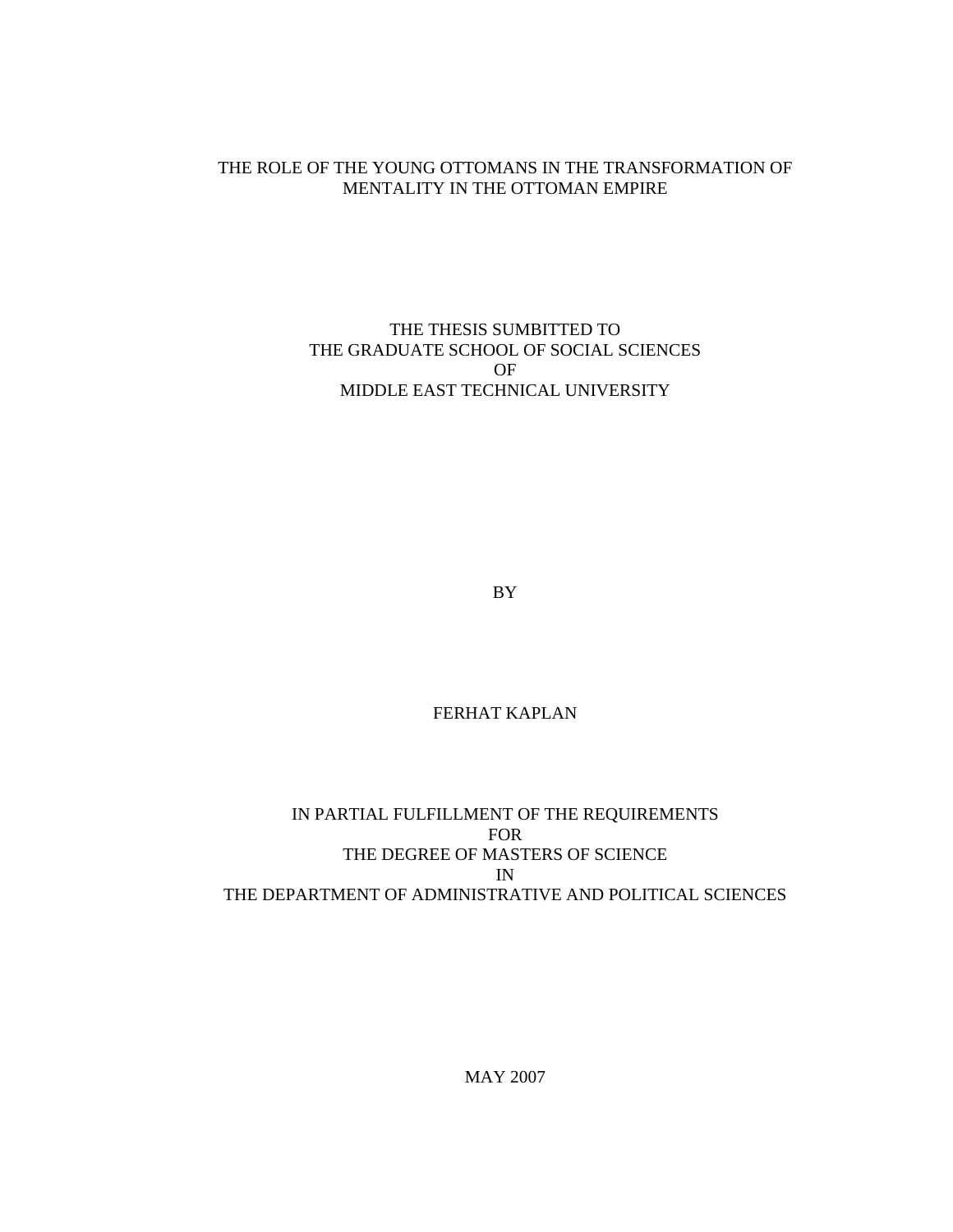# THE ROLE OF THE YOUNG OTTOMANS IN THE TRANSFORMATION OF MENTALITY IN THE OTTOMAN EMPIRE

THE THESIS SUMBITTED TO
THE GRADUATE SCHOOL OF SOCIAL SCIENCES
OF
MIDDLE EAST TECHNICAL UNIVERSITY

BY

FERHAT KAPLAN

IN PARTIAL FULFILLMENT OF THE REQUIREMENTS
FOR
THE DEGREE OF MASTERS OF SCIENCE
IN
THE DEPARTMENT OF ADMINISTRATIVE AND POLITICAL SCIENCES

MAY 2007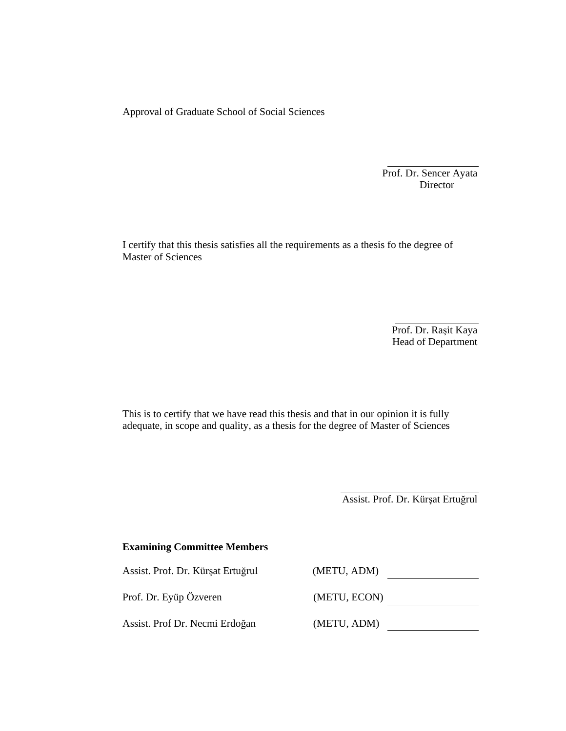Approval of Graduate School of Social Sciences

Prof. Dr. Sencer Ayata
Director

I certify that this thesis satisfies all the requirements as a thesis fo the degree of Master of Sciences

Prof. Dr. Raşit Kaya
Head of Department

This is to certify that we have read this thesis and that in our opinion it is fully adequate, in scope and quality, as a thesis for the degree of Master of Sciences

Assist. Prof. Dr. Kürşat Ertuğrul

**Examining Committee Members**

| | | |
|---|---|---|
| Assist. Prof. Dr. Kürşat Ertuğrul | (METU, ADM) | |
| Prof. Dr. Eyüp Özveren | (METU, ECON) | |
| Assist. Prof Dr. Necmi Erdoğan | (METU, ADM) | |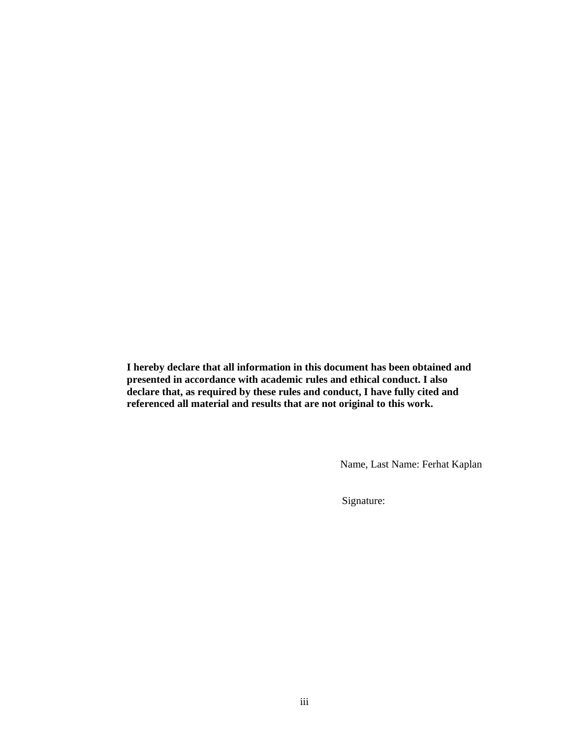**I hereby declare that all information in this document has been obtained and presented in accordance with academic rules and ethical conduct. I also declare that, as required by these rules and conduct, I have fully cited and referenced all material and results that are not original to this work.**

Name, Last Name: Ferhat Kaplan

Signature: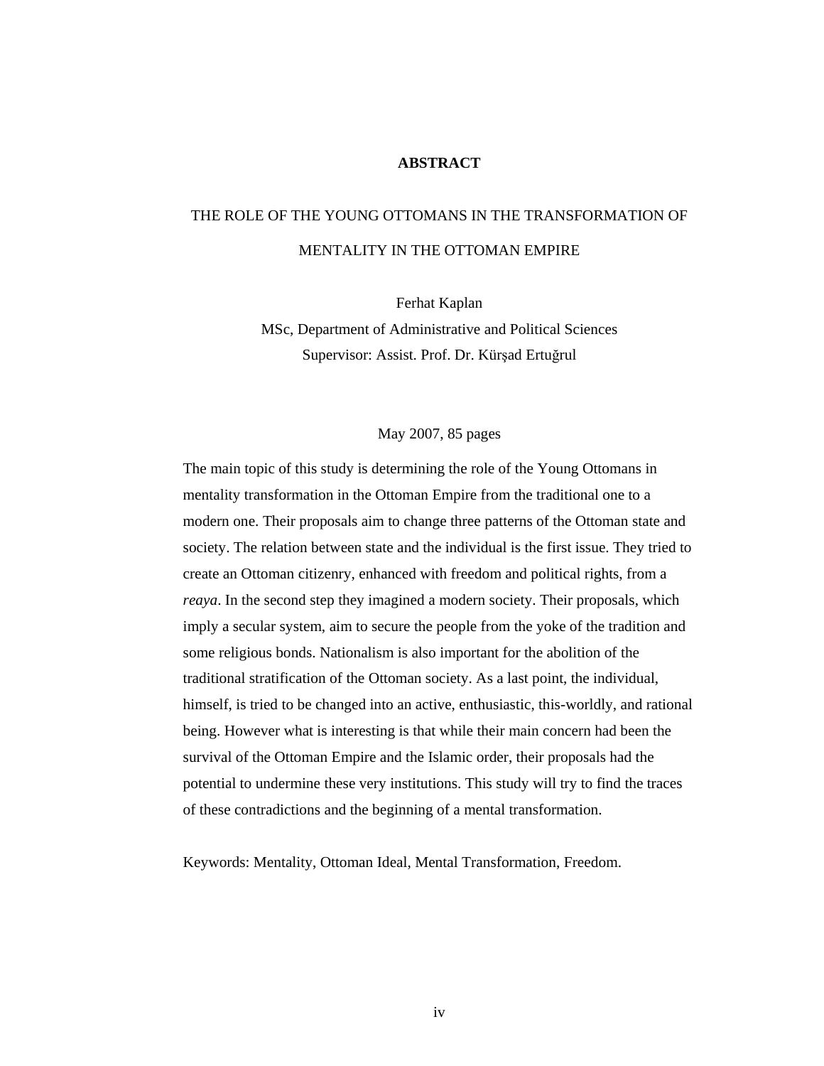# ABSTRACT

THE ROLE OF THE YOUNG OTTOMANS IN THE TRANSFORMATION OF MENTALITY IN THE OTTOMAN EMPIRE

Ferhat Kaplan
MSc, Department of Administrative and Political Sciences
Supervisor: Assist. Prof. Dr. Kürşad Ertuğrul

May 2007, 85 pages

The main topic of this study is determining the role of the Young Ottomans in mentality transformation in the Ottoman Empire from the traditional one to a modern one. Their proposals aim to change three patterns of the Ottoman state and society. The relation between state and the individual is the first issue. They tried to create an Ottoman citizenry, enhanced with freedom and political rights, from a *reaya*. In the second step they imagined a modern society. Their proposals, which imply a secular system, aim to secure the people from the yoke of the tradition and some religious bonds. Nationalism is also important for the abolition of the traditional stratification of the Ottoman society. As a last point, the individual, himself, is tried to be changed into an active, enthusiastic, this-worldly, and rational being. However what is interesting is that while their main concern had been the survival of the Ottoman Empire and the Islamic order, their proposals had the potential to undermine these very institutions. This study will try to find the traces of these contradictions and the beginning of a mental transformation.

Keywords: Mentality, Ottoman Ideal, Mental Transformation, Freedom.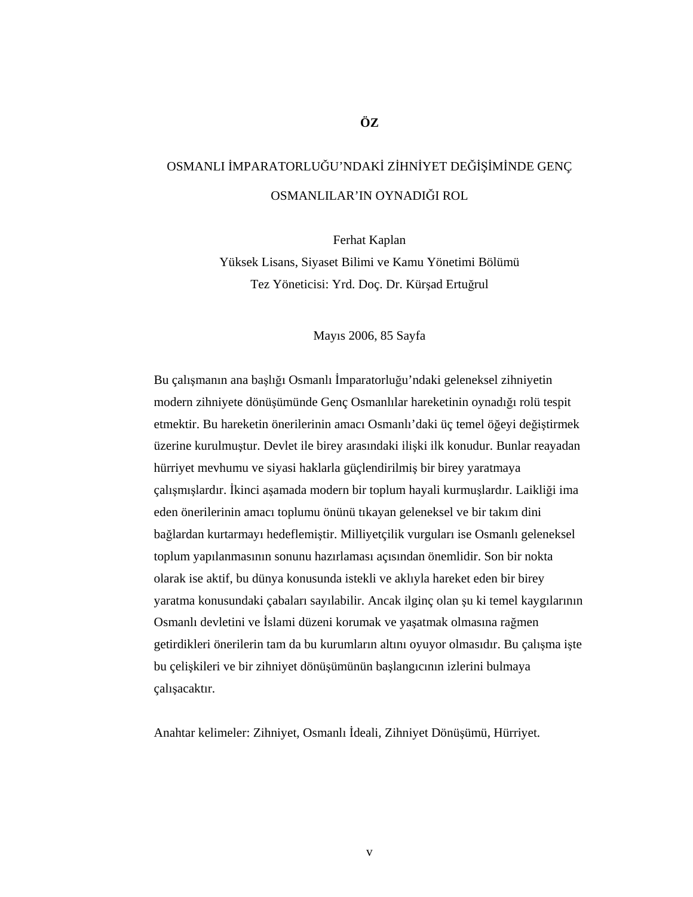# ÖZ

## OSMANLI İMPARATORLUĞU'NDAKİ ZİHNİYET DEĞİŞİMİNDE GENÇ OSMANLILAR'IN OYNADIĞI ROL

Ferhat Kaplan
Yüksek Lisans, Siyaset Bilimi ve Kamu Yönetimi Bölümü
Tez Yöneticisi: Yrd. Doç. Dr. Kürşad Ertuğrul

Mayıs 2006, 85 Sayfa

Bu çalışmanın ana başlığı Osmanlı İmparatorluğu'ndaki geleneksel zihniyetin modern zihniyete dönüşümünde Genç Osmanlılar hareketinin oynadığı rolü tespit etmektir. Bu hareketin önerilerinin amacı Osmanlı'daki üç temel öğeyi değiştirmek üzerine kurulmuştur. Devlet ile birey arasındaki ilişki ilk konudur. Bunlar reayadan hürriyet mevhumu ve siyasi haklarla güçlendirilmiş bir birey yaratmaya çalışmışlardır. İkinci aşamada modern bir toplum hayali kurmuşlardır. Laikliği ima eden önerilerinin amacı toplumu önünü tıkayan geleneksel ve bir takım dini bağlardan kurtarmayı hedeflemiştir. Milliyetçilik vurguları ise Osmanlı geleneksel toplum yapılanmasının sonunu hazırlaması açısından önemlidir. Son bir nokta olarak ise aktif, bu dünya konusunda istekli ve aklıyla hareket eden bir birey yaratma konusundaki çabaları sayılabilir. Ancak ilginç olan şu ki temel kaygılarının Osmanlı devletini ve İslami düzeni korumak ve yaşatmak olmasına rağmen getirdikleri önerilerin tam da bu kurumların altını oyuyor olmasıdır. Bu çalışma işte bu çelişkileri ve bir zihniyet dönüşümünün başlangıcının izlerini bulmaya çalışacaktır.

Anahtar kelimeler: Zihniyet, Osmanlı İdeali, Zihniyet Dönüşümü, Hürriyet.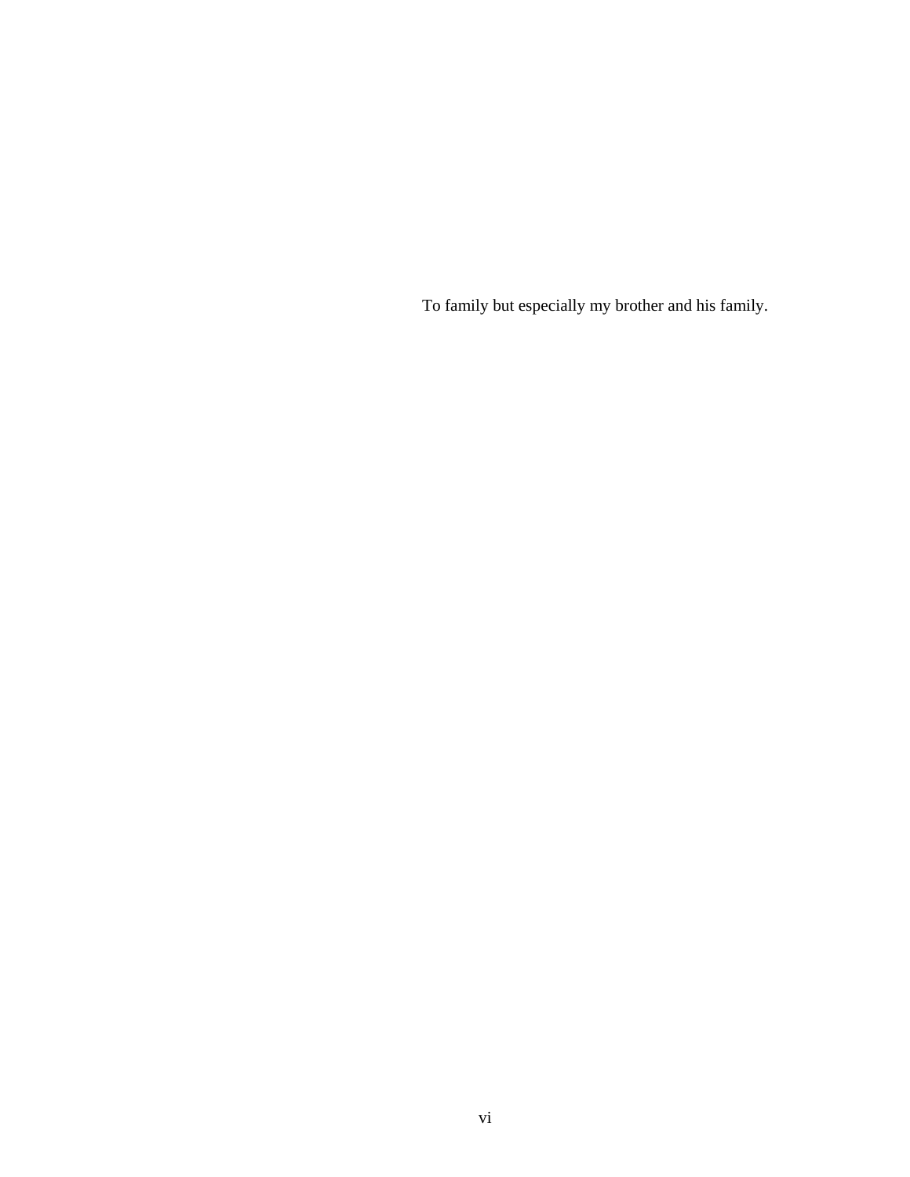To family but especially my brother and his family.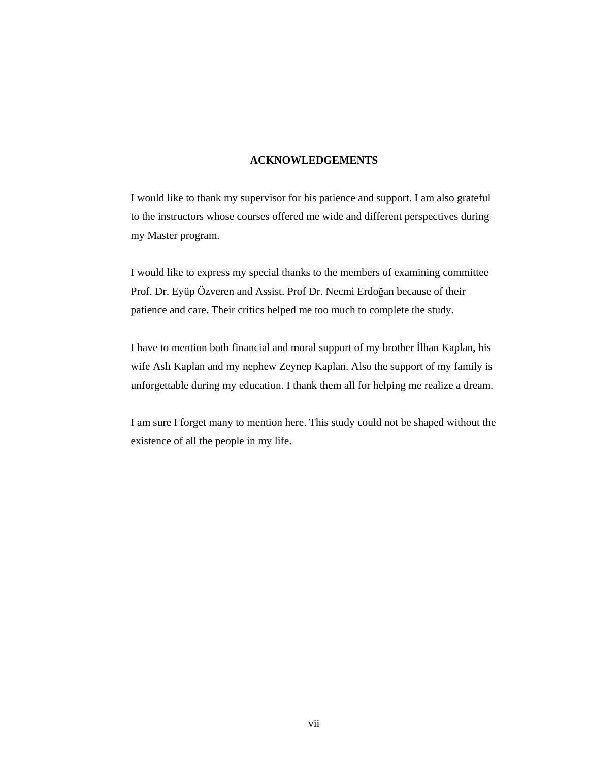# ACKNOWLEDGEMENTS

I would like to thank my supervisor for his patience and support. I am also grateful to the instructors whose courses offered me wide and different perspectives during my Master program.

I would like to express my special thanks to the members of examining committee Prof. Dr. Eyüp Özveren and Assist. Prof Dr. Necmi Erdoğan because of their patience and care. Their critics helped me too much to complete the study.

I have to mention both financial and moral support of my brother İlhan Kaplan, his wife Aslı Kaplan and my nephew Zeynep Kaplan. Also the support of my family is unforgettable during my education. I thank them all for helping me realize a dream.

I am sure I forget many to mention here. This study could not be shaped without the existence of all the people in my life.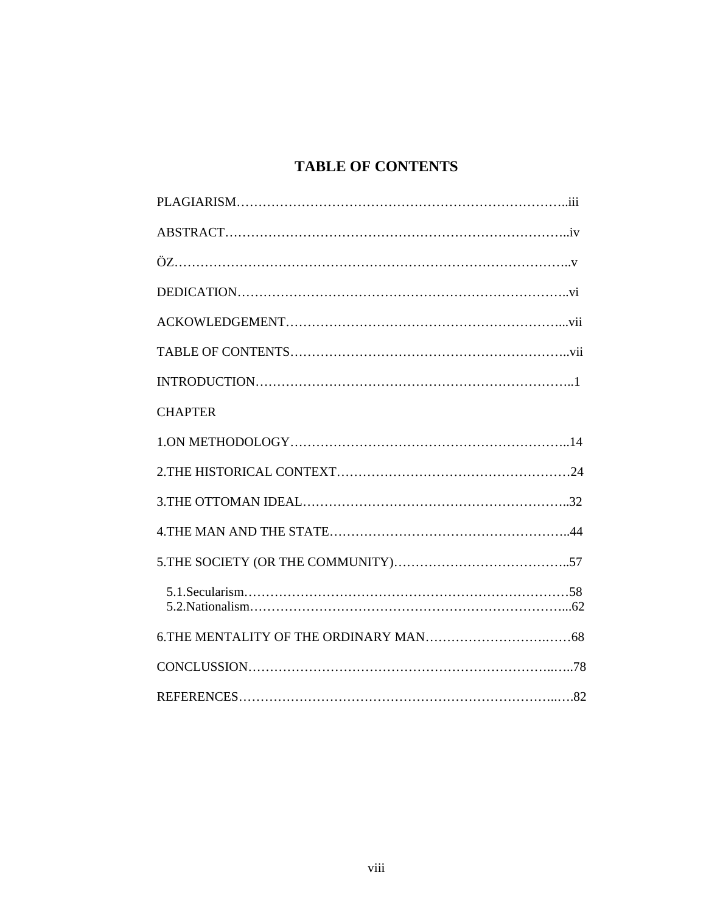# TABLE OF CONTENTS

PLAGIARISM……………………………………………………………………..iii

ABSTRACT……………………………………………………………………..iv

ÖZ………………………………………………………………………………..v

DEDICATION…………………………………………………………………..vi

ACKOWLEDGEMENT………………………………………………………...vii

TABLE OF CONTENTS………………………………………………………..vii

INTRODUCTION………………………………………………………………..1

CHAPTER

1.ON METHODOLOGY…………………………………………………………..14

2.THE HISTORICAL CONTEXT……………………………………………….24

3.THE OTTOMAN IDEAL……………………………………………………..32

4.THE MAN AND THE STATE………………………………………………..44

5.THE SOCIETY (OR THE COMMUNITY)…………………………………..57

5.1.Secularism……………………………………………………………………58
5.2.Nationalism…………………………………………………………………...62

6.THE MENTALITY OF THE ORDINARY MAN……………………….……68

CONCLUSSION……………………………………………………………..…..78

REFERENCES……………………………………………………………...….82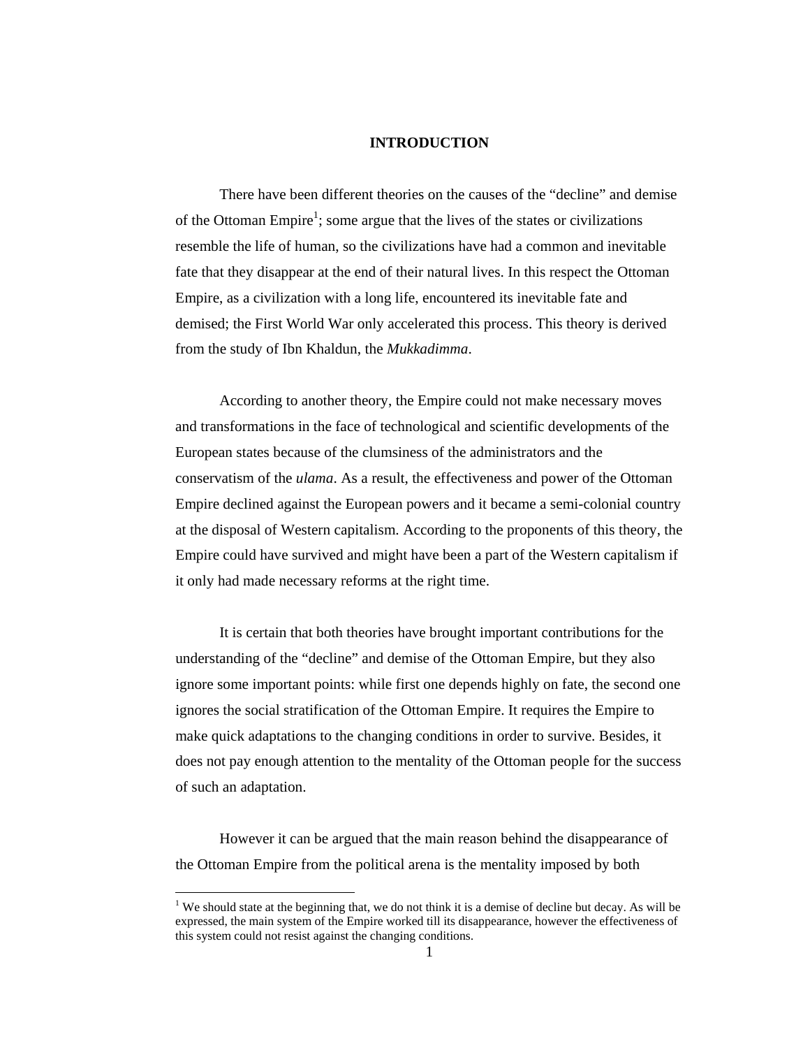# INTRODUCTION

There have been different theories on the causes of the "decline" and demise of the Ottoman Empire[1]; some argue that the lives of the states or civilizations resemble the life of human, so the civilizations have had a common and inevitable fate that they disappear at the end of their natural lives. In this respect the Ottoman Empire, as a civilization with a long life, encountered its inevitable fate and demised; the First World War only accelerated this process. This theory is derived from the study of Ibn Khaldun, the *Mukkadimma*.

According to another theory, the Empire could not make necessary moves and transformations in the face of technological and scientific developments of the European states because of the clumsiness of the administrators and the conservatism of the *ulama*. As a result, the effectiveness and power of the Ottoman Empire declined against the European powers and it became a semi-colonial country at the disposal of Western capitalism. According to the proponents of this theory, the Empire could have survived and might have been a part of the Western capitalism if it only had made necessary reforms at the right time.

It is certain that both theories have brought important contributions for the understanding of the "decline" and demise of the Ottoman Empire, but they also ignore some important points: while first one depends highly on fate, the second one ignores the social stratification of the Ottoman Empire. It requires the Empire to make quick adaptations to the changing conditions in order to survive. Besides, it does not pay enough attention to the mentality of the Ottoman people for the success of such an adaptation.

However it can be argued that the main reason behind the disappearance of the Ottoman Empire from the political arena is the mentality imposed by both

[1] We should state at the beginning that, we do not think it is a demise of decline but decay. As will be expressed, the main system of the Empire worked till its disappearance, however the effectiveness of this system could not resist against the changing conditions.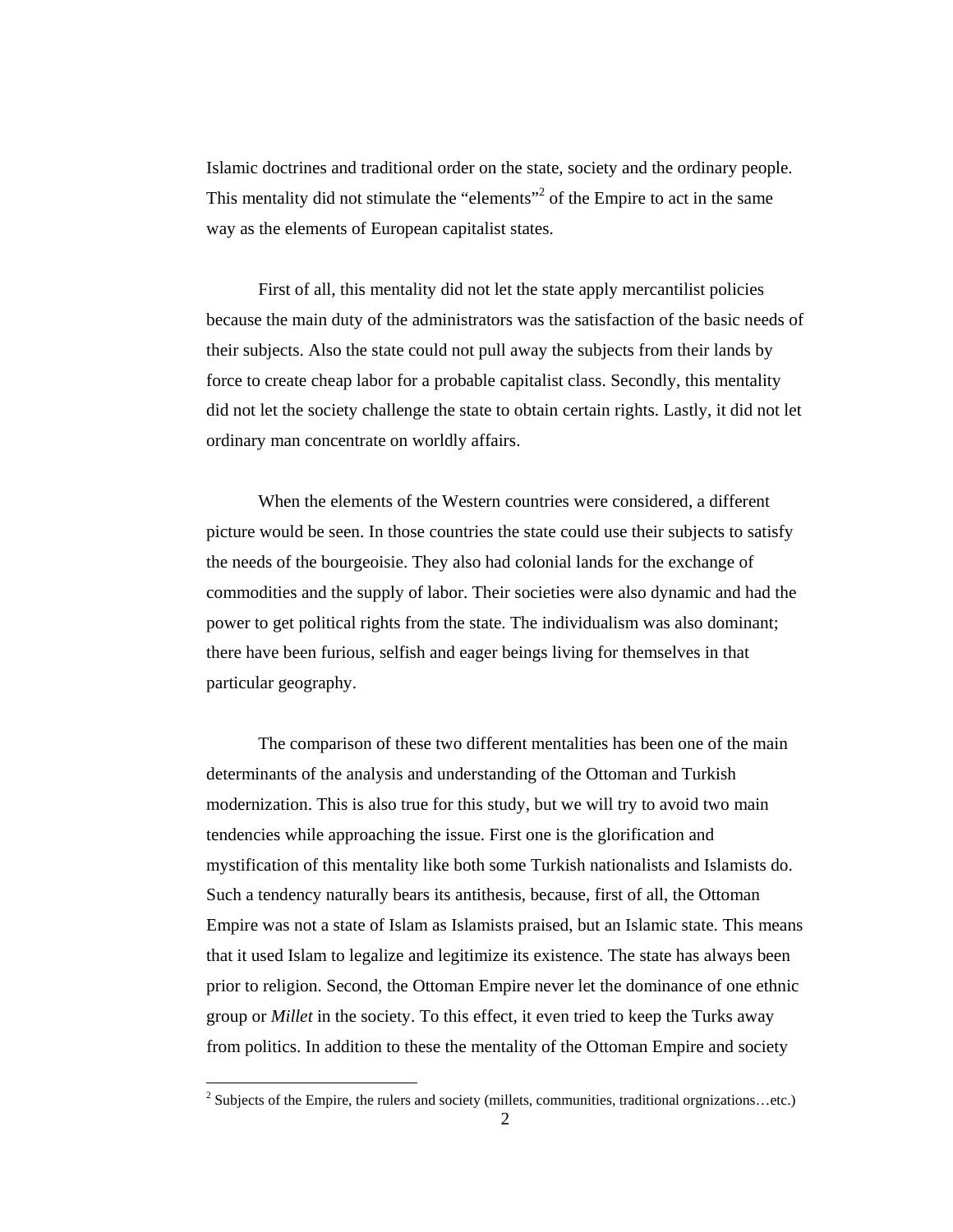Islamic doctrines and traditional order on the state, society and the ordinary people. This mentality did not stimulate the "elements"[2] of the Empire to act in the same way as the elements of European capitalist states.

First of all, this mentality did not let the state apply mercantilist policies because the main duty of the administrators was the satisfaction of the basic needs of their subjects. Also the state could not pull away the subjects from their lands by force to create cheap labor for a probable capitalist class. Secondly, this mentality did not let the society challenge the state to obtain certain rights. Lastly, it did not let ordinary man concentrate on worldly affairs.

When the elements of the Western countries were considered, a different picture would be seen. In those countries the state could use their subjects to satisfy the needs of the bourgeoisie. They also had colonial lands for the exchange of commodities and the supply of labor. Their societies were also dynamic and had the power to get political rights from the state. The individualism was also dominant; there have been furious, selfish and eager beings living for themselves in that particular geography.

The comparison of these two different mentalities has been one of the main determinants of the analysis and understanding of the Ottoman and Turkish modernization. This is also true for this study, but we will try to avoid two main tendencies while approaching the issue. First one is the glorification and mystification of this mentality like both some Turkish nationalists and Islamists do. Such a tendency naturally bears its antithesis, because, first of all, the Ottoman Empire was not a state of Islam as Islamists praised, but an Islamic state. This means that it used Islam to legalize and legitimize its existence. The state has always been prior to religion. Second, the Ottoman Empire never let the dominance of one ethnic group or *Millet* in the society. To this effect, it even tried to keep the Turks away from politics. In addition to these the mentality of the Ottoman Empire and society

---

[2] Subjects of the Empire, the rulers and society (millets, communities, traditional orgnizations…etc.)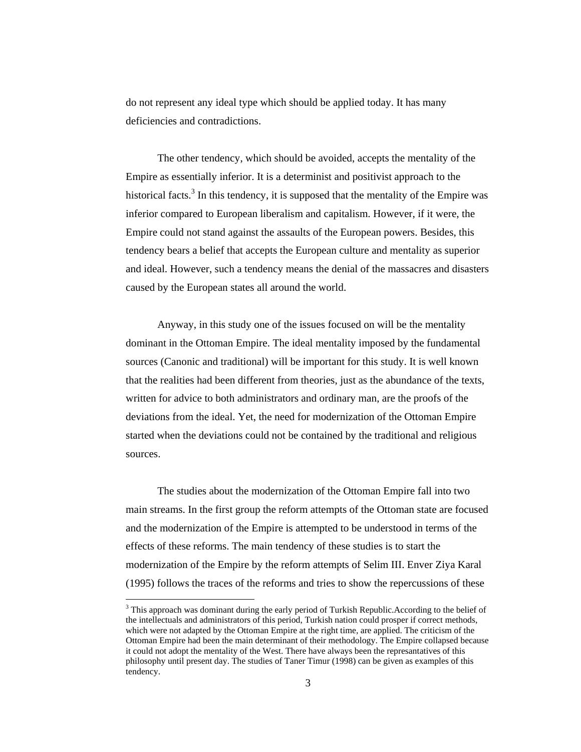do not represent any ideal type which should be applied today. It has many deficiencies and contradictions.

The other tendency, which should be avoided, accepts the mentality of the Empire as essentially inferior. It is a determinist and positivist approach to the historical facts.[3] In this tendency, it is supposed that the mentality of the Empire was inferior compared to European liberalism and capitalism. However, if it were, the Empire could not stand against the assaults of the European powers. Besides, this tendency bears a belief that accepts the European culture and mentality as superior and ideal. However, such a tendency means the denial of the massacres and disasters caused by the European states all around the world.

Anyway, in this study one of the issues focused on will be the mentality dominant in the Ottoman Empire. The ideal mentality imposed by the fundamental sources (Canonic and traditional) will be important for this study. It is well known that the realities had been different from theories, just as the abundance of the texts, written for advice to both administrators and ordinary man, are the proofs of the deviations from the ideal. Yet, the need for modernization of the Ottoman Empire started when the deviations could not be contained by the traditional and religious sources.

The studies about the modernization of the Ottoman Empire fall into two main streams. In the first group the reform attempts of the Ottoman state are focused and the modernization of the Empire is attempted to be understood in terms of the effects of these reforms. The main tendency of these studies is to start the modernization of the Empire by the reform attempts of Selim III. Enver Ziya Karal (1995) follows the traces of the reforms and tries to show the repercussions of these

---

[3] This approach was dominant during the early period of Turkish Republic.According to the belief of the intellectuals and administrators of this period, Turkish nation could prosper if correct methods, which were not adapted by the Ottoman Empire at the right time, are applied. The criticism of the Ottoman Empire had been the main determinant of their methodology. The Empire collapsed because it could not adopt the mentality of the West. There have always been the represantatives of this philosophy until present day. The studies of Taner Timur (1998) can be given as examples of this tendency.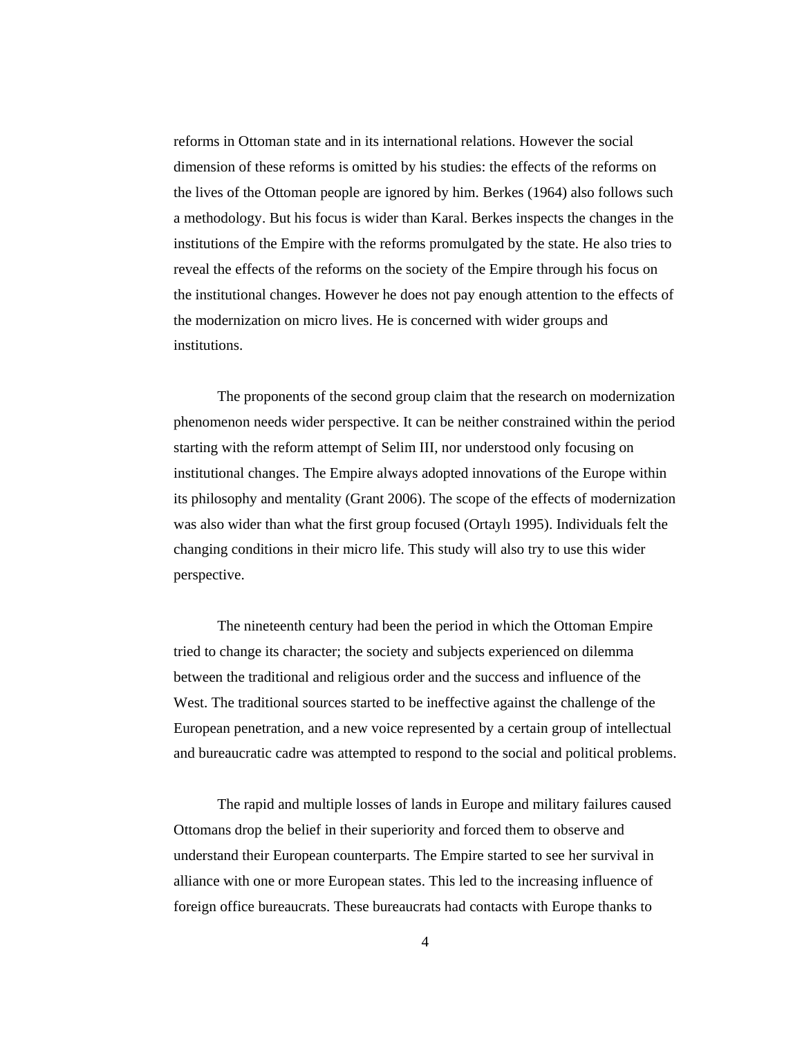reforms in Ottoman state and in its international relations. However the social dimension of these reforms is omitted by his studies: the effects of the reforms on the lives of the Ottoman people are ignored by him. Berkes (1964) also follows such a methodology. But his focus is wider than Karal. Berkes inspects the changes in the institutions of the Empire with the reforms promulgated by the state. He also tries to reveal the effects of the reforms on the society of the Empire through his focus on the institutional changes. However he does not pay enough attention to the effects of the modernization on micro lives. He is concerned with wider groups and institutions.

The proponents of the second group claim that the research on modernization phenomenon needs wider perspective. It can be neither constrained within the period starting with the reform attempt of Selim III, nor understood only focusing on institutional changes. The Empire always adopted innovations of the Europe within its philosophy and mentality (Grant 2006). The scope of the effects of modernization was also wider than what the first group focused (Ortaylı 1995). Individuals felt the changing conditions in their micro life. This study will also try to use this wider perspective.

The nineteenth century had been the period in which the Ottoman Empire tried to change its character; the society and subjects experienced on dilemma between the traditional and religious order and the success and influence of the West. The traditional sources started to be ineffective against the challenge of the European penetration, and a new voice represented by a certain group of intellectual and bureaucratic cadre was attempted to respond to the social and political problems.

The rapid and multiple losses of lands in Europe and military failures caused Ottomans drop the belief in their superiority and forced them to observe and understand their European counterparts. The Empire started to see her survival in alliance with one or more European states. This led to the increasing influence of foreign office bureaucrats. These bureaucrats had contacts with Europe thanks to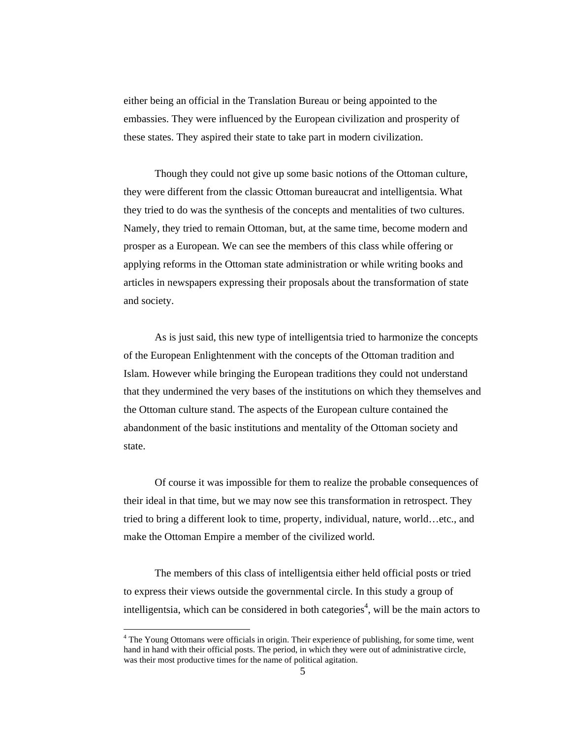either being an official in the Translation Bureau or being appointed to the embassies. They were influenced by the European civilization and prosperity of these states. They aspired their state to take part in modern civilization.

Though they could not give up some basic notions of the Ottoman culture, they were different from the classic Ottoman bureaucrat and intelligentsia. What they tried to do was the synthesis of the concepts and mentalities of two cultures. Namely, they tried to remain Ottoman, but, at the same time, become modern and prosper as a European. We can see the members of this class while offering or applying reforms in the Ottoman state administration or while writing books and articles in newspapers expressing their proposals about the transformation of state and society.

As is just said, this new type of intelligentsia tried to harmonize the concepts of the European Enlightenment with the concepts of the Ottoman tradition and Islam. However while bringing the European traditions they could not understand that they undermined the very bases of the institutions on which they themselves and the Ottoman culture stand. The aspects of the European culture contained the abandonment of the basic institutions and mentality of the Ottoman society and state.

Of course it was impossible for them to realize the probable consequences of their ideal in that time, but we may now see this transformation in retrospect. They tried to bring a different look to time, property, individual, nature, world…etc., and make the Ottoman Empire a member of the civilized world.

The members of this class of intelligentsia either held official posts or tried to express their views outside the governmental circle. In this study a group of intelligentsia, which can be considered in both categories[4], will be the main actors to

[4] The Young Ottomans were officials in origin. Their experience of publishing, for some time, went hand in hand with their official posts. The period, in which they were out of administrative circle, was their most productive times for the name of political agitation.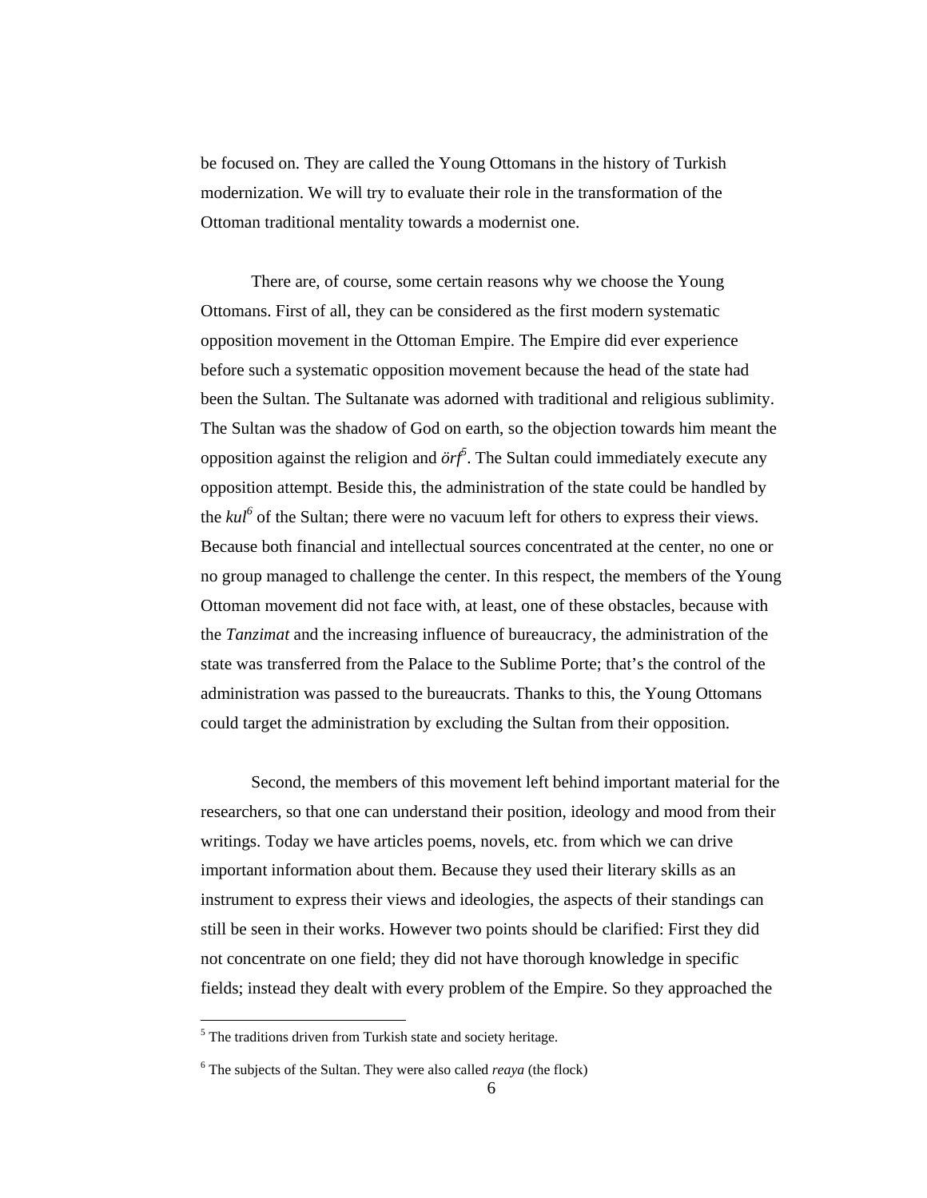be focused on. They are called the Young Ottomans in the history of Turkish modernization. We will try to evaluate their role in the transformation of the Ottoman traditional mentality towards a modernist one.

There are, of course, some certain reasons why we choose the Young Ottomans. First of all, they can be considered as the first modern systematic opposition movement in the Ottoman Empire. The Empire did ever experience before such a systematic opposition movement because the head of the state had been the Sultan. The Sultanate was adorned with traditional and religious sublimity. The Sultan was the shadow of God on earth, so the objection towards him meant the opposition against the religion and *örf*[5]. The Sultan could immediately execute any opposition attempt. Beside this, the administration of the state could be handled by the *kul*[6] of the Sultan; there were no vacuum left for others to express their views. Because both financial and intellectual sources concentrated at the center, no one or no group managed to challenge the center. In this respect, the members of the Young Ottoman movement did not face with, at least, one of these obstacles, because with the *Tanzimat* and the increasing influence of bureaucracy, the administration of the state was transferred from the Palace to the Sublime Porte; that's the control of the administration was passed to the bureaucrats. Thanks to this, the Young Ottomans could target the administration by excluding the Sultan from their opposition.

Second, the members of this movement left behind important material for the researchers, so that one can understand their position, ideology and mood from their writings. Today we have articles poems, novels, etc. from which we can drive important information about them. Because they used their literary skills as an instrument to express their views and ideologies, the aspects of their standings can still be seen in their works. However two points should be clarified: First they did not concentrate on one field; they did not have thorough knowledge in specific fields; instead they dealt with every problem of the Empire. So they approached the

---

[5] The traditions driven from Turkish state and society heritage.

[6] The subjects of the Sultan. They were also called *reaya* (the flock)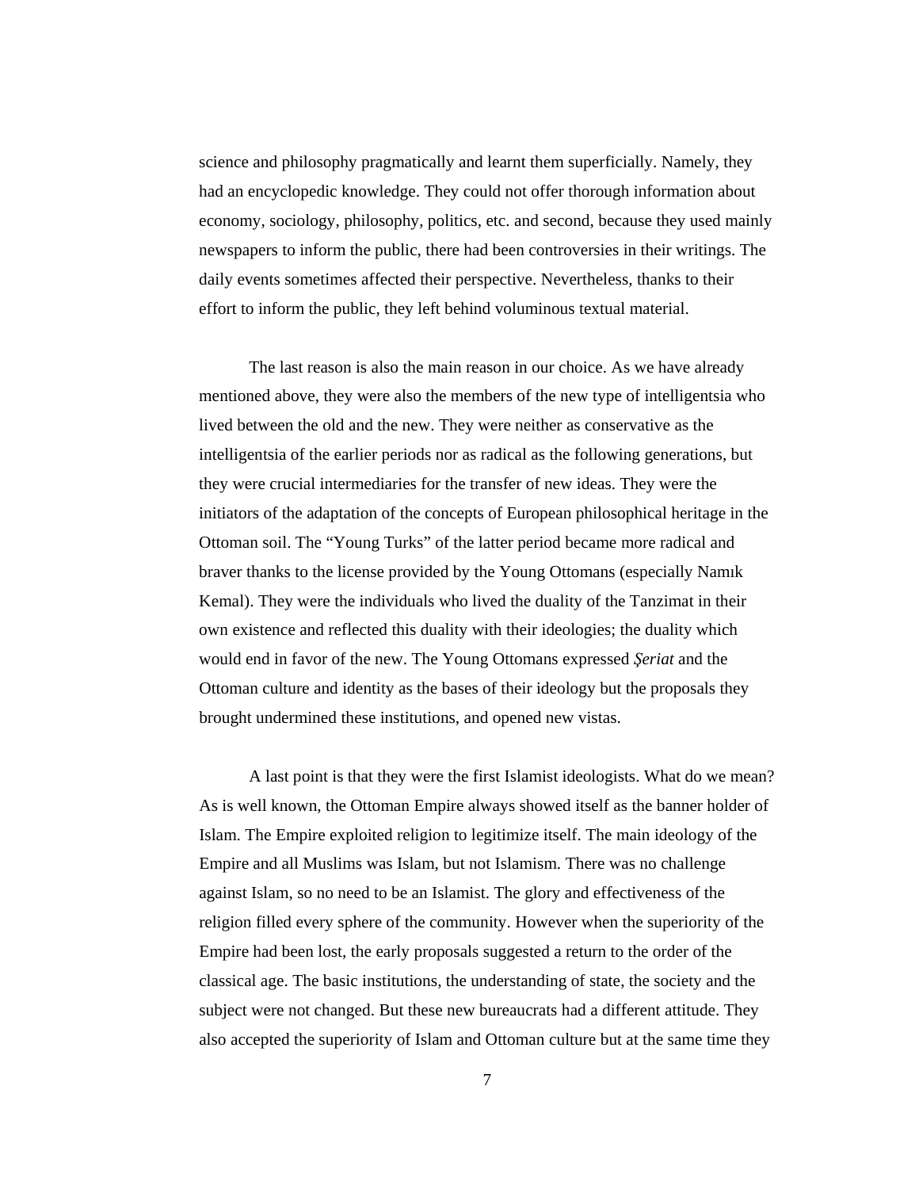science and philosophy pragmatically and learnt them superficially. Namely, they had an encyclopedic knowledge. They could not offer thorough information about economy, sociology, philosophy, politics, etc. and second, because they used mainly newspapers to inform the public, there had been controversies in their writings. The daily events sometimes affected their perspective. Nevertheless, thanks to their effort to inform the public, they left behind voluminous textual material.

The last reason is also the main reason in our choice. As we have already mentioned above, they were also the members of the new type of intelligentsia who lived between the old and the new. They were neither as conservative as the intelligentsia of the earlier periods nor as radical as the following generations, but they were crucial intermediaries for the transfer of new ideas. They were the initiators of the adaptation of the concepts of European philosophical heritage in the Ottoman soil. The "Young Turks" of the latter period became more radical and braver thanks to the license provided by the Young Ottomans (especially Namık Kemal). They were the individuals who lived the duality of the Tanzimat in their own existence and reflected this duality with their ideologies; the duality which would end in favor of the new. The Young Ottomans expressed *Şeriat* and the Ottoman culture and identity as the bases of their ideology but the proposals they brought undermined these institutions, and opened new vistas.

A last point is that they were the first Islamist ideologists. What do we mean? As is well known, the Ottoman Empire always showed itself as the banner holder of Islam. The Empire exploited religion to legitimize itself. The main ideology of the Empire and all Muslims was Islam, but not Islamism. There was no challenge against Islam, so no need to be an Islamist. The glory and effectiveness of the religion filled every sphere of the community. However when the superiority of the Empire had been lost, the early proposals suggested a return to the order of the classical age. The basic institutions, the understanding of state, the society and the subject were not changed. But these new bureaucrats had a different attitude. They also accepted the superiority of Islam and Ottoman culture but at the same time they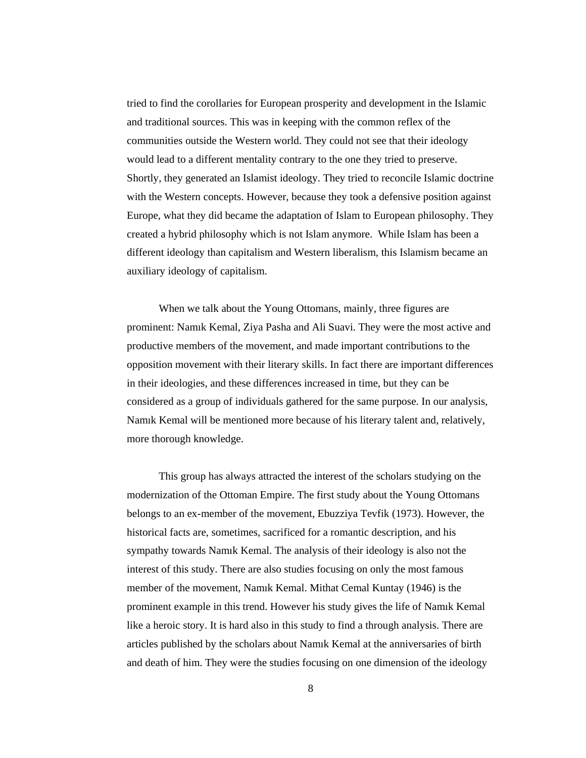tried to find the corollaries for European prosperity and development in the Islamic and traditional sources. This was in keeping with the common reflex of the communities outside the Western world. They could not see that their ideology would lead to a different mentality contrary to the one they tried to preserve. Shortly, they generated an Islamist ideology. They tried to reconcile Islamic doctrine with the Western concepts. However, because they took a defensive position against Europe, what they did became the adaptation of Islam to European philosophy. They created a hybrid philosophy which is not Islam anymore. While Islam has been a different ideology than capitalism and Western liberalism, this Islamism became an auxiliary ideology of capitalism.

When we talk about the Young Ottomans, mainly, three figures are prominent: Namık Kemal, Ziya Pasha and Ali Suavi. They were the most active and productive members of the movement, and made important contributions to the opposition movement with their literary skills. In fact there are important differences in their ideologies, and these differences increased in time, but they can be considered as a group of individuals gathered for the same purpose. In our analysis, Namık Kemal will be mentioned more because of his literary talent and, relatively, more thorough knowledge.

This group has always attracted the interest of the scholars studying on the modernization of the Ottoman Empire. The first study about the Young Ottomans belongs to an ex-member of the movement, Ebuzziya Tevfik (1973). However, the historical facts are, sometimes, sacrificed for a romantic description, and his sympathy towards Namık Kemal. The analysis of their ideology is also not the interest of this study. There are also studies focusing on only the most famous member of the movement, Namık Kemal. Mithat Cemal Kuntay (1946) is the prominent example in this trend. However his study gives the life of Namık Kemal like a heroic story. It is hard also in this study to find a through analysis. There are articles published by the scholars about Namık Kemal at the anniversaries of birth and death of him. They were the studies focusing on one dimension of the ideology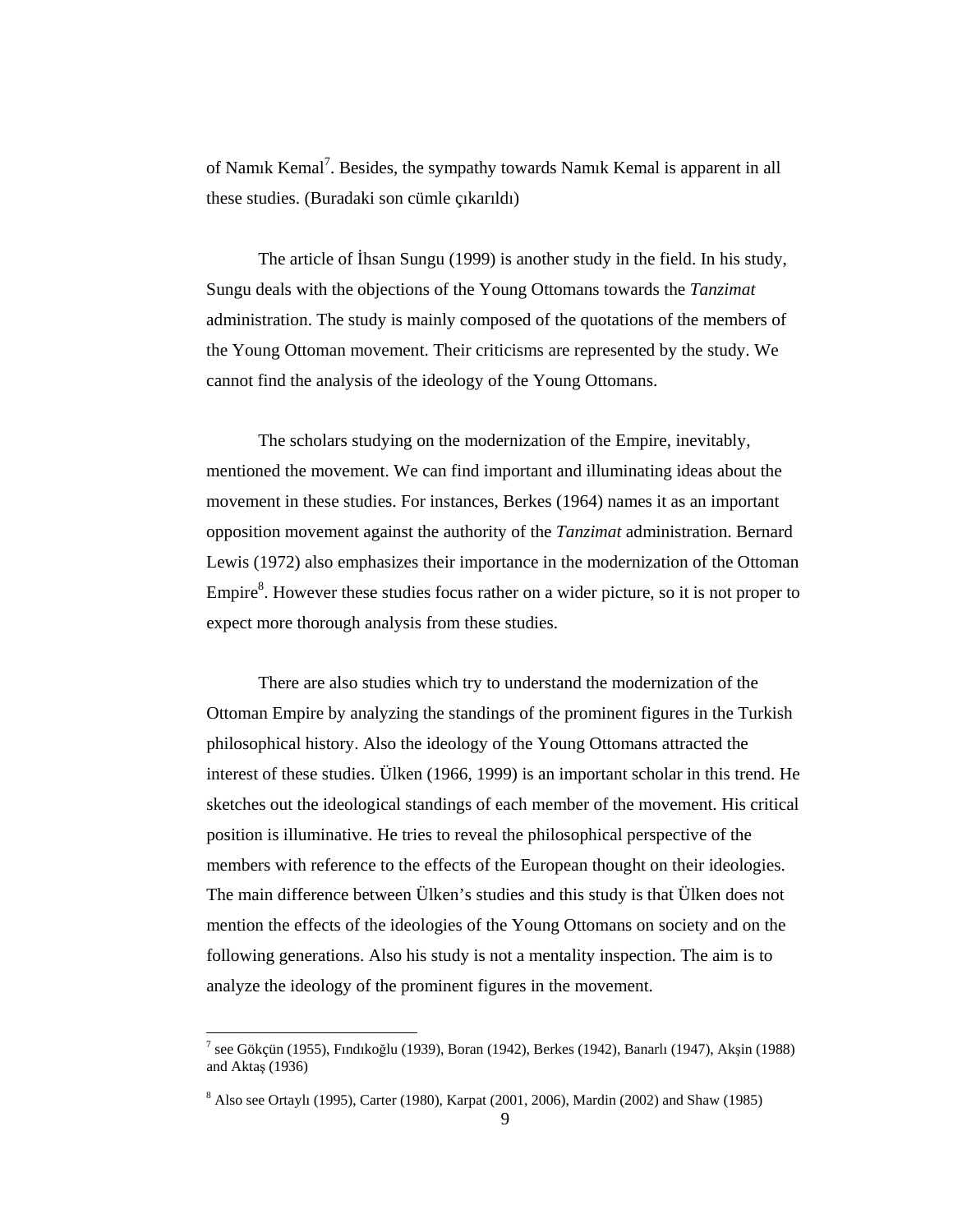of Namık Kemal[7]. Besides, the sympathy towards Namık Kemal is apparent in all these studies. (Buradaki son cümle çıkarıldı)

The article of İhsan Sungu (1999) is another study in the field. In his study, Sungu deals with the objections of the Young Ottomans towards the *Tanzimat* administration. The study is mainly composed of the quotations of the members of the Young Ottoman movement. Their criticisms are represented by the study. We cannot find the analysis of the ideology of the Young Ottomans.

The scholars studying on the modernization of the Empire, inevitably, mentioned the movement. We can find important and illuminating ideas about the movement in these studies. For instances, Berkes (1964) names it as an important opposition movement against the authority of the *Tanzimat* administration. Bernard Lewis (1972) also emphasizes their importance in the modernization of the Ottoman Empire[8]. However these studies focus rather on a wider picture, so it is not proper to expect more thorough analysis from these studies.

There are also studies which try to understand the modernization of the Ottoman Empire by analyzing the standings of the prominent figures in the Turkish philosophical history. Also the ideology of the Young Ottomans attracted the interest of these studies. Ülken (1966, 1999) is an important scholar in this trend. He sketches out the ideological standings of each member of the movement. His critical position is illuminative. He tries to reveal the philosophical perspective of the members with reference to the effects of the European thought on their ideologies. The main difference between Ülken's studies and this study is that Ülken does not mention the effects of the ideologies of the Young Ottomans on society and on the following generations. Also his study is not a mentality inspection. The aim is to analyze the ideology of the prominent figures in the movement.

---

[7] see Gökçün (1955), Fındıkoğlu (1939), Boran (1942), Berkes (1942), Banarlı (1947), Akşin (1988) and Aktaş (1936)

[8] Also see Ortaylı (1995), Carter (1980), Karpat (2001, 2006), Mardin (2002) and Shaw (1985)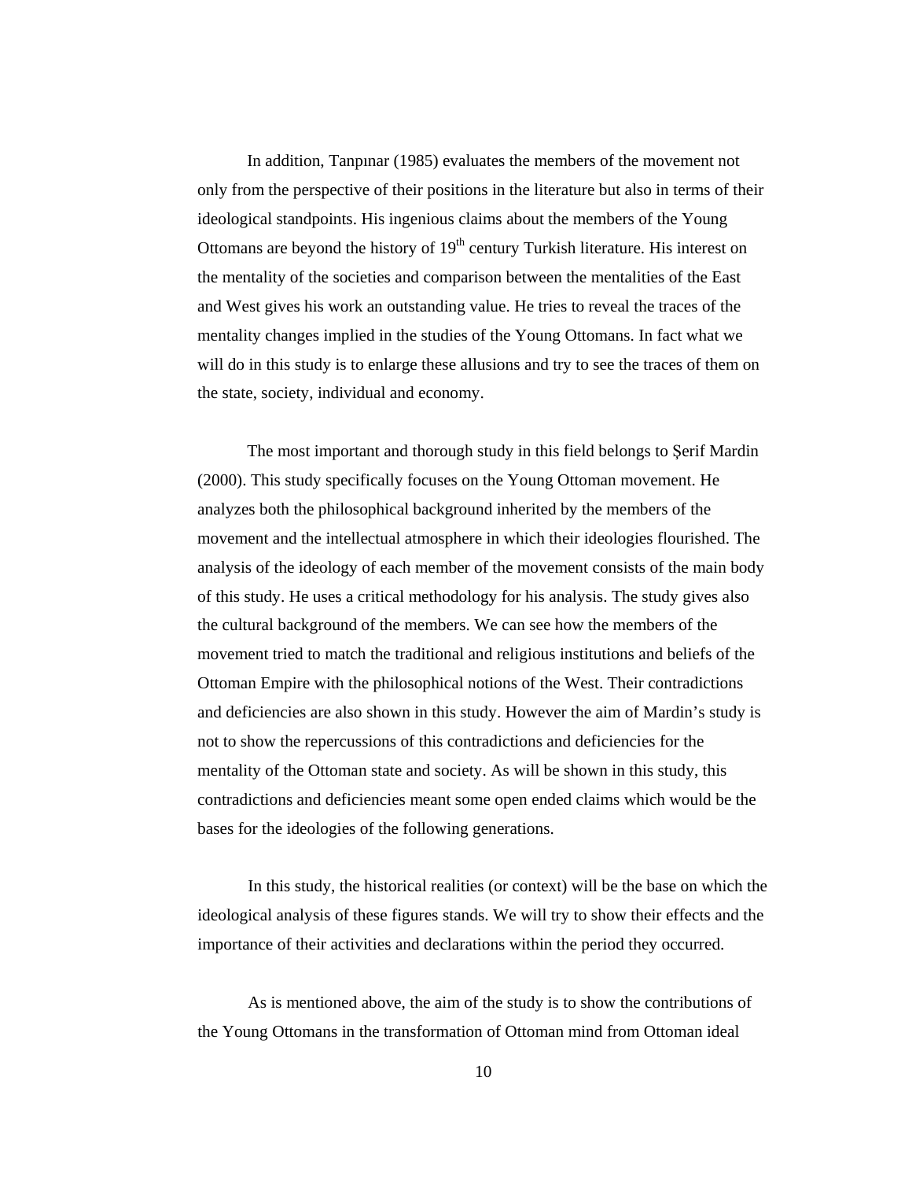In addition, Tanpınar (1985) evaluates the members of the movement not only from the perspective of their positions in the literature but also in terms of their ideological standpoints. His ingenious claims about the members of the Young Ottomans are beyond the history of 19th century Turkish literature. His interest on the mentality of the societies and comparison between the mentalities of the East and West gives his work an outstanding value. He tries to reveal the traces of the mentality changes implied in the studies of the Young Ottomans. In fact what we will do in this study is to enlarge these allusions and try to see the traces of them on the state, society, individual and economy.

The most important and thorough study in this field belongs to Şerif Mardin (2000). This study specifically focuses on the Young Ottoman movement. He analyzes both the philosophical background inherited by the members of the movement and the intellectual atmosphere in which their ideologies flourished. The analysis of the ideology of each member of the movement consists of the main body of this study. He uses a critical methodology for his analysis. The study gives also the cultural background of the members. We can see how the members of the movement tried to match the traditional and religious institutions and beliefs of the Ottoman Empire with the philosophical notions of the West. Their contradictions and deficiencies are also shown in this study. However the aim of Mardin's study is not to show the repercussions of this contradictions and deficiencies for the mentality of the Ottoman state and society. As will be shown in this study, this contradictions and deficiencies meant some open ended claims which would be the bases for the ideologies of the following generations.

In this study, the historical realities (or context) will be the base on which the ideological analysis of these figures stands. We will try to show their effects and the importance of their activities and declarations within the period they occurred.

As is mentioned above, the aim of the study is to show the contributions of the Young Ottomans in the transformation of Ottoman mind from Ottoman ideal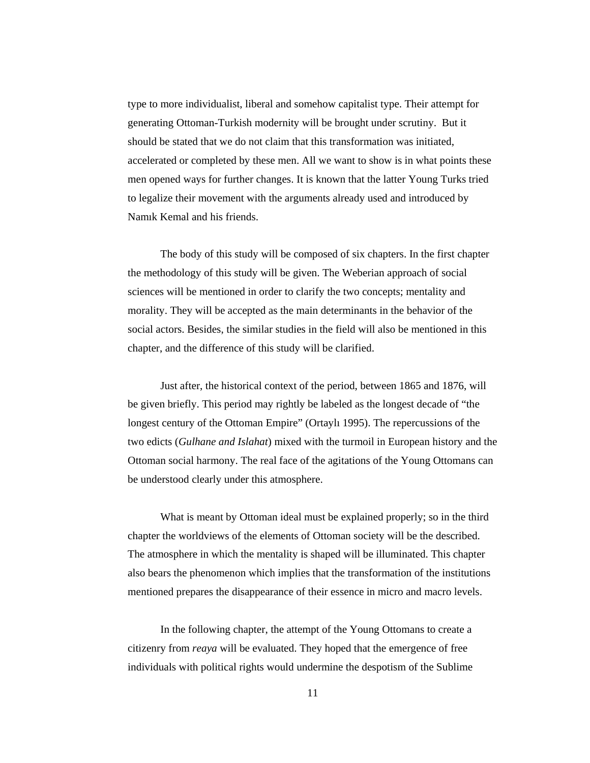type to more individualist, liberal and somehow capitalist type. Their attempt for generating Ottoman-Turkish modernity will be brought under scrutiny. But it should be stated that we do not claim that this transformation was initiated, accelerated or completed by these men. All we want to show is in what points these men opened ways for further changes. It is known that the latter Young Turks tried to legalize their movement with the arguments already used and introduced by Namık Kemal and his friends.

The body of this study will be composed of six chapters. In the first chapter the methodology of this study will be given. The Weberian approach of social sciences will be mentioned in order to clarify the two concepts; mentality and morality. They will be accepted as the main determinants in the behavior of the social actors. Besides, the similar studies in the field will also be mentioned in this chapter, and the difference of this study will be clarified.

Just after, the historical context of the period, between 1865 and 1876, will be given briefly. This period may rightly be labeled as the longest decade of "the longest century of the Ottoman Empire" (Ortaylı 1995). The repercussions of the two edicts (*Gulhane and Islahat*) mixed with the turmoil in European history and the Ottoman social harmony. The real face of the agitations of the Young Ottomans can be understood clearly under this atmosphere.

What is meant by Ottoman ideal must be explained properly; so in the third chapter the worldviews of the elements of Ottoman society will be the described. The atmosphere in which the mentality is shaped will be illuminated. This chapter also bears the phenomenon which implies that the transformation of the institutions mentioned prepares the disappearance of their essence in micro and macro levels.

In the following chapter, the attempt of the Young Ottomans to create a citizenry from *reaya* will be evaluated. They hoped that the emergence of free individuals with political rights would undermine the despotism of the Sublime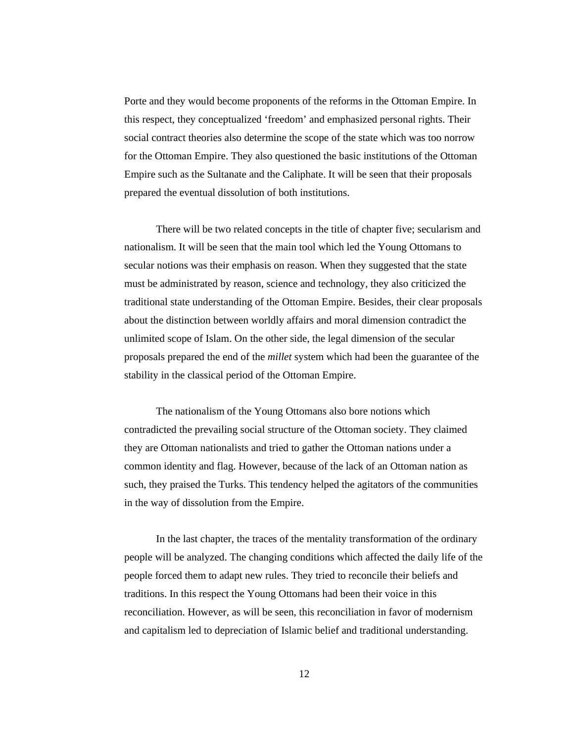Porte and they would become proponents of the reforms in the Ottoman Empire. In this respect, they conceptualized 'freedom' and emphasized personal rights. Their social contract theories also determine the scope of the state which was too norrow for the Ottoman Empire. They also questioned the basic institutions of the Ottoman Empire such as the Sultanate and the Caliphate. It will be seen that their proposals prepared the eventual dissolution of both institutions.

There will be two related concepts in the title of chapter five; secularism and nationalism. It will be seen that the main tool which led the Young Ottomans to secular notions was their emphasis on reason. When they suggested that the state must be administrated by reason, science and technology, they also criticized the traditional state understanding of the Ottoman Empire. Besides, their clear proposals about the distinction between worldly affairs and moral dimension contradict the unlimited scope of Islam. On the other side, the legal dimension of the secular proposals prepared the end of the *millet* system which had been the guarantee of the stability in the classical period of the Ottoman Empire.

The nationalism of the Young Ottomans also bore notions which contradicted the prevailing social structure of the Ottoman society. They claimed they are Ottoman nationalists and tried to gather the Ottoman nations under a common identity and flag. However, because of the lack of an Ottoman nation as such, they praised the Turks. This tendency helped the agitators of the communities in the way of dissolution from the Empire.

In the last chapter, the traces of the mentality transformation of the ordinary people will be analyzed. The changing conditions which affected the daily life of the people forced them to adapt new rules. They tried to reconcile their beliefs and traditions. In this respect the Young Ottomans had been their voice in this reconciliation. However, as will be seen, this reconciliation in favor of modernism and capitalism led to depreciation of Islamic belief and traditional understanding.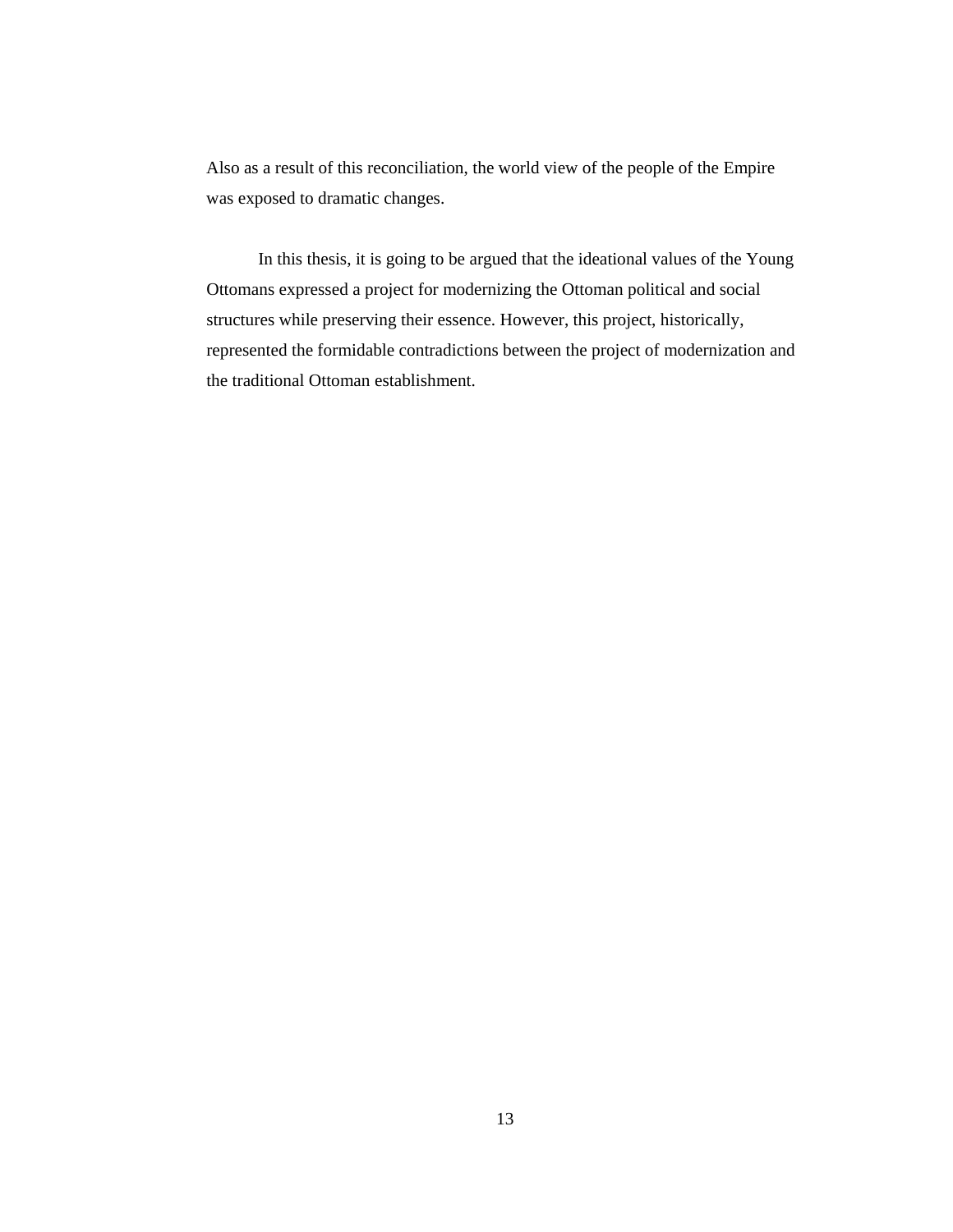Also as a result of this reconciliation, the world view of the people of the Empire was exposed to dramatic changes.

In this thesis, it is going to be argued that the ideational values of the Young Ottomans expressed a project for modernizing the Ottoman political and social structures while preserving their essence. However, this project, historically, represented the formidable contradictions between the project of modernization and the traditional Ottoman establishment.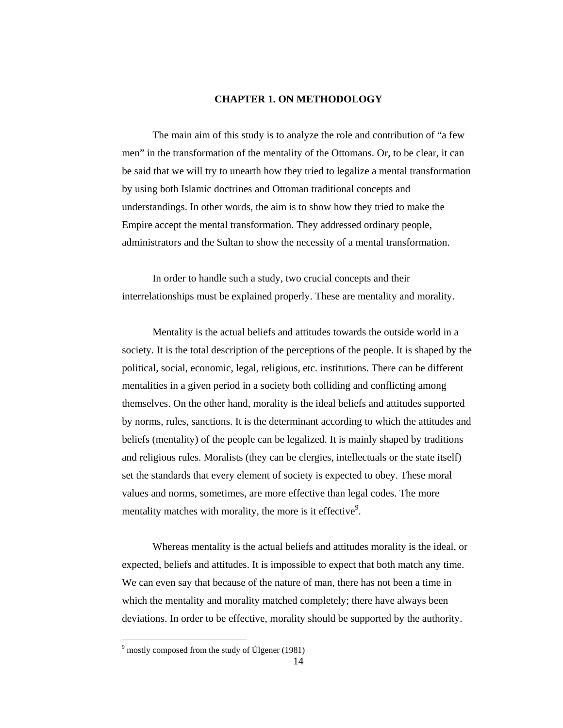# CHAPTER 1. ON METHODOLOGY

The main aim of this study is to analyze the role and contribution of "a few men" in the transformation of the mentality of the Ottomans. Or, to be clear, it can be said that we will try to unearth how they tried to legalize a mental transformation by using both Islamic doctrines and Ottoman traditional concepts and understandings. In other words, the aim is to show how they tried to make the Empire accept the mental transformation. They addressed ordinary people, administrators and the Sultan to show the necessity of a mental transformation.

In order to handle such a study, two crucial concepts and their interrelationships must be explained properly. These are mentality and morality.

Mentality is the actual beliefs and attitudes towards the outside world in a society. It is the total description of the perceptions of the people. It is shaped by the political, social, economic, legal, religious, etc. institutions. There can be different mentalities in a given period in a society both colliding and conflicting among themselves. On the other hand, morality is the ideal beliefs and attitudes supported by norms, rules, sanctions. It is the determinant according to which the attitudes and beliefs (mentality) of the people can be legalized. It is mainly shaped by traditions and religious rules. Moralists (they can be clergies, intellectuals or the state itself) set the standards that every element of society is expected to obey. These moral values and norms, sometimes, are more effective than legal codes. The more mentality matches with morality, the more is it effective[9].

Whereas mentality is the actual beliefs and attitudes morality is the ideal, or expected, beliefs and attitudes. It is impossible to expect that both match any time. We can even say that because of the nature of man, there has not been a time in which the mentality and morality matched completely; there have always been deviations. In order to be effective, morality should be supported by the authority.

---

[9] mostly composed from the study of Ülgener (1981)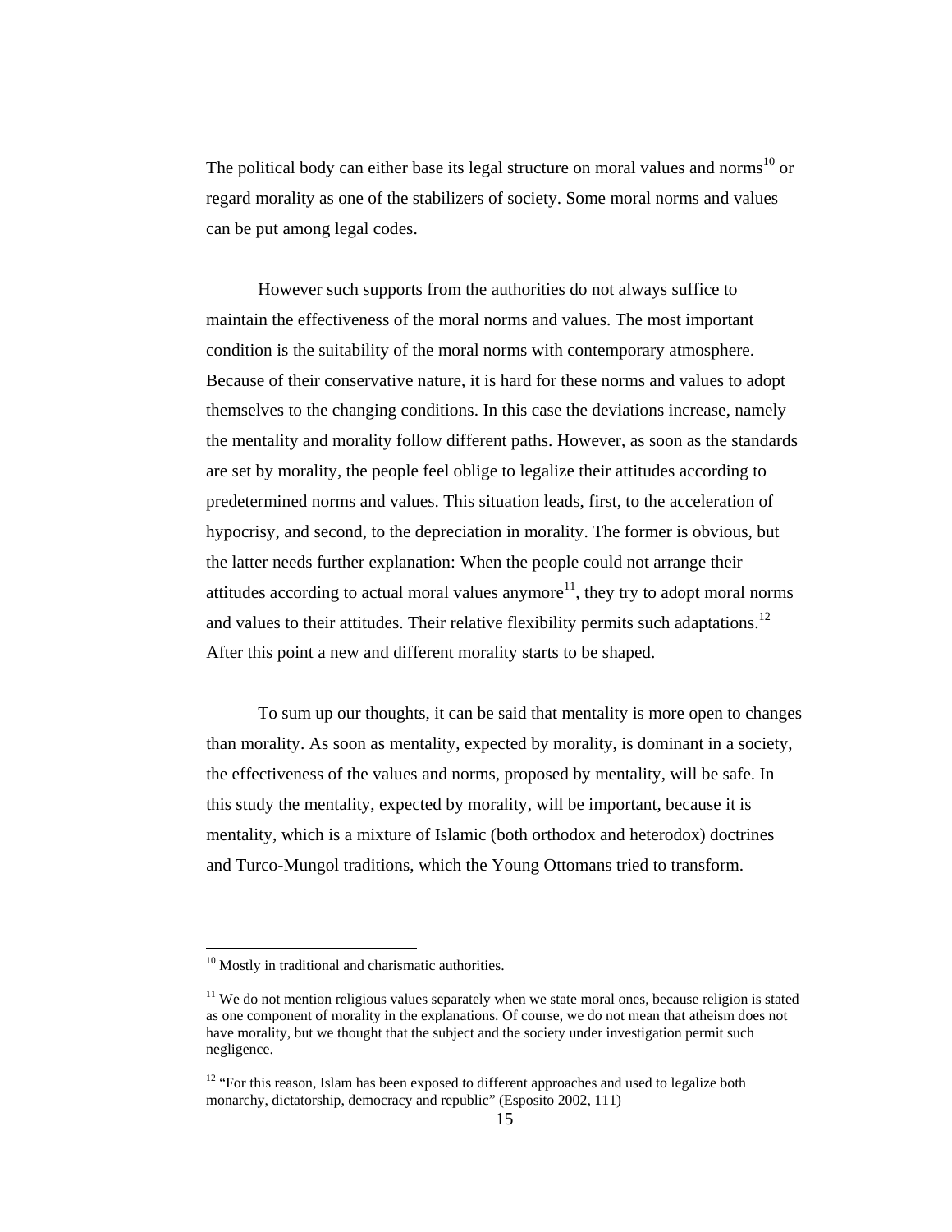The political body can either base its legal structure on moral values and norms[10] or regard morality as one of the stabilizers of society. Some moral norms and values can be put among legal codes.

However such supports from the authorities do not always suffice to maintain the effectiveness of the moral norms and values. The most important condition is the suitability of the moral norms with contemporary atmosphere. Because of their conservative nature, it is hard for these norms and values to adopt themselves to the changing conditions. In this case the deviations increase, namely the mentality and morality follow different paths. However, as soon as the standards are set by morality, the people feel oblige to legalize their attitudes according to predetermined norms and values. This situation leads, first, to the acceleration of hypocrisy, and second, to the depreciation in morality. The former is obvious, but the latter needs further explanation: When the people could not arrange their attitudes according to actual moral values anymore[11], they try to adopt moral norms and values to their attitudes. Their relative flexibility permits such adaptations.[12] After this point a new and different morality starts to be shaped.

To sum up our thoughts, it can be said that mentality is more open to changes than morality. As soon as mentality, expected by morality, is dominant in a society, the effectiveness of the values and norms, proposed by mentality, will be safe. In this study the mentality, expected by morality, will be important, because it is mentality, which is a mixture of Islamic (both orthodox and heterodox) doctrines and Turco-Mungol traditions, which the Young Ottomans tried to transform.

---

[10] Mostly in traditional and charismatic authorities.

[11] We do not mention religious values separately when we state moral ones, because religion is stated as one component of morality in the explanations. Of course, we do not mean that atheism does not have morality, but we thought that the subject and the society under investigation permit such negligence.

[12] "For this reason, Islam has been exposed to different approaches and used to legalize both monarchy, dictatorship, democracy and republic" (Esposito 2002, 111)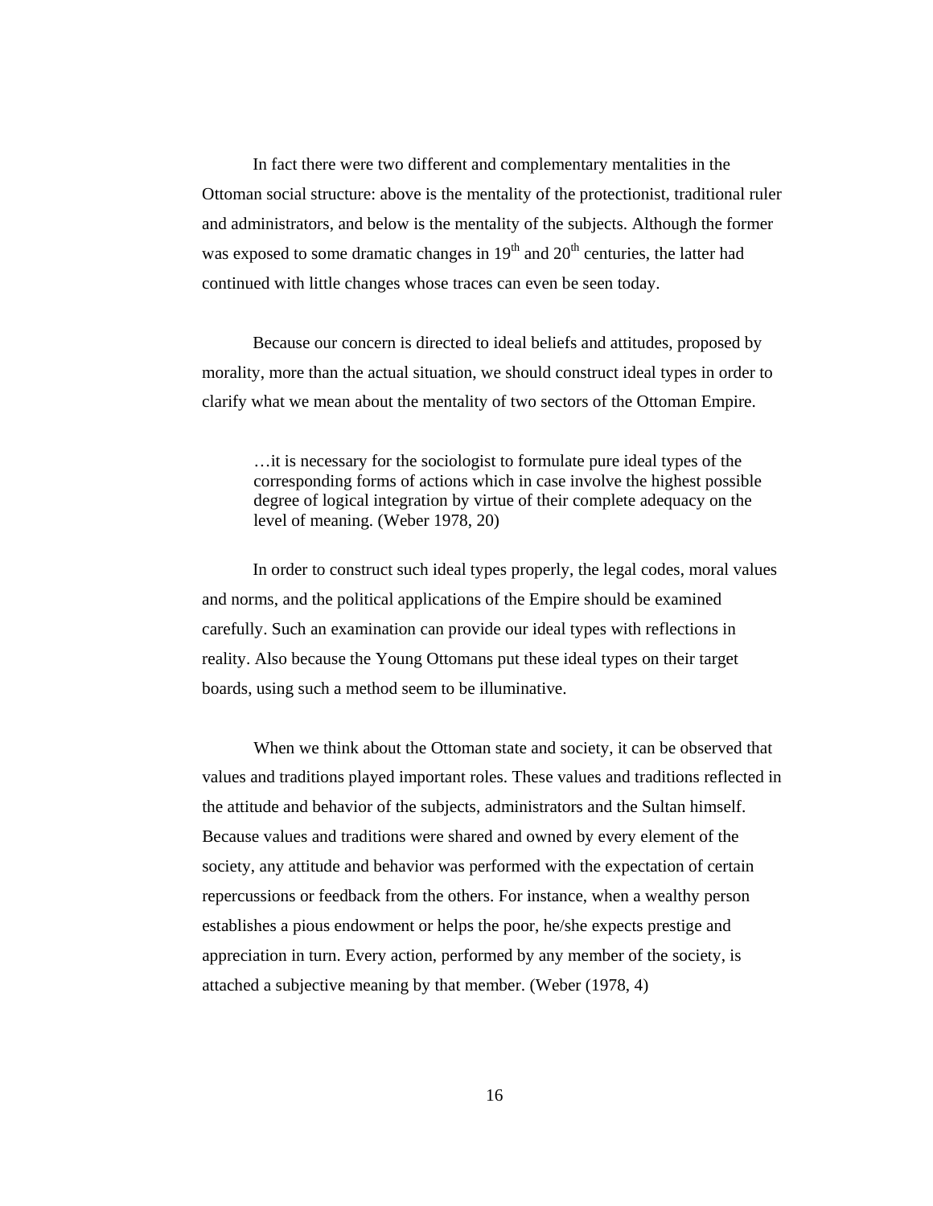In fact there were two different and complementary mentalities in the Ottoman social structure: above is the mentality of the protectionist, traditional ruler and administrators, and below is the mentality of the subjects. Although the former was exposed to some dramatic changes in 19th and 20th centuries, the latter had continued with little changes whose traces can even be seen today.

Because our concern is directed to ideal beliefs and attitudes, proposed by morality, more than the actual situation, we should construct ideal types in order to clarify what we mean about the mentality of two sectors of the Ottoman Empire.

> …it is necessary for the sociologist to formulate pure ideal types of the corresponding forms of actions which in case involve the highest possible degree of logical integration by virtue of their complete adequacy on the level of meaning. (Weber 1978, 20)

In order to construct such ideal types properly, the legal codes, moral values and norms, and the political applications of the Empire should be examined carefully. Such an examination can provide our ideal types with reflections in reality. Also because the Young Ottomans put these ideal types on their target boards, using such a method seem to be illuminative.

When we think about the Ottoman state and society, it can be observed that values and traditions played important roles. These values and traditions reflected in the attitude and behavior of the subjects, administrators and the Sultan himself. Because values and traditions were shared and owned by every element of the society, any attitude and behavior was performed with the expectation of certain repercussions or feedback from the others. For instance, when a wealthy person establishes a pious endowment or helps the poor, he/she expects prestige and appreciation in turn. Every action, performed by any member of the society, is attached a subjective meaning by that member. (Weber (1978, 4)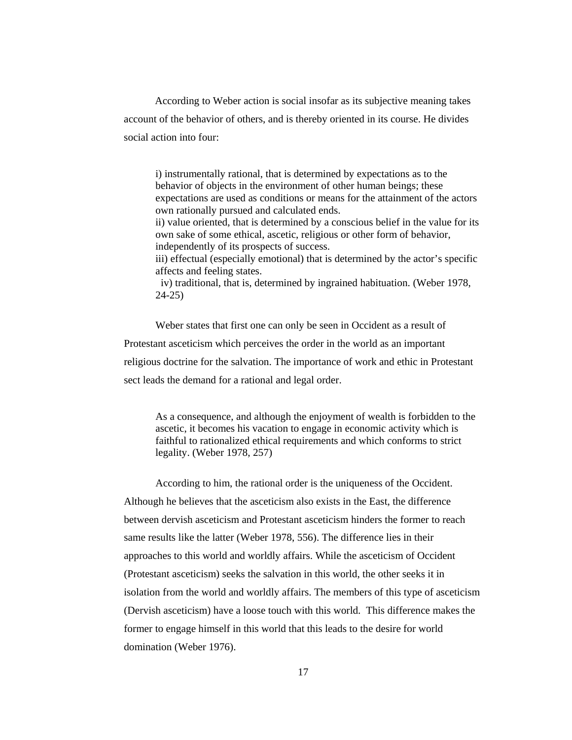According to Weber action is social insofar as its subjective meaning takes account of the behavior of others, and is thereby oriented in its course. He divides social action into four:

> i) instrumentally rational, that is determined by expectations as to the behavior of objects in the environment of other human beings; these expectations are used as conditions or means for the attainment of the actors own rationally pursued and calculated ends.
> ii) value oriented, that is determined by a conscious belief in the value for its own sake of some ethical, ascetic, religious or other form of behavior, independently of its prospects of success.
> iii) effectual (especially emotional) that is determined by the actor's specific affects and feeling states.
> iv) traditional, that is, determined by ingrained habituation. (Weber 1978, 24-25)

Weber states that first one can only be seen in Occident as a result of Protestant asceticism which perceives the order in the world as an important religious doctrine for the salvation. The importance of work and ethic in Protestant sect leads the demand for a rational and legal order.

> As a consequence, and although the enjoyment of wealth is forbidden to the ascetic, it becomes his vacation to engage in economic activity which is faithful to rationalized ethical requirements and which conforms to strict legality. (Weber 1978, 257)

According to him, the rational order is the uniqueness of the Occident. Although he believes that the asceticism also exists in the East, the difference between dervish asceticism and Protestant asceticism hinders the former to reach same results like the latter (Weber 1978, 556). The difference lies in their approaches to this world and worldly affairs. While the asceticism of Occident (Protestant asceticism) seeks the salvation in this world, the other seeks it in isolation from the world and worldly affairs. The members of this type of asceticism (Dervish asceticism) have a loose touch with this world. This difference makes the former to engage himself in this world that this leads to the desire for world domination (Weber 1976).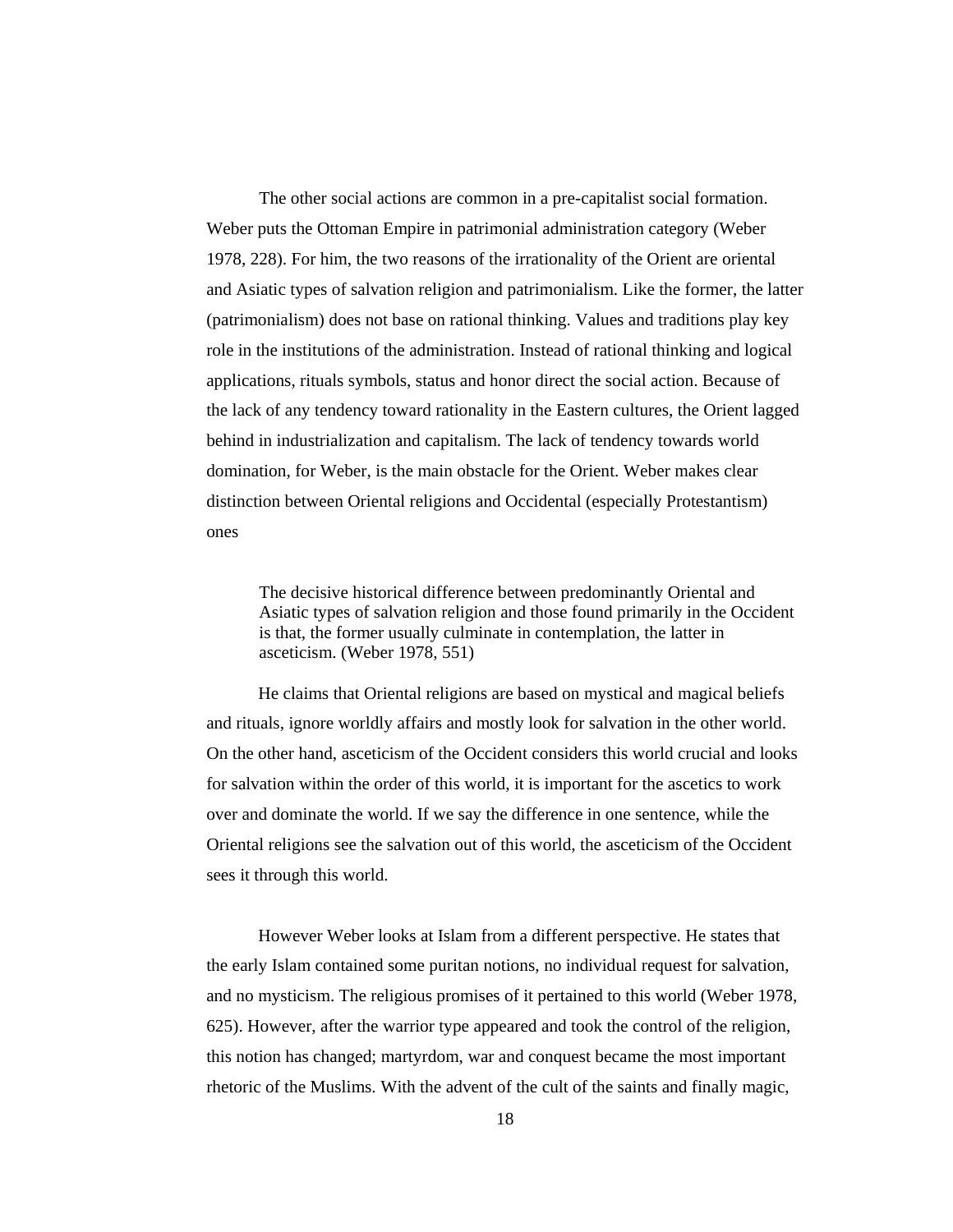The other social actions are common in a pre-capitalist social formation. Weber puts the Ottoman Empire in patrimonial administration category (Weber 1978, 228). For him, the two reasons of the irrationality of the Orient are oriental and Asiatic types of salvation religion and patrimonialism. Like the former, the latter (patrimonialism) does not base on rational thinking. Values and traditions play key role in the institutions of the administration. Instead of rational thinking and logical applications, rituals symbols, status and honor direct the social action. Because of the lack of any tendency toward rationality in the Eastern cultures, the Orient lagged behind in industrialization and capitalism. The lack of tendency towards world domination, for Weber, is the main obstacle for the Orient. Weber makes clear distinction between Oriental religions and Occidental (especially Protestantism) ones

> The decisive historical difference between predominantly Oriental and Asiatic types of salvation religion and those found primarily in the Occident is that, the former usually culminate in contemplation, the latter in asceticism. (Weber 1978, 551)

He claims that Oriental religions are based on mystical and magical beliefs and rituals, ignore worldly affairs and mostly look for salvation in the other world. On the other hand, asceticism of the Occident considers this world crucial and looks for salvation within the order of this world, it is important for the ascetics to work over and dominate the world. If we say the difference in one sentence, while the Oriental religions see the salvation out of this world, the asceticism of the Occident sees it through this world.

However Weber looks at Islam from a different perspective. He states that the early Islam contained some puritan notions, no individual request for salvation, and no mysticism. The religious promises of it pertained to this world (Weber 1978, 625). However, after the warrior type appeared and took the control of the religion, this notion has changed; martyrdom, war and conquest became the most important rhetoric of the Muslims. With the advent of the cult of the saints and finally magic,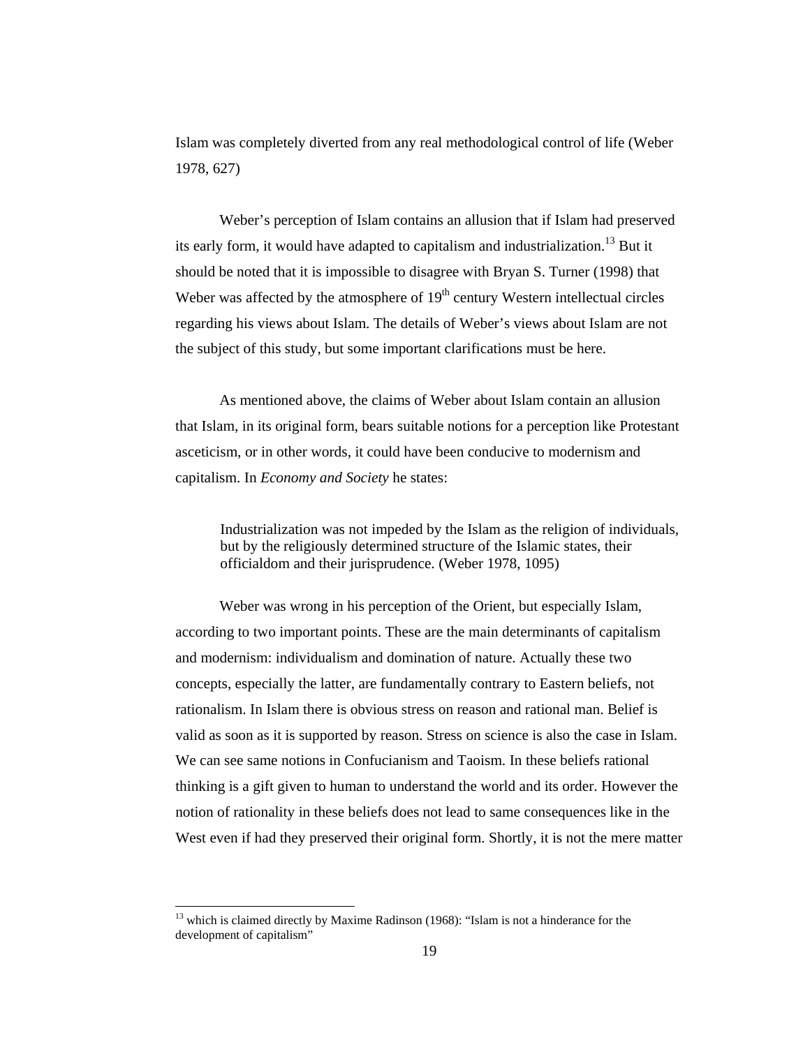Islam was completely diverted from any real methodological control of life (Weber 1978, 627)

Weber's perception of Islam contains an allusion that if Islam had preserved its early form, it would have adapted to capitalism and industrialization.[13] But it should be noted that it is impossible to disagree with Bryan S. Turner (1998) that Weber was affected by the atmosphere of 19th century Western intellectual circles regarding his views about Islam. The details of Weber's views about Islam are not the subject of this study, but some important clarifications must be here.

As mentioned above, the claims of Weber about Islam contain an allusion that Islam, in its original form, bears suitable notions for a perception like Protestant asceticism, or in other words, it could have been conducive to modernism and capitalism. In *Economy and Society* he states:

> Industrialization was not impeded by the Islam as the religion of individuals, but by the religiously determined structure of the Islamic states, their officialdom and their jurisprudence. (Weber 1978, 1095)

Weber was wrong in his perception of the Orient, but especially Islam, according to two important points. These are the main determinants of capitalism and modernism: individualism and domination of nature. Actually these two concepts, especially the latter, are fundamentally contrary to Eastern beliefs, not rationalism. In Islam there is obvious stress on reason and rational man. Belief is valid as soon as it is supported by reason. Stress on science is also the case in Islam. We can see same notions in Confucianism and Taoism. In these beliefs rational thinking is a gift given to human to understand the world and its order. However the notion of rationality in these beliefs does not lead to same consequences like in the West even if had they preserved their original form. Shortly, it is not the mere matter

---

[13] which is claimed directly by Maxime Radinson (1968): "Islam is not a hinderance for the development of capitalism"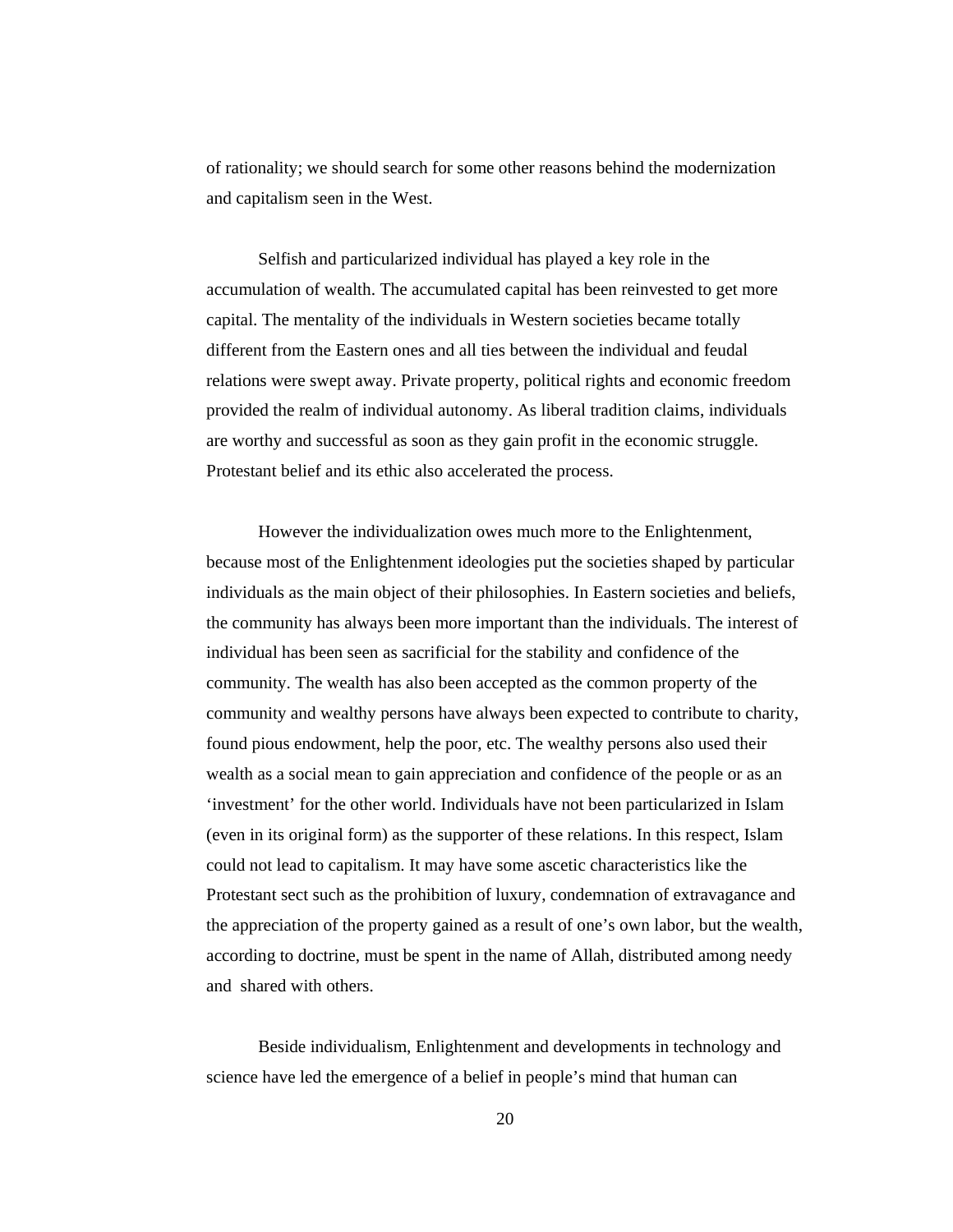of rationality; we should search for some other reasons behind the modernization and capitalism seen in the West.

Selfish and particularized individual has played a key role in the accumulation of wealth. The accumulated capital has been reinvested to get more capital. The mentality of the individuals in Western societies became totally different from the Eastern ones and all ties between the individual and feudal relations were swept away. Private property, political rights and economic freedom provided the realm of individual autonomy. As liberal tradition claims, individuals are worthy and successful as soon as they gain profit in the economic struggle. Protestant belief and its ethic also accelerated the process.

However the individualization owes much more to the Enlightenment, because most of the Enlightenment ideologies put the societies shaped by particular individuals as the main object of their philosophies. In Eastern societies and beliefs, the community has always been more important than the individuals. The interest of individual has been seen as sacrificial for the stability and confidence of the community. The wealth has also been accepted as the common property of the community and wealthy persons have always been expected to contribute to charity, found pious endowment, help the poor, etc. The wealthy persons also used their wealth as a social mean to gain appreciation and confidence of the people or as an 'investment' for the other world. Individuals have not been particularized in Islam (even in its original form) as the supporter of these relations. In this respect, Islam could not lead to capitalism. It may have some ascetic characteristics like the Protestant sect such as the prohibition of luxury, condemnation of extravagance and the appreciation of the property gained as a result of one's own labor, but the wealth, according to doctrine, must be spent in the name of Allah, distributed among needy and shared with others.

Beside individualism, Enlightenment and developments in technology and science have led the emergence of a belief in people's mind that human can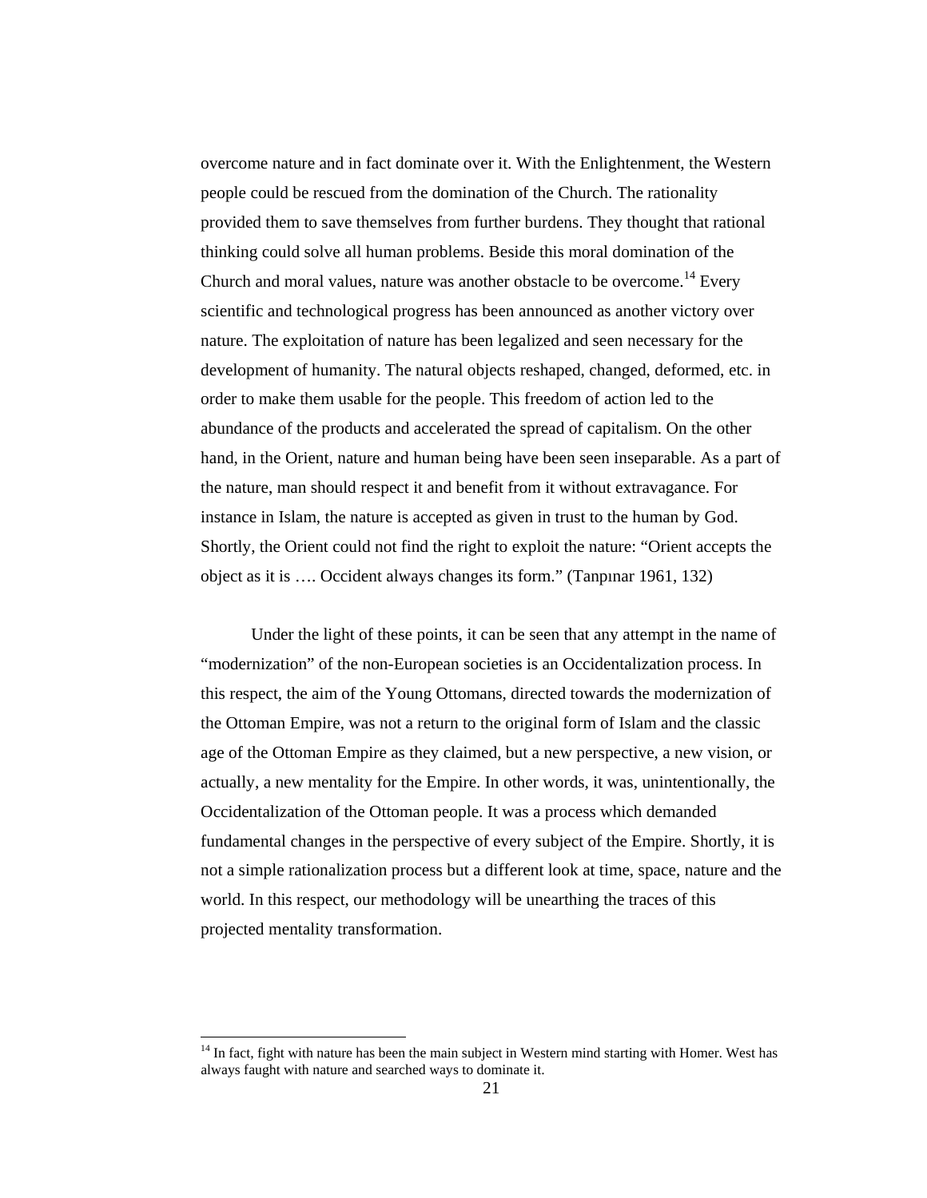overcome nature and in fact dominate over it. With the Enlightenment, the Western people could be rescued from the domination of the Church. The rationality provided them to save themselves from further burdens. They thought that rational thinking could solve all human problems. Beside this moral domination of the Church and moral values, nature was another obstacle to be overcome.[14] Every scientific and technological progress has been announced as another victory over nature. The exploitation of nature has been legalized and seen necessary for the development of humanity. The natural objects reshaped, changed, deformed, etc. in order to make them usable for the people. This freedom of action led to the abundance of the products and accelerated the spread of capitalism. On the other hand, in the Orient, nature and human being have been seen inseparable. As a part of the nature, man should respect it and benefit from it without extravagance. For instance in Islam, the nature is accepted as given in trust to the human by God. Shortly, the Orient could not find the right to exploit the nature: "Orient accepts the object as it is …. Occident always changes its form." (Tanpınar 1961, 132)

Under the light of these points, it can be seen that any attempt in the name of "modernization" of the non-European societies is an Occidentalization process. In this respect, the aim of the Young Ottomans, directed towards the modernization of the Ottoman Empire, was not a return to the original form of Islam and the classic age of the Ottoman Empire as they claimed, but a new perspective, a new vision, or actually, a new mentality for the Empire. In other words, it was, unintentionally, the Occidentalization of the Ottoman people. It was a process which demanded fundamental changes in the perspective of every subject of the Empire. Shortly, it is not a simple rationalization process but a different look at time, space, nature and the world. In this respect, our methodology will be unearthing the traces of this projected mentality transformation.

[14] In fact, fight with nature has been the main subject in Western mind starting with Homer. West has always faught with nature and searched ways to dominate it.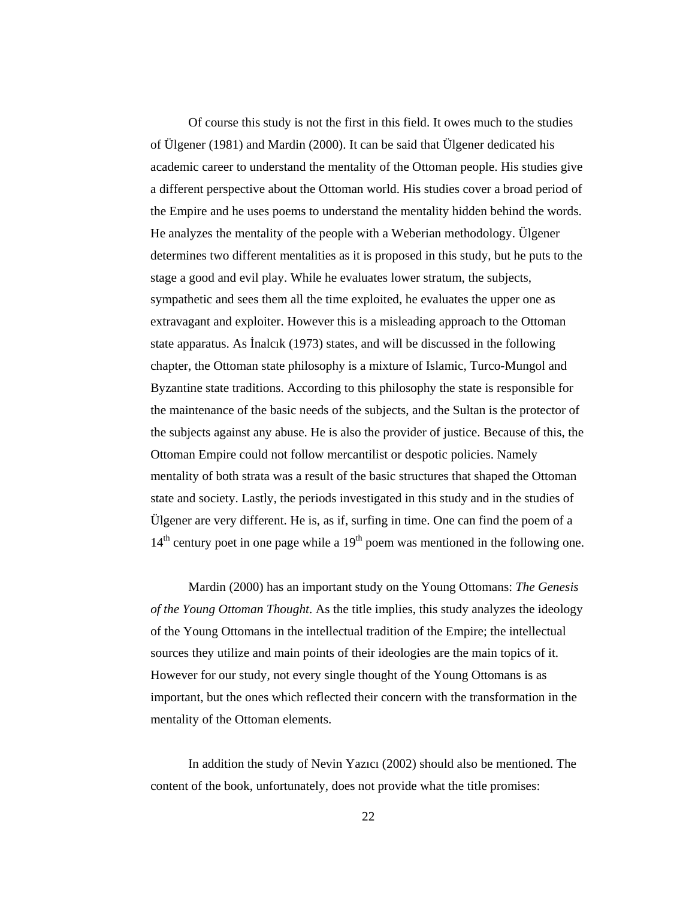Of course this study is not the first in this field. It owes much to the studies of Ülgener (1981) and Mardin (2000). It can be said that Ülgener dedicated his academic career to understand the mentality of the Ottoman people. His studies give a different perspective about the Ottoman world. His studies cover a broad period of the Empire and he uses poems to understand the mentality hidden behind the words. He analyzes the mentality of the people with a Weberian methodology. Ülgener determines two different mentalities as it is proposed in this study, but he puts to the stage a good and evil play. While he evaluates lower stratum, the subjects, sympathetic and sees them all the time exploited, he evaluates the upper one as extravagant and exploiter. However this is a misleading approach to the Ottoman state apparatus. As İnalcık (1973) states, and will be discussed in the following chapter, the Ottoman state philosophy is a mixture of Islamic, Turco-Mungol and Byzantine state traditions. According to this philosophy the state is responsible for the maintenance of the basic needs of the subjects, and the Sultan is the protector of the subjects against any abuse. He is also the provider of justice. Because of this, the Ottoman Empire could not follow mercantilist or despotic policies. Namely mentality of both strata was a result of the basic structures that shaped the Ottoman state and society. Lastly, the periods investigated in this study and in the studies of Ülgener are very different. He is, as if, surfing in time. One can find the poem of a 14th century poet in one page while a 19th poem was mentioned in the following one.

Mardin (2000) has an important study on the Young Ottomans: *The Genesis of the Young Ottoman Thought*. As the title implies, this study analyzes the ideology of the Young Ottomans in the intellectual tradition of the Empire; the intellectual sources they utilize and main points of their ideologies are the main topics of it. However for our study, not every single thought of the Young Ottomans is as important, but the ones which reflected their concern with the transformation in the mentality of the Ottoman elements.

In addition the study of Nevin Yazıcı (2002) should also be mentioned. The content of the book, unfortunately, does not provide what the title promises: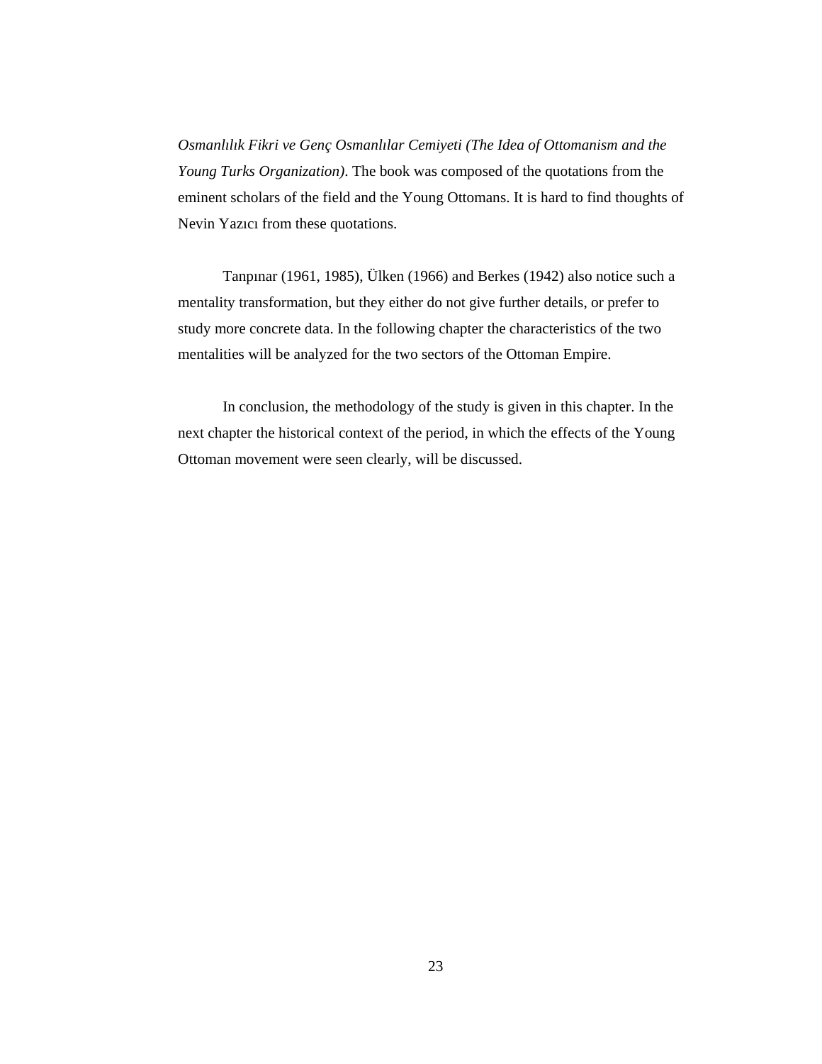*Osmanlılık Fikri ve Genç Osmanlılar Cemiyeti (The Idea of Ottomanism and the Young Turks Organization)*. The book was composed of the quotations from the eminent scholars of the field and the Young Ottomans. It is hard to find thoughts of Nevin Yazıcı from these quotations.

Tanpınar (1961, 1985), Ülken (1966) and Berkes (1942) also notice such a mentality transformation, but they either do not give further details, or prefer to study more concrete data. In the following chapter the characteristics of the two mentalities will be analyzed for the two sectors of the Ottoman Empire.

In conclusion, the methodology of the study is given in this chapter. In the next chapter the historical context of the period, in which the effects of the Young Ottoman movement were seen clearly, will be discussed.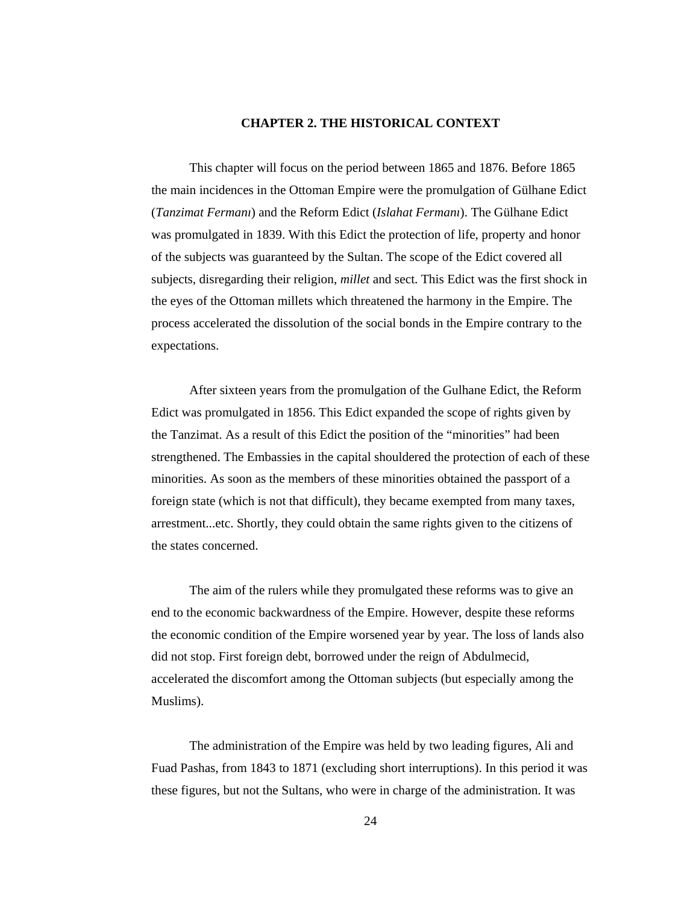# CHAPTER 2. THE HISTORICAL CONTEXT

This chapter will focus on the period between 1865 and 1876. Before 1865 the main incidences in the Ottoman Empire were the promulgation of Gülhane Edict (*Tanzimat Fermanı*) and the Reform Edict (*Islahat Fermanı*). The Gülhane Edict was promulgated in 1839. With this Edict the protection of life, property and honor of the subjects was guaranteed by the Sultan. The scope of the Edict covered all subjects, disregarding their religion, *millet* and sect. This Edict was the first shock in the eyes of the Ottoman millets which threatened the harmony in the Empire. The process accelerated the dissolution of the social bonds in the Empire contrary to the expectations.

After sixteen years from the promulgation of the Gulhane Edict, the Reform Edict was promulgated in 1856. This Edict expanded the scope of rights given by the Tanzimat. As a result of this Edict the position of the "minorities" had been strengthened. The Embassies in the capital shouldered the protection of each of these minorities. As soon as the members of these minorities obtained the passport of a foreign state (which is not that difficult), they became exempted from many taxes, arrestment...etc. Shortly, they could obtain the same rights given to the citizens of the states concerned.

The aim of the rulers while they promulgated these reforms was to give an end to the economic backwardness of the Empire. However, despite these reforms the economic condition of the Empire worsened year by year. The loss of lands also did not stop. First foreign debt, borrowed under the reign of Abdulmecid, accelerated the discomfort among the Ottoman subjects (but especially among the Muslims).

The administration of the Empire was held by two leading figures, Ali and Fuad Pashas, from 1843 to 1871 (excluding short interruptions). In this period it was these figures, but not the Sultans, who were in charge of the administration. It was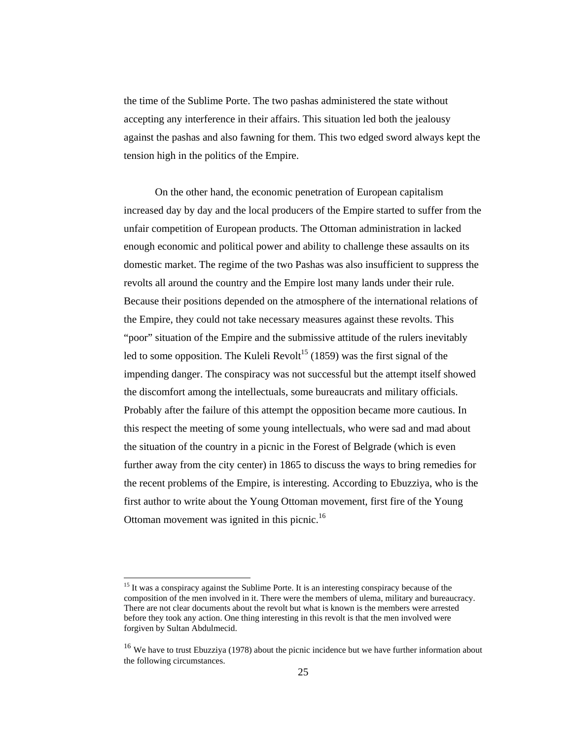the time of the Sublime Porte. The two pashas administered the state without accepting any interference in their affairs. This situation led both the jealousy against the pashas and also fawning for them. This two edged sword always kept the tension high in the politics of the Empire.

On the other hand, the economic penetration of European capitalism increased day by day and the local producers of the Empire started to suffer from the unfair competition of European products. The Ottoman administration in lacked enough economic and political power and ability to challenge these assaults on its domestic market. The regime of the two Pashas was also insufficient to suppress the revolts all around the country and the Empire lost many lands under their rule. Because their positions depended on the atmosphere of the international relations of the Empire, they could not take necessary measures against these revolts. This "poor" situation of the Empire and the submissive attitude of the rulers inevitably led to some opposition. The Kuleli Revolt[15] (1859) was the first signal of the impending danger. The conspiracy was not successful but the attempt itself showed the discomfort among the intellectuals, some bureaucrats and military officials. Probably after the failure of this attempt the opposition became more cautious. In this respect the meeting of some young intellectuals, who were sad and mad about the situation of the country in a picnic in the Forest of Belgrade (which is even further away from the city center) in 1865 to discuss the ways to bring remedies for the recent problems of the Empire, is interesting. According to Ebuzziya, who is the first author to write about the Young Ottoman movement, first fire of the Young Ottoman movement was ignited in this picnic.[16]

---

[15] It was a conspiracy against the Sublime Porte. It is an interesting conspiracy because of the composition of the men involved in it. There were the members of ulema, military and bureaucracy. There are not clear documents about the revolt but what is known is the members were arrested before they took any action. One thing interesting in this revolt is that the men involved were forgiven by Sultan Abdulmecid.

[16] We have to trust Ebuzziya (1978) about the picnic incidence but we have further information about the following circumstances.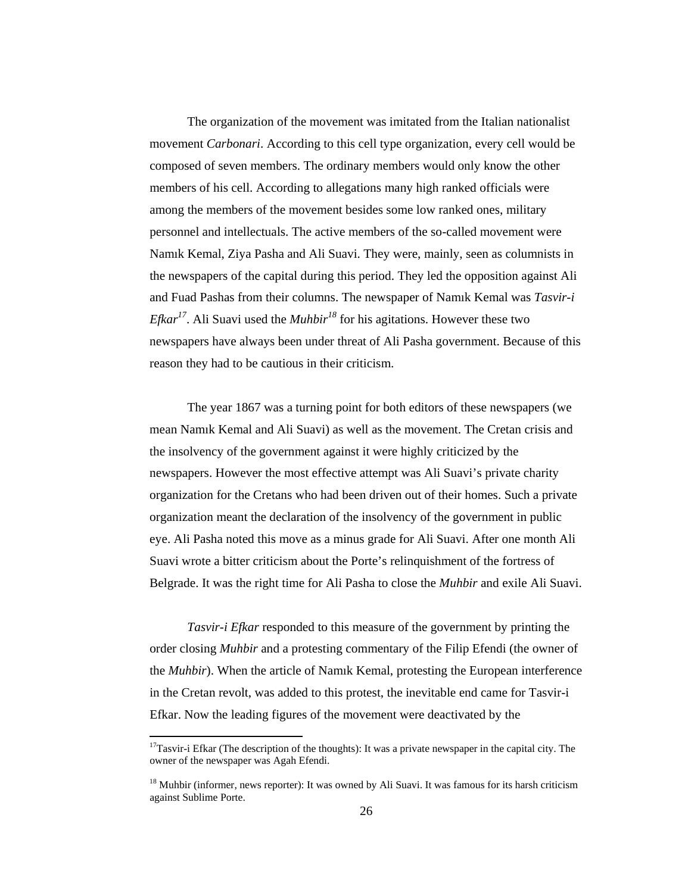The organization of the movement was imitated from the Italian nationalist movement *Carbonari*. According to this cell type organization, every cell would be composed of seven members. The ordinary members would only know the other members of his cell. According to allegations many high ranked officials were among the members of the movement besides some low ranked ones, military personnel and intellectuals. The active members of the so-called movement were Namık Kemal, Ziya Pasha and Ali Suavi. They were, mainly, seen as columnists in the newspapers of the capital during this period. They led the opposition against Ali and Fuad Pashas from their columns. The newspaper of Namık Kemal was *Tasvir-i Efkar*[17]. Ali Suavi used the *Muhbir*[18] for his agitations. However these two newspapers have always been under threat of Ali Pasha government. Because of this reason they had to be cautious in their criticism.

The year 1867 was a turning point for both editors of these newspapers (we mean Namık Kemal and Ali Suavi) as well as the movement. The Cretan crisis and the insolvency of the government against it were highly criticized by the newspapers. However the most effective attempt was Ali Suavi's private charity organization for the Cretans who had been driven out of their homes. Such a private organization meant the declaration of the insolvency of the government in public eye. Ali Pasha noted this move as a minus grade for Ali Suavi. After one month Ali Suavi wrote a bitter criticism about the Porte's relinquishment of the fortress of Belgrade. It was the right time for Ali Pasha to close the *Muhbir* and exile Ali Suavi.

*Tasvir-i Efkar* responded to this measure of the government by printing the order closing *Muhbir* and a protesting commentary of the Filip Efendi (the owner of the *Muhbir*). When the article of Namık Kemal, protesting the European interference in the Cretan revolt, was added to this protest, the inevitable end came for Tasvir-i Efkar. Now the leading figures of the movement were deactivated by the

[17] Tasvir-i Efkar (The description of the thoughts): It was a private newspaper in the capital city. The owner of the newspaper was Agah Efendi.

[18] Muhbir (informer, news reporter): It was owned by Ali Suavi. It was famous for its harsh criticism against Sublime Porte.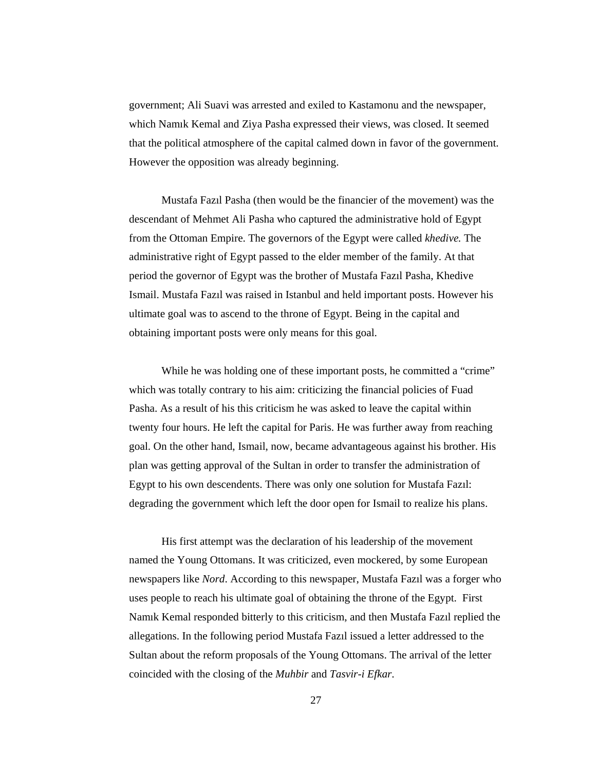government; Ali Suavi was arrested and exiled to Kastamonu and the newspaper, which Namık Kemal and Ziya Pasha expressed their views, was closed. It seemed that the political atmosphere of the capital calmed down in favor of the government. However the opposition was already beginning.

Mustafa Fazıl Pasha (then would be the financier of the movement) was the descendant of Mehmet Ali Pasha who captured the administrative hold of Egypt from the Ottoman Empire. The governors of the Egypt were called *khedive.* The administrative right of Egypt passed to the elder member of the family. At that period the governor of Egypt was the brother of Mustafa Fazıl Pasha, Khedive Ismail. Mustafa Fazıl was raised in Istanbul and held important posts. However his ultimate goal was to ascend to the throne of Egypt. Being in the capital and obtaining important posts were only means for this goal.

While he was holding one of these important posts, he committed a "crime" which was totally contrary to his aim: criticizing the financial policies of Fuad Pasha. As a result of his this criticism he was asked to leave the capital within twenty four hours. He left the capital for Paris. He was further away from reaching goal. On the other hand, Ismail, now, became advantageous against his brother. His plan was getting approval of the Sultan in order to transfer the administration of Egypt to his own descendents. There was only one solution for Mustafa Fazıl: degrading the government which left the door open for Ismail to realize his plans.

His first attempt was the declaration of his leadership of the movement named the Young Ottomans. It was criticized, even mockered, by some European newspapers like *Nord*. According to this newspaper, Mustafa Fazıl was a forger who uses people to reach his ultimate goal of obtaining the throne of the Egypt. First Namık Kemal responded bitterly to this criticism, and then Mustafa Fazıl replied the allegations. In the following period Mustafa Fazıl issued a letter addressed to the Sultan about the reform proposals of the Young Ottomans. The arrival of the letter coincided with the closing of the *Muhbir* and *Tasvir-i Efkar*.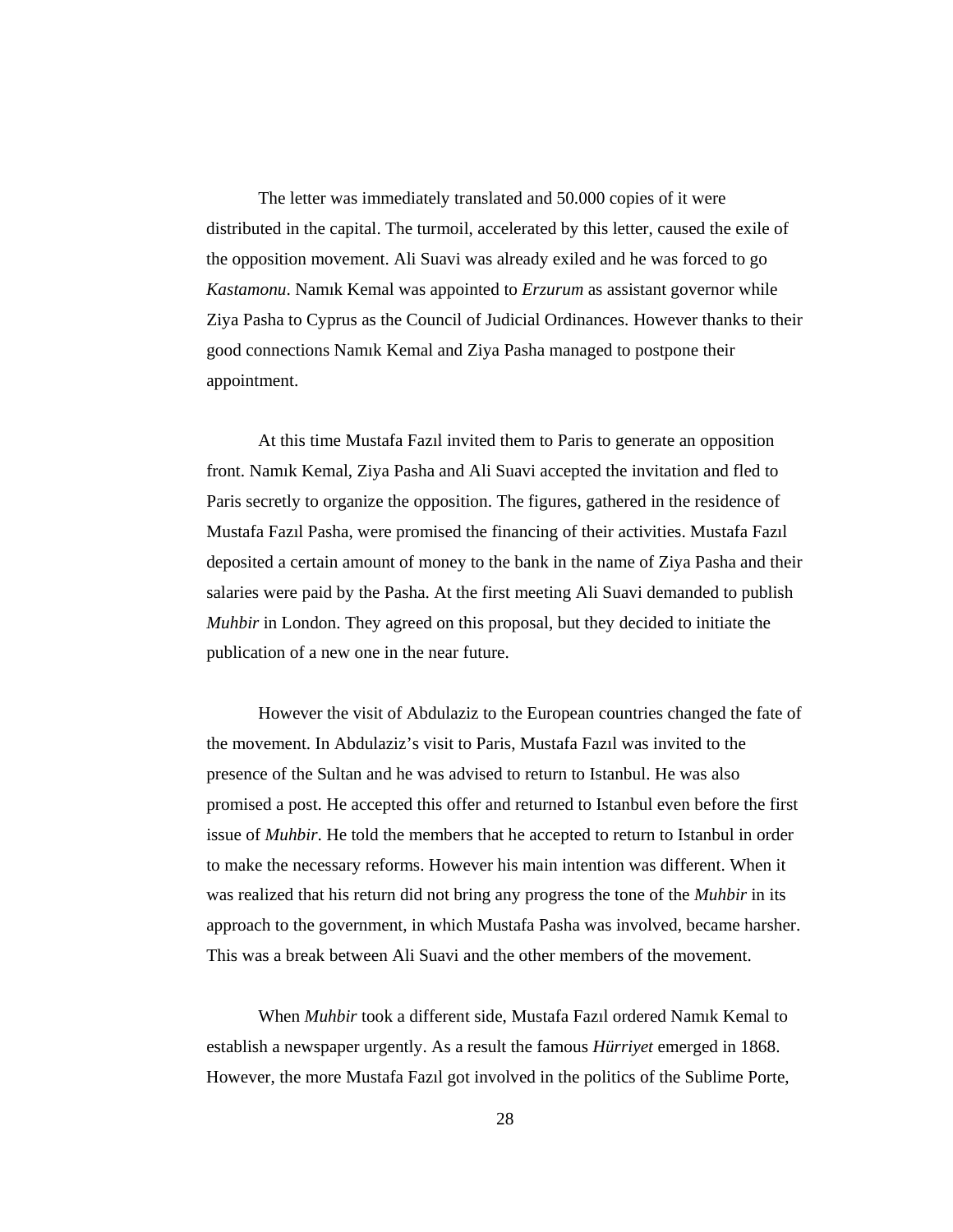The letter was immediately translated and 50.000 copies of it were distributed in the capital. The turmoil, accelerated by this letter, caused the exile of the opposition movement. Ali Suavi was already exiled and he was forced to go *Kastamonu*. Namık Kemal was appointed to *Erzurum* as assistant governor while Ziya Pasha to Cyprus as the Council of Judicial Ordinances. However thanks to their good connections Namık Kemal and Ziya Pasha managed to postpone their appointment.

At this time Mustafa Fazıl invited them to Paris to generate an opposition front. Namık Kemal, Ziya Pasha and Ali Suavi accepted the invitation and fled to Paris secretly to organize the opposition. The figures, gathered in the residence of Mustafa Fazıl Pasha, were promised the financing of their activities. Mustafa Fazıl deposited a certain amount of money to the bank in the name of Ziya Pasha and their salaries were paid by the Pasha. At the first meeting Ali Suavi demanded to publish *Muhbir* in London. They agreed on this proposal, but they decided to initiate the publication of a new one in the near future.

However the visit of Abdulaziz to the European countries changed the fate of the movement. In Abdulaziz's visit to Paris, Mustafa Fazıl was invited to the presence of the Sultan and he was advised to return to Istanbul. He was also promised a post. He accepted this offer and returned to Istanbul even before the first issue of *Muhbir*. He told the members that he accepted to return to Istanbul in order to make the necessary reforms. However his main intention was different. When it was realized that his return did not bring any progress the tone of the *Muhbir* in its approach to the government, in which Mustafa Pasha was involved, became harsher. This was a break between Ali Suavi and the other members of the movement.

When *Muhbir* took a different side, Mustafa Fazıl ordered Namık Kemal to establish a newspaper urgently. As a result the famous *Hürriyet* emerged in 1868. However, the more Mustafa Fazıl got involved in the politics of the Sublime Porte,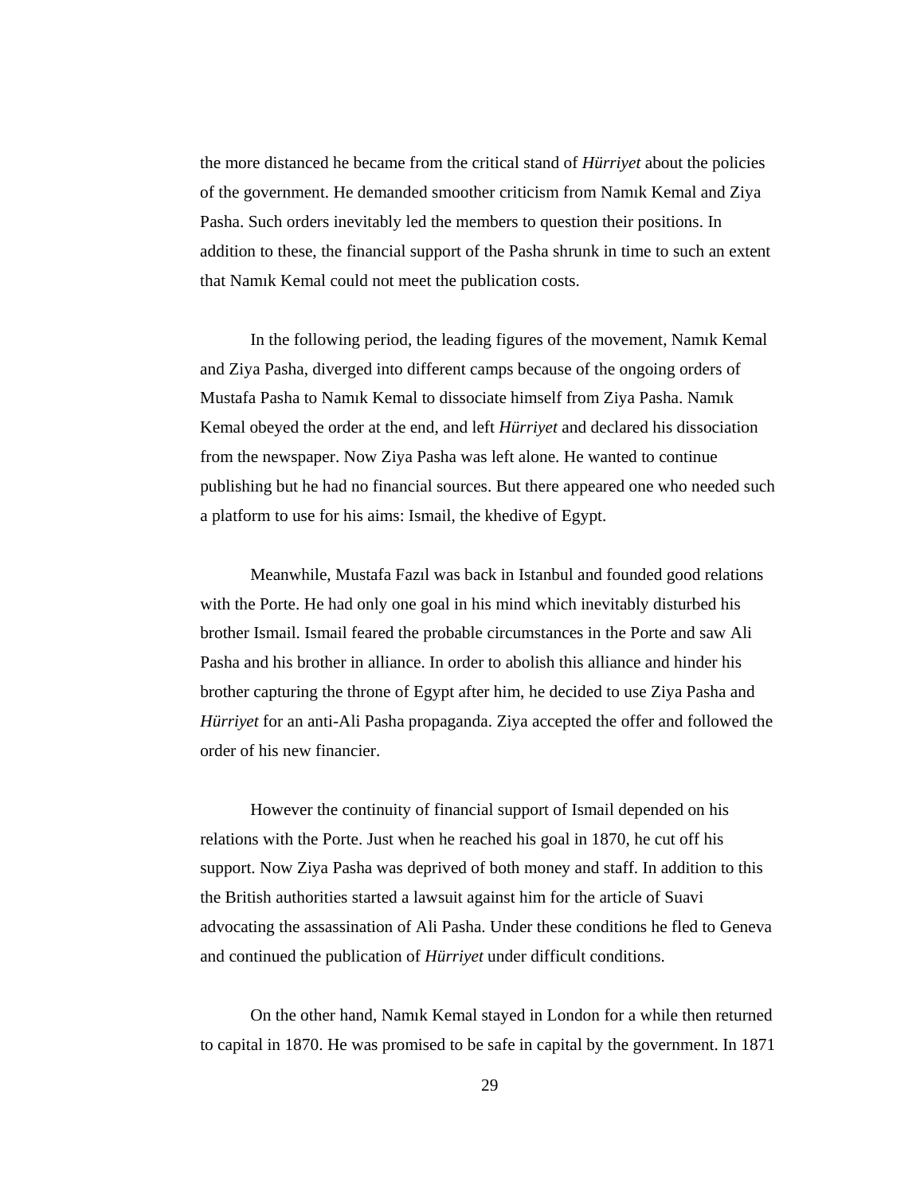the more distanced he became from the critical stand of *Hürriyet* about the policies of the government. He demanded smoother criticism from Namık Kemal and Ziya Pasha. Such orders inevitably led the members to question their positions. In addition to these, the financial support of the Pasha shrunk in time to such an extent that Namık Kemal could not meet the publication costs.

In the following period, the leading figures of the movement, Namık Kemal and Ziya Pasha, diverged into different camps because of the ongoing orders of Mustafa Pasha to Namık Kemal to dissociate himself from Ziya Pasha. Namık Kemal obeyed the order at the end, and left *Hürriyet* and declared his dissociation from the newspaper. Now Ziya Pasha was left alone. He wanted to continue publishing but he had no financial sources. But there appeared one who needed such a platform to use for his aims: Ismail, the khedive of Egypt.

Meanwhile, Mustafa Fazıl was back in Istanbul and founded good relations with the Porte. He had only one goal in his mind which inevitably disturbed his brother Ismail. Ismail feared the probable circumstances in the Porte and saw Ali Pasha and his brother in alliance. In order to abolish this alliance and hinder his brother capturing the throne of Egypt after him, he decided to use Ziya Pasha and *Hürriyet* for an anti-Ali Pasha propaganda. Ziya accepted the offer and followed the order of his new financier.

However the continuity of financial support of Ismail depended on his relations with the Porte. Just when he reached his goal in 1870, he cut off his support. Now Ziya Pasha was deprived of both money and staff. In addition to this the British authorities started a lawsuit against him for the article of Suavi advocating the assassination of Ali Pasha. Under these conditions he fled to Geneva and continued the publication of *Hürriyet* under difficult conditions.

On the other hand, Namık Kemal stayed in London for a while then returned to capital in 1870. He was promised to be safe in capital by the government. In 1871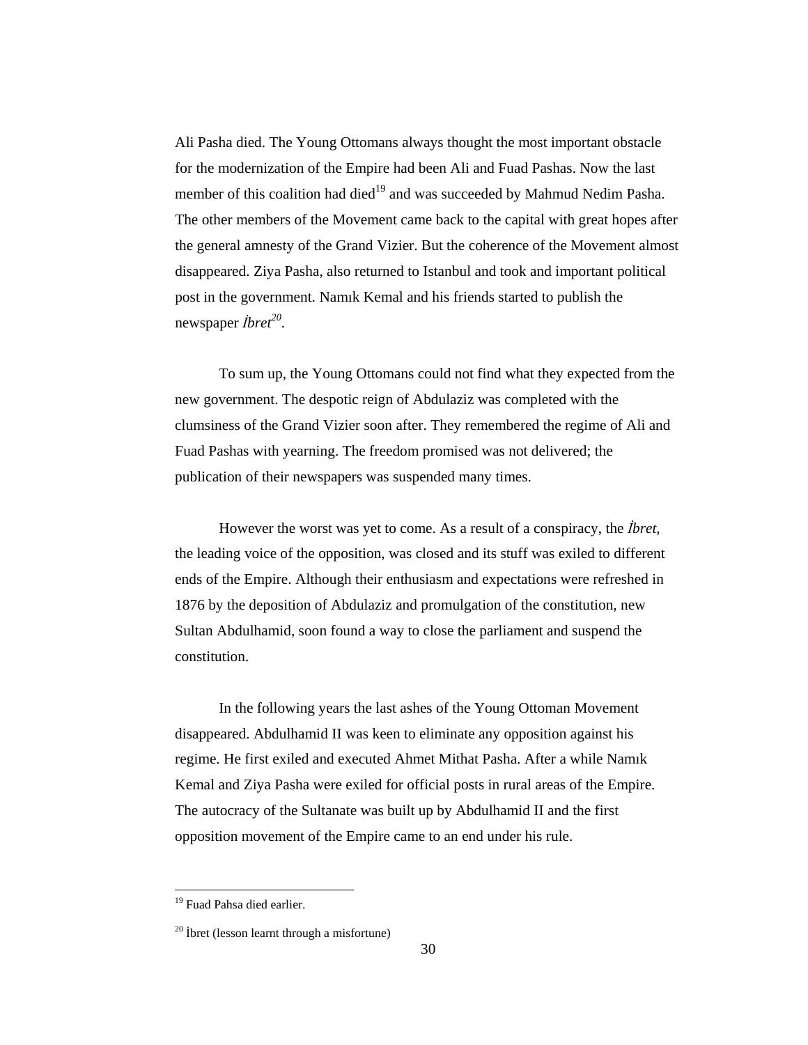Ali Pasha died. The Young Ottomans always thought the most important obstacle for the modernization of the Empire had been Ali and Fuad Pashas. Now the last member of this coalition had died[19] and was succeeded by Mahmud Nedim Pasha. The other members of the Movement came back to the capital with great hopes after the general amnesty of the Grand Vizier. But the coherence of the Movement almost disappeared. Ziya Pasha, also returned to Istanbul and took and important political post in the government. Namık Kemal and his friends started to publish the newspaper *İbret*[20].

To sum up, the Young Ottomans could not find what they expected from the new government. The despotic reign of Abdulaziz was completed with the clumsiness of the Grand Vizier soon after. They remembered the regime of Ali and Fuad Pashas with yearning. The freedom promised was not delivered; the publication of their newspapers was suspended many times.

However the worst was yet to come. As a result of a conspiracy, the *İbret*, the leading voice of the opposition, was closed and its stuff was exiled to different ends of the Empire. Although their enthusiasm and expectations were refreshed in 1876 by the deposition of Abdulaziz and promulgation of the constitution, new Sultan Abdulhamid, soon found a way to close the parliament and suspend the constitution.

In the following years the last ashes of the Young Ottoman Movement disappeared. Abdulhamid II was keen to eliminate any opposition against his regime. He first exiled and executed Ahmet Mithat Pasha. After a while Namık Kemal and Ziya Pasha were exiled for official posts in rural areas of the Empire. The autocracy of the Sultanate was built up by Abdulhamid II and the first opposition movement of the Empire came to an end under his rule.

---

[19] Fuad Pahsa died earlier.

[20] İbret (lesson learnt through a misfortune)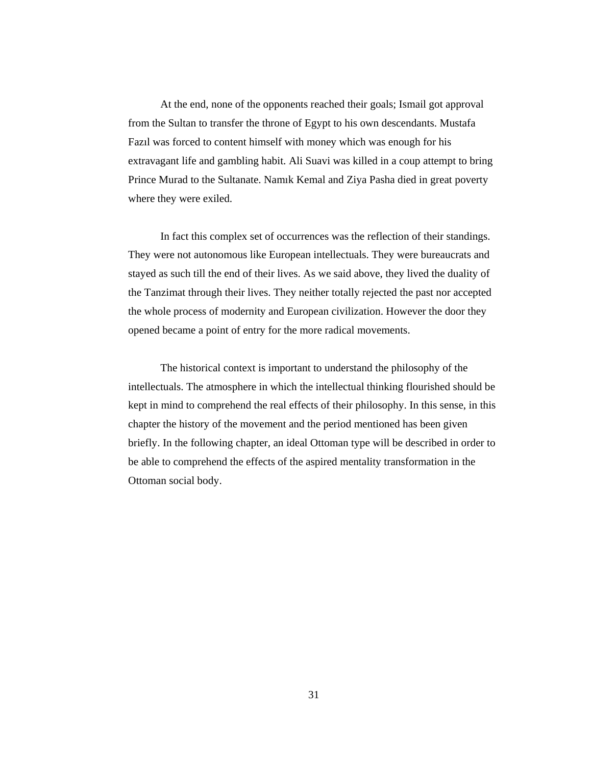At the end, none of the opponents reached their goals; Ismail got approval from the Sultan to transfer the throne of Egypt to his own descendants. Mustafa Fazıl was forced to content himself with money which was enough for his extravagant life and gambling habit. Ali Suavi was killed in a coup attempt to bring Prince Murad to the Sultanate. Namık Kemal and Ziya Pasha died in great poverty where they were exiled.

In fact this complex set of occurrences was the reflection of their standings. They were not autonomous like European intellectuals. They were bureaucrats and stayed as such till the end of their lives. As we said above, they lived the duality of the Tanzimat through their lives. They neither totally rejected the past nor accepted the whole process of modernity and European civilization. However the door they opened became a point of entry for the more radical movements.

The historical context is important to understand the philosophy of the intellectuals. The atmosphere in which the intellectual thinking flourished should be kept in mind to comprehend the real effects of their philosophy. In this sense, in this chapter the history of the movement and the period mentioned has been given briefly. In the following chapter, an ideal Ottoman type will be described in order to be able to comprehend the effects of the aspired mentality transformation in the Ottoman social body.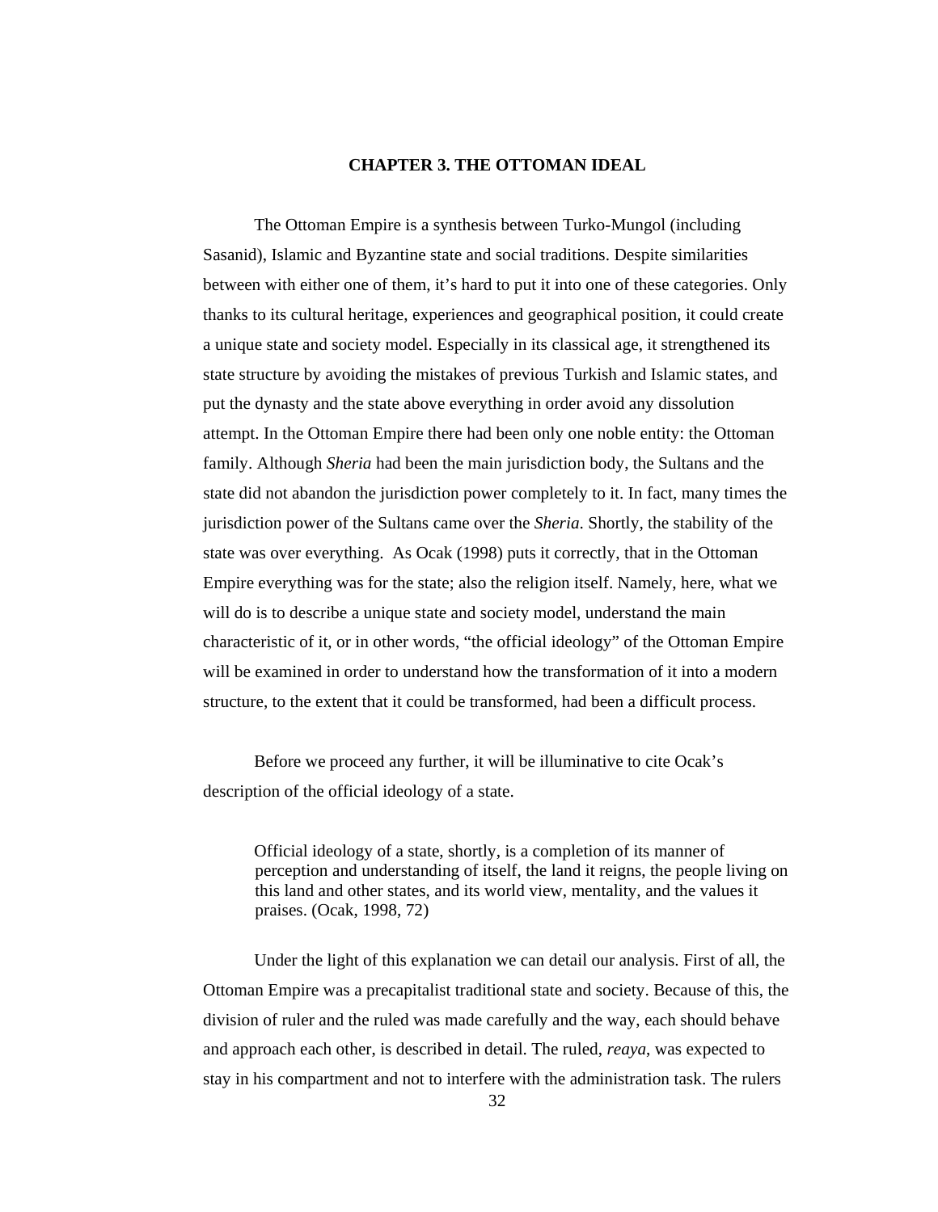# CHAPTER 3. THE OTTOMAN IDEAL

The Ottoman Empire is a synthesis between Turko-Mungol (including Sasanid), Islamic and Byzantine state and social traditions. Despite similarities between with either one of them, it's hard to put it into one of these categories. Only thanks to its cultural heritage, experiences and geographical position, it could create a unique state and society model. Especially in its classical age, it strengthened its state structure by avoiding the mistakes of previous Turkish and Islamic states, and put the dynasty and the state above everything in order avoid any dissolution attempt. In the Ottoman Empire there had been only one noble entity: the Ottoman family. Although *Sheria* had been the main jurisdiction body, the Sultans and the state did not abandon the jurisdiction power completely to it. In fact, many times the jurisdiction power of the Sultans came over the *Sheria*. Shortly, the stability of the state was over everything. As Ocak (1998) puts it correctly, that in the Ottoman Empire everything was for the state; also the religion itself. Namely, here, what we will do is to describe a unique state and society model, understand the main characteristic of it, or in other words, "the official ideology" of the Ottoman Empire will be examined in order to understand how the transformation of it into a modern structure, to the extent that it could be transformed, had been a difficult process.

Before we proceed any further, it will be illuminative to cite Ocak's description of the official ideology of a state.

> Official ideology of a state, shortly, is a completion of its manner of perception and understanding of itself, the land it reigns, the people living on this land and other states, and its world view, mentality, and the values it praises. (Ocak, 1998, 72)

Under the light of this explanation we can detail our analysis. First of all, the Ottoman Empire was a precapitalist traditional state and society. Because of this, the division of ruler and the ruled was made carefully and the way, each should behave and approach each other, is described in detail. The ruled, *reaya*, was expected to stay in his compartment and not to interfere with the administration task. The rulers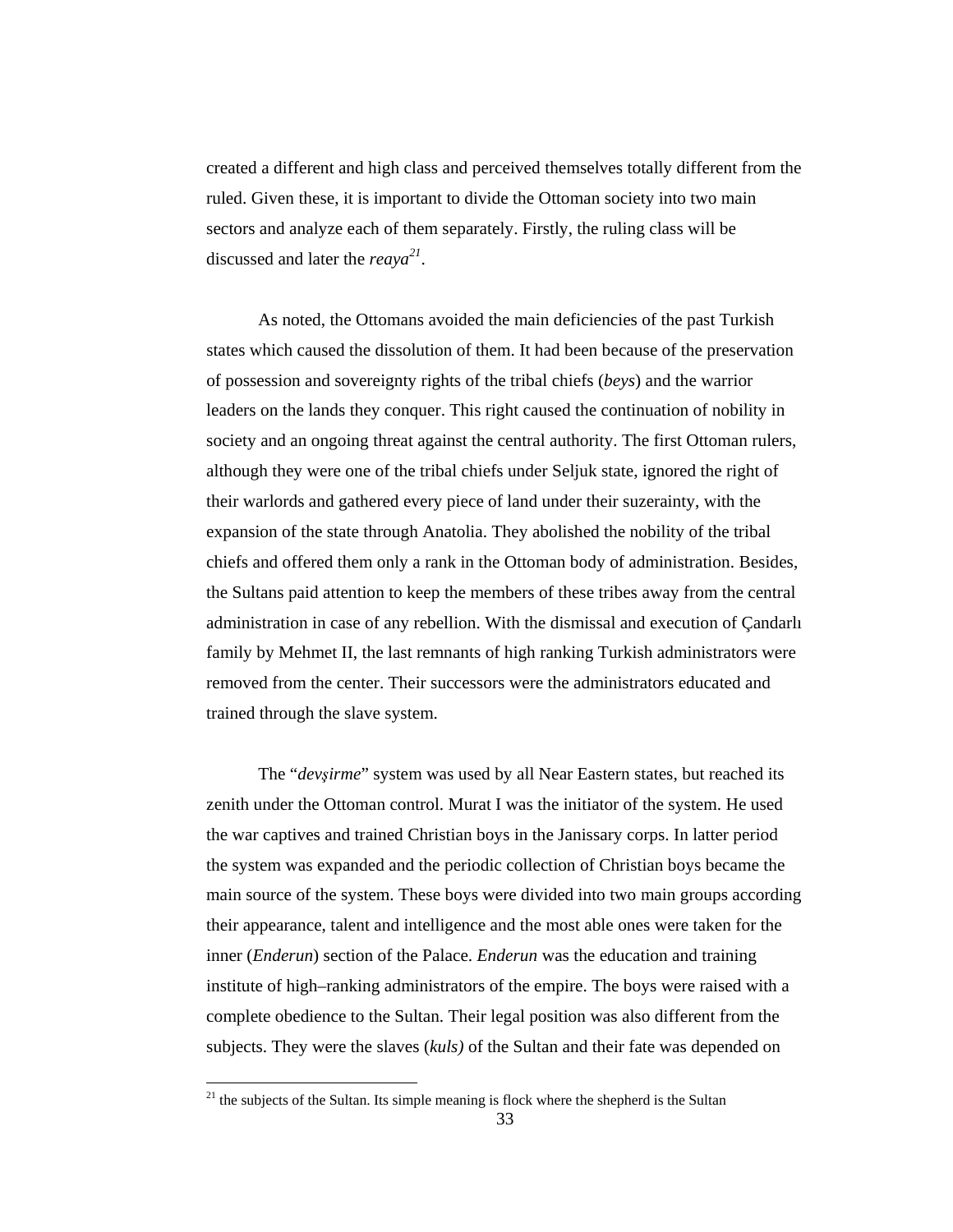created a different and high class and perceived themselves totally different from the ruled. Given these, it is important to divide the Ottoman society into two main sectors and analyze each of them separately. Firstly, the ruling class will be discussed and later the *reaya*[21].

As noted, the Ottomans avoided the main deficiencies of the past Turkish states which caused the dissolution of them. It had been because of the preservation of possession and sovereignty rights of the tribal chiefs (*beys*) and the warrior leaders on the lands they conquer. This right caused the continuation of nobility in society and an ongoing threat against the central authority. The first Ottoman rulers, although they were one of the tribal chiefs under Seljuk state, ignored the right of their warlords and gathered every piece of land under their suzerainty, with the expansion of the state through Anatolia. They abolished the nobility of the tribal chiefs and offered them only a rank in the Ottoman body of administration. Besides, the Sultans paid attention to keep the members of these tribes away from the central administration in case of any rebellion. With the dismissal and execution of Çandarlı family by Mehmet II, the last remnants of high ranking Turkish administrators were removed from the center. Their successors were the administrators educated and trained through the slave system.

The "*devşirme*" system was used by all Near Eastern states, but reached its zenith under the Ottoman control. Murat I was the initiator of the system. He used the war captives and trained Christian boys in the Janissary corps. In latter period the system was expanded and the periodic collection of Christian boys became the main source of the system. These boys were divided into two main groups according their appearance, talent and intelligence and the most able ones were taken for the inner (*Enderun*) section of the Palace. *Enderun* was the education and training institute of high–ranking administrators of the empire. The boys were raised with a complete obedience to the Sultan. Their legal position was also different from the subjects. They were the slaves (*kuls)* of the Sultan and their fate was depended on

[21] the subjects of the Sultan. Its simple meaning is flock where the shepherd is the Sultan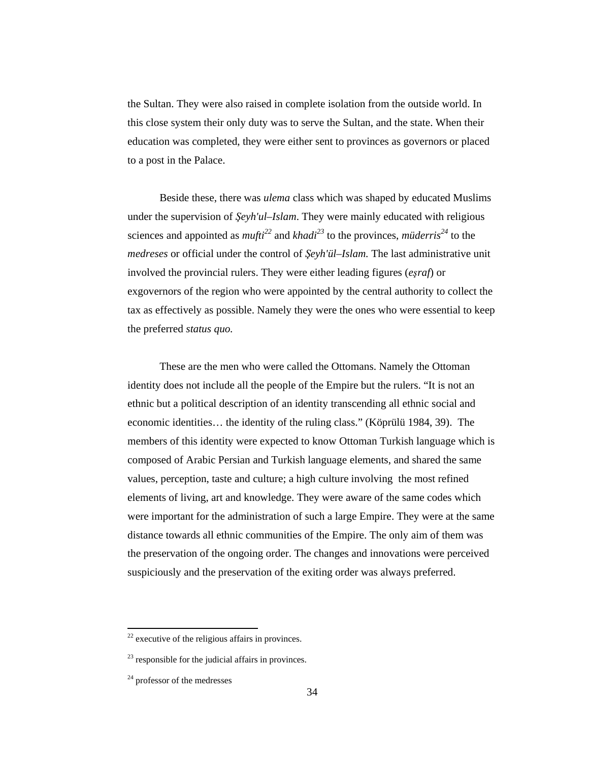the Sultan. They were also raised in complete isolation from the outside world. In this close system their only duty was to serve the Sultan, and the state. When their education was completed, they were either sent to provinces as governors or placed to a post in the Palace.

Beside these, there was *ulema* class which was shaped by educated Muslims under the supervision of *Şeyh'ul–Islam*. They were mainly educated with religious sciences and appointed as *mufti*[22] and *khadi*[23] to the provinces, *müderris*[24] to the *medreses* or official under the control of *Şeyh'ül–Islam.* The last administrative unit involved the provincial rulers. They were either leading figures (*eşraf*) or exgovernors of the region who were appointed by the central authority to collect the tax as effectively as possible. Namely they were the ones who were essential to keep the preferred *status quo.*

These are the men who were called the Ottomans. Namely the Ottoman identity does not include all the people of the Empire but the rulers. "It is not an ethnic but a political description of an identity transcending all ethnic social and economic identities… the identity of the ruling class." (Köprülü 1984, 39). The members of this identity were expected to know Ottoman Turkish language which is composed of Arabic Persian and Turkish language elements, and shared the same values, perception, taste and culture; a high culture involving the most refined elements of living, art and knowledge. They were aware of the same codes which were important for the administration of such a large Empire. They were at the same distance towards all ethnic communities of the Empire. The only aim of them was the preservation of the ongoing order. The changes and innovations were perceived suspiciously and the preservation of the exiting order was always preferred.

---

[22] executive of the religious affairs in provinces.

[23] responsible for the judicial affairs in provinces.

[24] professor of the medresses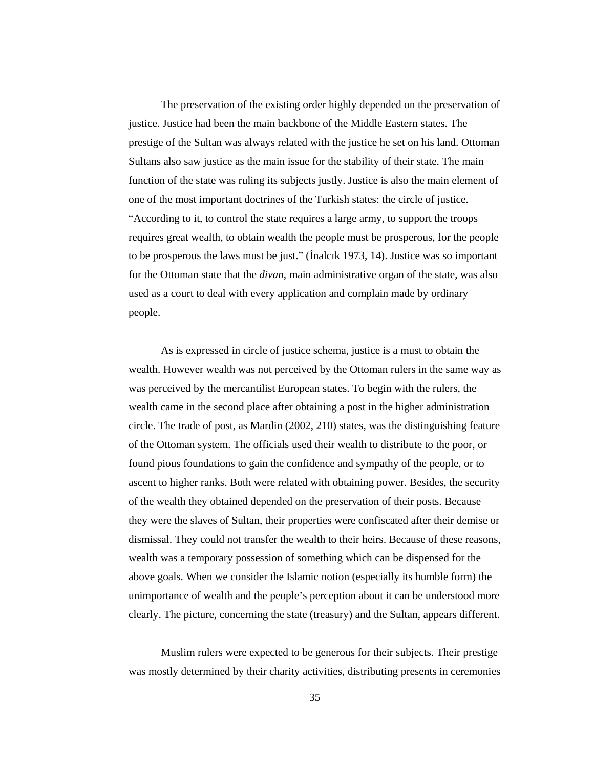The preservation of the existing order highly depended on the preservation of justice. Justice had been the main backbone of the Middle Eastern states. The prestige of the Sultan was always related with the justice he set on his land. Ottoman Sultans also saw justice as the main issue for the stability of their state. The main function of the state was ruling its subjects justly. Justice is also the main element of one of the most important doctrines of the Turkish states: the circle of justice. "According to it, to control the state requires a large army, to support the troops requires great wealth, to obtain wealth the people must be prosperous, for the people to be prosperous the laws must be just." (İnalcık 1973, 14). Justice was so important for the Ottoman state that the *divan*, main administrative organ of the state, was also used as a court to deal with every application and complain made by ordinary people.

As is expressed in circle of justice schema, justice is a must to obtain the wealth. However wealth was not perceived by the Ottoman rulers in the same way as was perceived by the mercantilist European states. To begin with the rulers, the wealth came in the second place after obtaining a post in the higher administration circle. The trade of post, as Mardin (2002, 210) states, was the distinguishing feature of the Ottoman system. The officials used their wealth to distribute to the poor, or found pious foundations to gain the confidence and sympathy of the people, or to ascent to higher ranks. Both were related with obtaining power. Besides, the security of the wealth they obtained depended on the preservation of their posts. Because they were the slaves of Sultan, their properties were confiscated after their demise or dismissal. They could not transfer the wealth to their heirs. Because of these reasons, wealth was a temporary possession of something which can be dispensed for the above goals. When we consider the Islamic notion (especially its humble form) the unimportance of wealth and the people's perception about it can be understood more clearly. The picture, concerning the state (treasury) and the Sultan, appears different.

Muslim rulers were expected to be generous for their subjects. Their prestige was mostly determined by their charity activities, distributing presents in ceremonies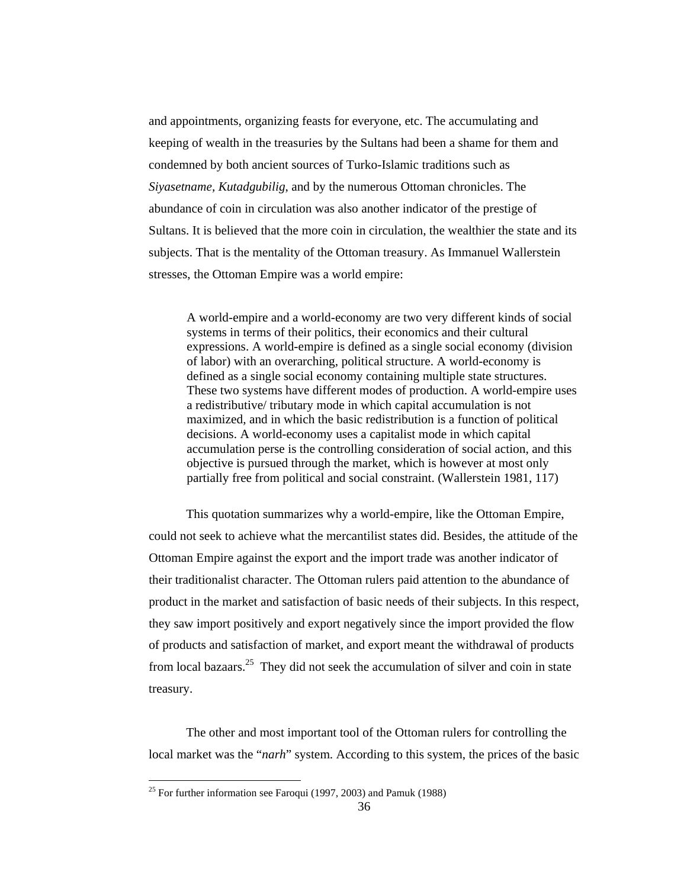and appointments, organizing feasts for everyone, etc. The accumulating and keeping of wealth in the treasuries by the Sultans had been a shame for them and condemned by both ancient sources of Turko-Islamic traditions such as *Siyasetname, Kutadgubilig,* and by the numerous Ottoman chronicles. The abundance of coin in circulation was also another indicator of the prestige of Sultans. It is believed that the more coin in circulation, the wealthier the state and its subjects. That is the mentality of the Ottoman treasury. As Immanuel Wallerstein stresses, the Ottoman Empire was a world empire:

> A world-empire and a world-economy are two very different kinds of social systems in terms of their politics, their economics and their cultural expressions. A world-empire is defined as a single social economy (division of labor) with an overarching, political structure. A world-economy is defined as a single social economy containing multiple state structures. These two systems have different modes of production. A world-empire uses a redistributive/ tributary mode in which capital accumulation is not maximized, and in which the basic redistribution is a function of political decisions. A world-economy uses a capitalist mode in which capital accumulation perse is the controlling consideration of social action, and this objective is pursued through the market, which is however at most only partially free from political and social constraint. (Wallerstein 1981, 117)

This quotation summarizes why a world-empire, like the Ottoman Empire, could not seek to achieve what the mercantilist states did. Besides, the attitude of the Ottoman Empire against the export and the import trade was another indicator of their traditionalist character. The Ottoman rulers paid attention to the abundance of product in the market and satisfaction of basic needs of their subjects. In this respect, they saw import positively and export negatively since the import provided the flow of products and satisfaction of market, and export meant the withdrawal of products from local bazaars.[25] They did not seek the accumulation of silver and coin in state treasury.

The other and most important tool of the Ottoman rulers for controlling the local market was the "*narh*" system. According to this system, the prices of the basic

[25] For further information see Faroqui (1997, 2003) and Pamuk (1988)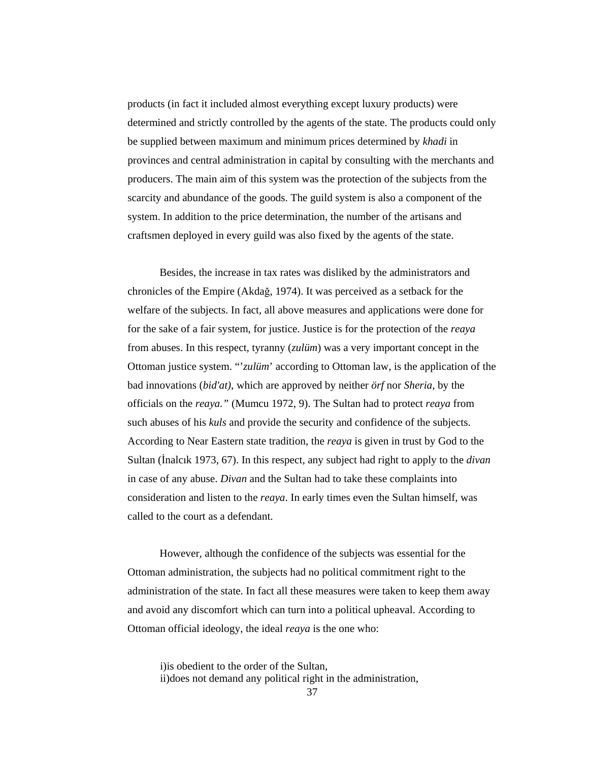products (in fact it included almost everything except luxury products) were determined and strictly controlled by the agents of the state. The products could only be supplied between maximum and minimum prices determined by *khadi* in provinces and central administration in capital by consulting with the merchants and producers. The main aim of this system was the protection of the subjects from the scarcity and abundance of the goods. The guild system is also a component of the system. In addition to the price determination, the number of the artisans and craftsmen deployed in every guild was also fixed by the agents of the state.

Besides, the increase in tax rates was disliked by the administrators and chronicles of the Empire (Akdağ, 1974). It was perceived as a setback for the welfare of the subjects. In fact, all above measures and applications were done for for the sake of a fair system, for justice. Justice is for the protection of the *reaya* from abuses. In this respect, tyranny (*zulüm*) was a very important concept in the Ottoman justice system. "'*zulüm*' according to Ottoman law, is the application of the bad innovations (*bid'at)*, which are approved by neither *örf* nor *Sheria*, by the officials on the *reaya."* (Mumcu 1972, 9). The Sultan had to protect *reaya* from such abuses of his *kuls* and provide the security and confidence of the subjects. According to Near Eastern state tradition, the *reaya* is given in trust by God to the Sultan (İnalcık 1973, 67). In this respect, any subject had right to apply to the *divan* in case of any abuse. *Divan* and the Sultan had to take these complaints into consideration and listen to the *reaya*. In early times even the Sultan himself, was called to the court as a defendant.

However, although the confidence of the subjects was essential for the Ottoman administration, the subjects had no political commitment right to the administration of the state. In fact all these measures were taken to keep them away and avoid any discomfort which can turn into a political upheaval. According to Ottoman official ideology, the ideal *reaya* is the one who:

i)is obedient to the order of the Sultan,
ii)does not demand any political right in the administration,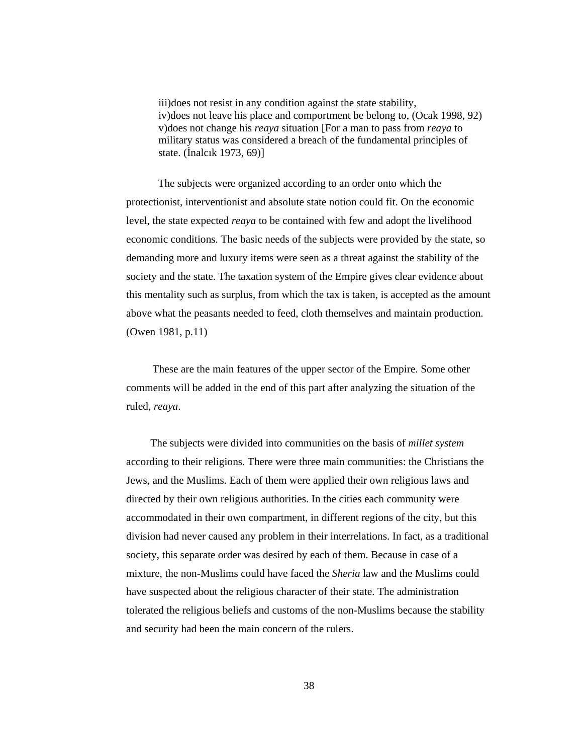iii)does not resist in any condition against the state stability,
iv)does not leave his place and comportment be belong to, (Ocak 1998, 92)
v)does not change his *reaya* situation [For a man to pass from *reaya* to military status was considered a breach of the fundamental principles of state. (İnalcık 1973, 69)]

The subjects were organized according to an order onto which the protectionist, interventionist and absolute state notion could fit. On the economic level, the state expected *reaya* to be contained with few and adopt the livelihood economic conditions. The basic needs of the subjects were provided by the state, so demanding more and luxury items were seen as a threat against the stability of the society and the state. The taxation system of the Empire gives clear evidence about this mentality such as surplus, from which the tax is taken, is accepted as the amount above what the peasants needed to feed, cloth themselves and maintain production. (Owen 1981, p.11)

These are the main features of the upper sector of the Empire. Some other comments will be added in the end of this part after analyzing the situation of the ruled, *reaya*.

The subjects were divided into communities on the basis of *millet system* according to their religions. There were three main communities: the Christians the Jews, and the Muslims. Each of them were applied their own religious laws and directed by their own religious authorities. In the cities each community were accommodated in their own compartment, in different regions of the city, but this division had never caused any problem in their interrelations. In fact, as a traditional society, this separate order was desired by each of them. Because in case of a mixture, the non-Muslims could have faced the *Sheria* law and the Muslims could have suspected about the religious character of their state. The administration tolerated the religious beliefs and customs of the non-Muslims because the stability and security had been the main concern of the rulers.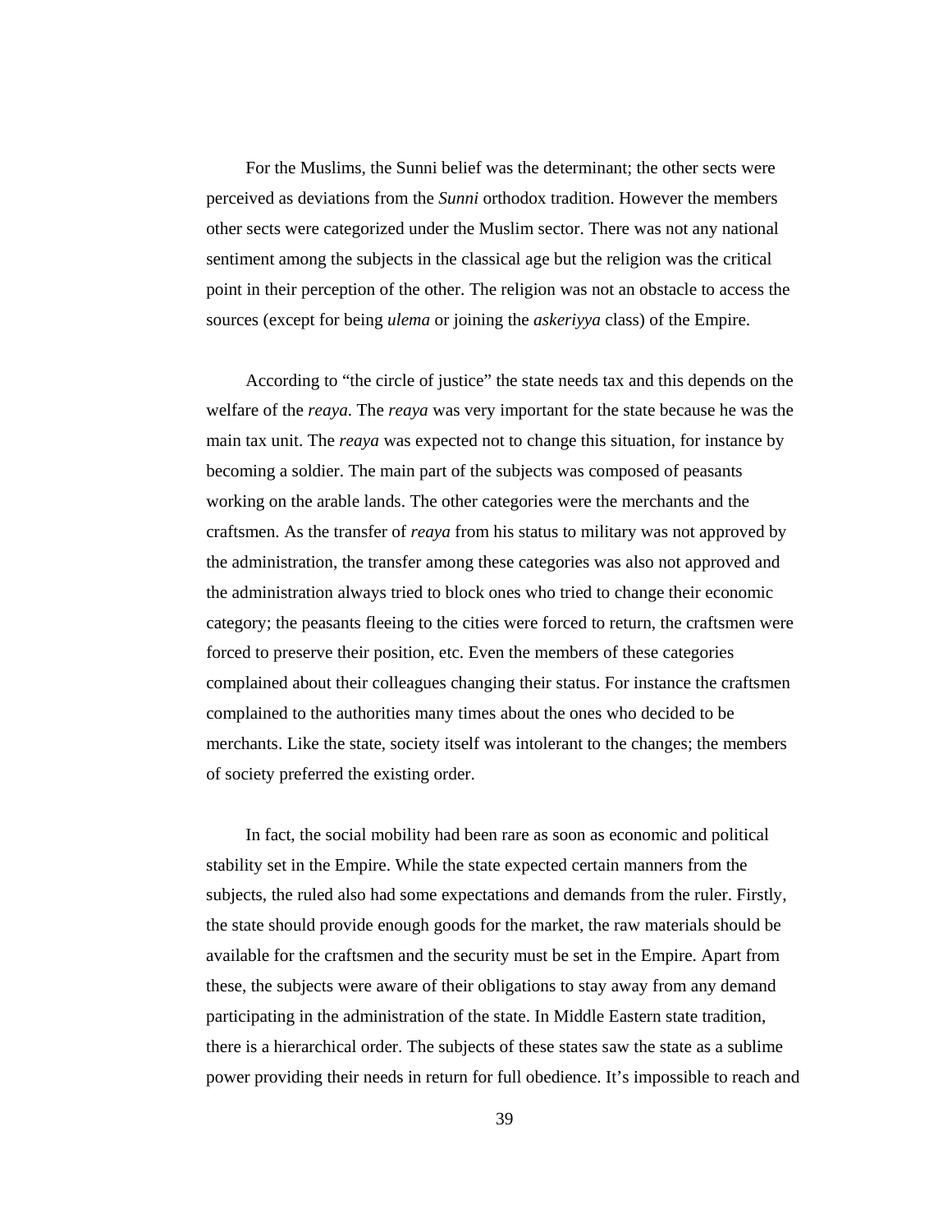For the Muslims, the Sunni belief was the determinant; the other sects were perceived as deviations from the *Sunni* orthodox tradition. However the members other sects were categorized under the Muslim sector. There was not any national sentiment among the subjects in the classical age but the religion was the critical point in their perception of the other. The religion was not an obstacle to access the sources (except for being *ulema* or joining the *askeriyya* class) of the Empire.

According to "the circle of justice" the state needs tax and this depends on the welfare of the *reaya*. The *reaya* was very important for the state because he was the main tax unit. The *reaya* was expected not to change this situation, for instance by becoming a soldier. The main part of the subjects was composed of peasants working on the arable lands. The other categories were the merchants and the craftsmen. As the transfer of *reaya* from his status to military was not approved by the administration, the transfer among these categories was also not approved and the administration always tried to block ones who tried to change their economic category; the peasants fleeing to the cities were forced to return, the craftsmen were forced to preserve their position, etc. Even the members of these categories complained about their colleagues changing their status. For instance the craftsmen complained to the authorities many times about the ones who decided to be merchants. Like the state, society itself was intolerant to the changes; the members of society preferred the existing order.

In fact, the social mobility had been rare as soon as economic and political stability set in the Empire. While the state expected certain manners from the subjects, the ruled also had some expectations and demands from the ruler. Firstly, the state should provide enough goods for the market, the raw materials should be available for the craftsmen and the security must be set in the Empire. Apart from these, the subjects were aware of their obligations to stay away from any demand participating in the administration of the state. In Middle Eastern state tradition, there is a hierarchical order. The subjects of these states saw the state as a sublime power providing their needs in return for full obedience. It's impossible to reach and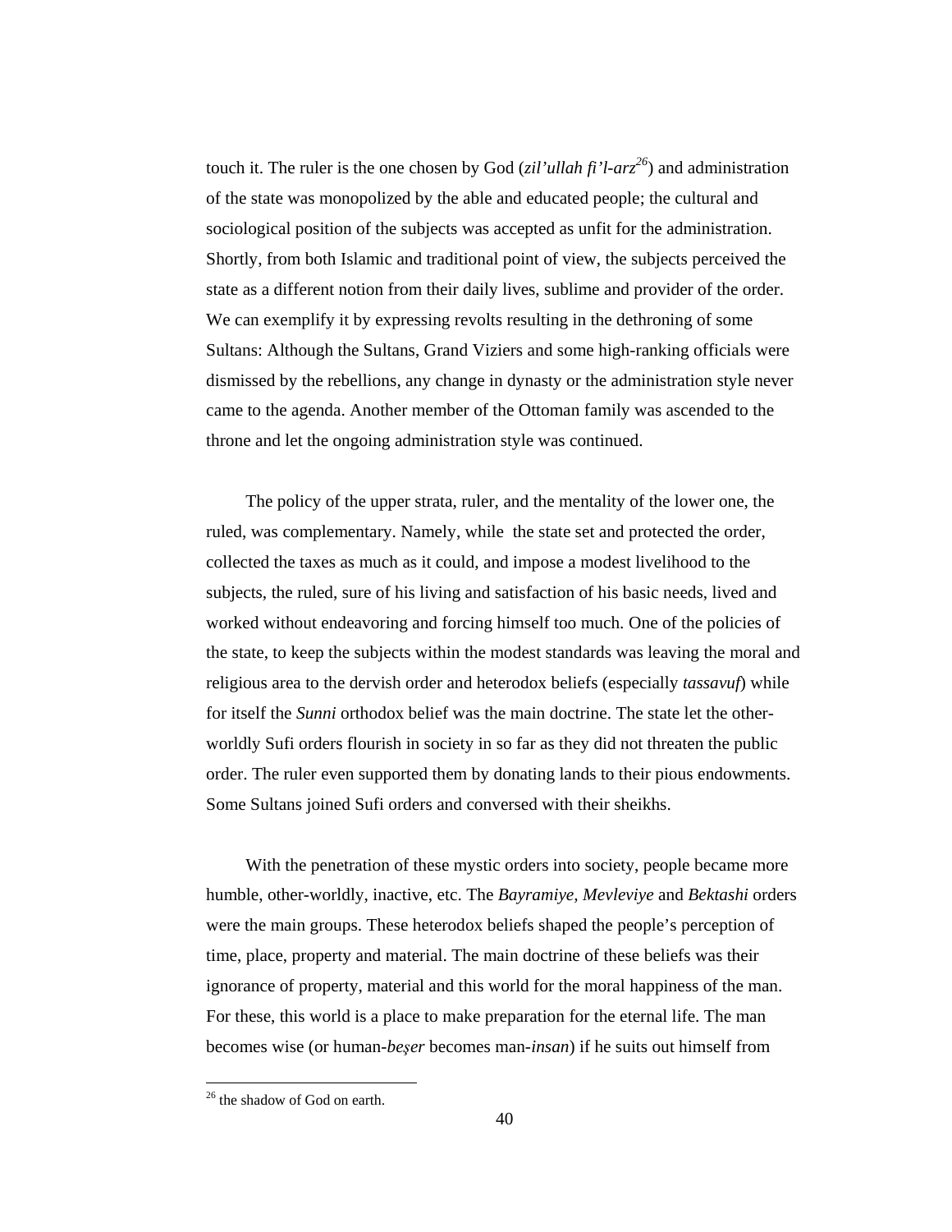touch it. The ruler is the one chosen by God (*zil'ullah fi'l-arz*[26]) and administration of the state was monopolized by the able and educated people; the cultural and sociological position of the subjects was accepted as unfit for the administration. Shortly, from both Islamic and traditional point of view, the subjects perceived the state as a different notion from their daily lives, sublime and provider of the order. We can exemplify it by expressing revolts resulting in the dethroning of some Sultans: Although the Sultans, Grand Viziers and some high-ranking officials were dismissed by the rebellions, any change in dynasty or the administration style never came to the agenda. Another member of the Ottoman family was ascended to the throne and let the ongoing administration style was continued.

The policy of the upper strata, ruler, and the mentality of the lower one, the ruled, was complementary. Namely, while the state set and protected the order, collected the taxes as much as it could, and impose a modest livelihood to the subjects, the ruled, sure of his living and satisfaction of his basic needs, lived and worked without endeavoring and forcing himself too much. One of the policies of the state, to keep the subjects within the modest standards was leaving the moral and religious area to the dervish order and heterodox beliefs (especially *tassavuf*) while for itself the *Sunni* orthodox belief was the main doctrine. The state let the other-worldly Sufi orders flourish in society in so far as they did not threaten the public order. The ruler even supported them by donating lands to their pious endowments. Some Sultans joined Sufi orders and conversed with their sheikhs.

With the penetration of these mystic orders into society, people became more humble, other-worldly, inactive, etc. The *Bayramiye, Mevleviye* and *Bektashi* orders were the main groups. These heterodox beliefs shaped the people's perception of time, place, property and material. The main doctrine of these beliefs was their ignorance of property, material and this world for the moral happiness of the man. For these, this world is a place to make preparation for the eternal life. The man becomes wise (or human-*beşer* becomes man-*insan*) if he suits out himself from

[26] the shadow of God on earth.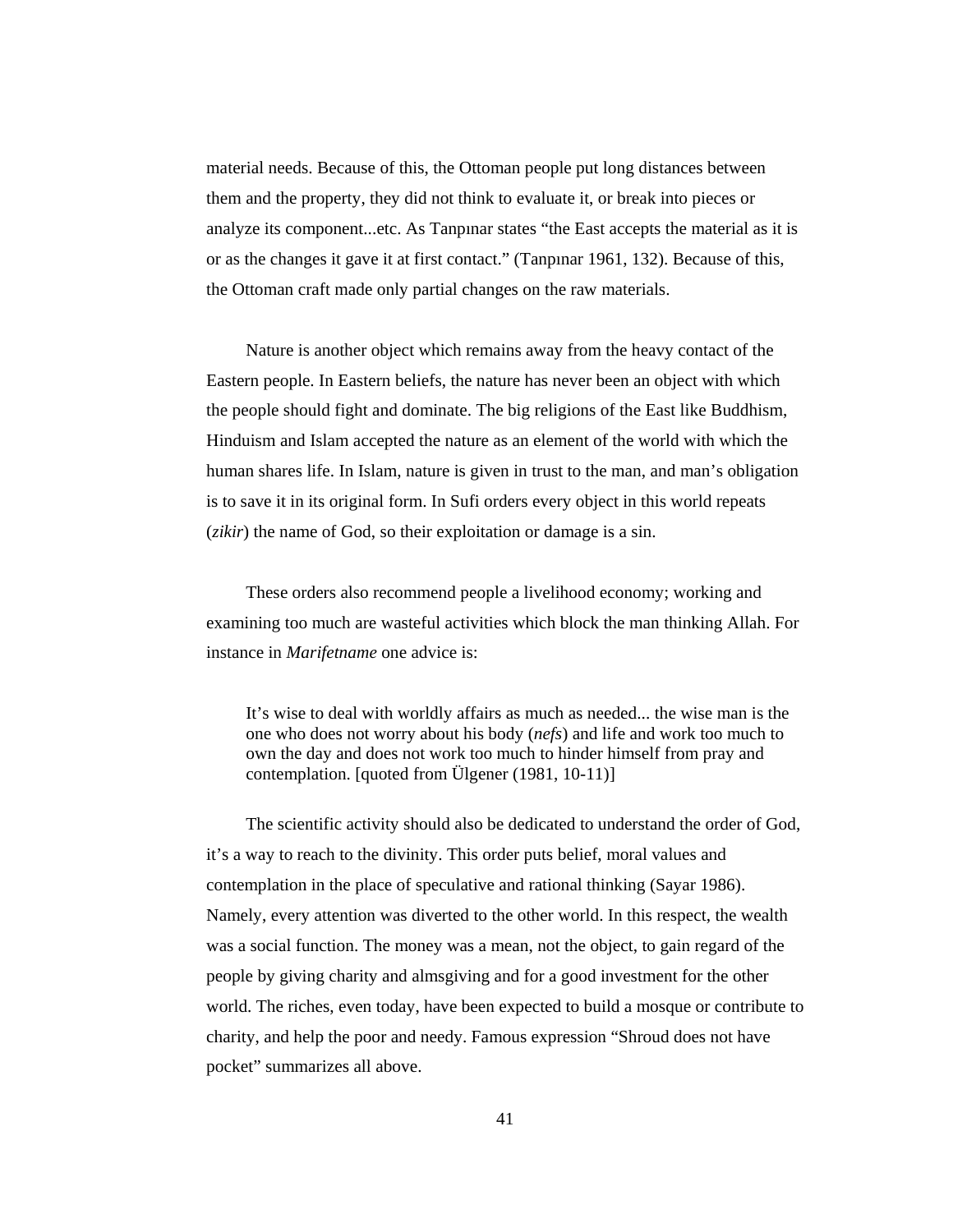material needs. Because of this, the Ottoman people put long distances between them and the property, they did not think to evaluate it, or break into pieces or analyze its component...etc. As Tanpınar states "the East accepts the material as it is or as the changes it gave it at first contact." (Tanpınar 1961, 132). Because of this, the Ottoman craft made only partial changes on the raw materials.

Nature is another object which remains away from the heavy contact of the Eastern people. In Eastern beliefs, the nature has never been an object with which the people should fight and dominate. The big religions of the East like Buddhism, Hinduism and Islam accepted the nature as an element of the world with which the human shares life. In Islam, nature is given in trust to the man, and man's obligation is to save it in its original form. In Sufi orders every object in this world repeats (*zikir*) the name of God, so their exploitation or damage is a sin.

These orders also recommend people a livelihood economy; working and examining too much are wasteful activities which block the man thinking Allah. For instance in *Marifetname* one advice is:

> It's wise to deal with worldly affairs as much as needed... the wise man is the one who does not worry about his body (*nefs*) and life and work too much to own the day and does not work too much to hinder himself from pray and contemplation. [quoted from Ülgener (1981, 10-11)]

The scientific activity should also be dedicated to understand the order of God, it's a way to reach to the divinity. This order puts belief, moral values and contemplation in the place of speculative and rational thinking (Sayar 1986). Namely, every attention was diverted to the other world. In this respect, the wealth was a social function. The money was a mean, not the object, to gain regard of the people by giving charity and almsgiving and for a good investment for the other world. The riches, even today, have been expected to build a mosque or contribute to charity, and help the poor and needy. Famous expression "Shroud does not have pocket" summarizes all above.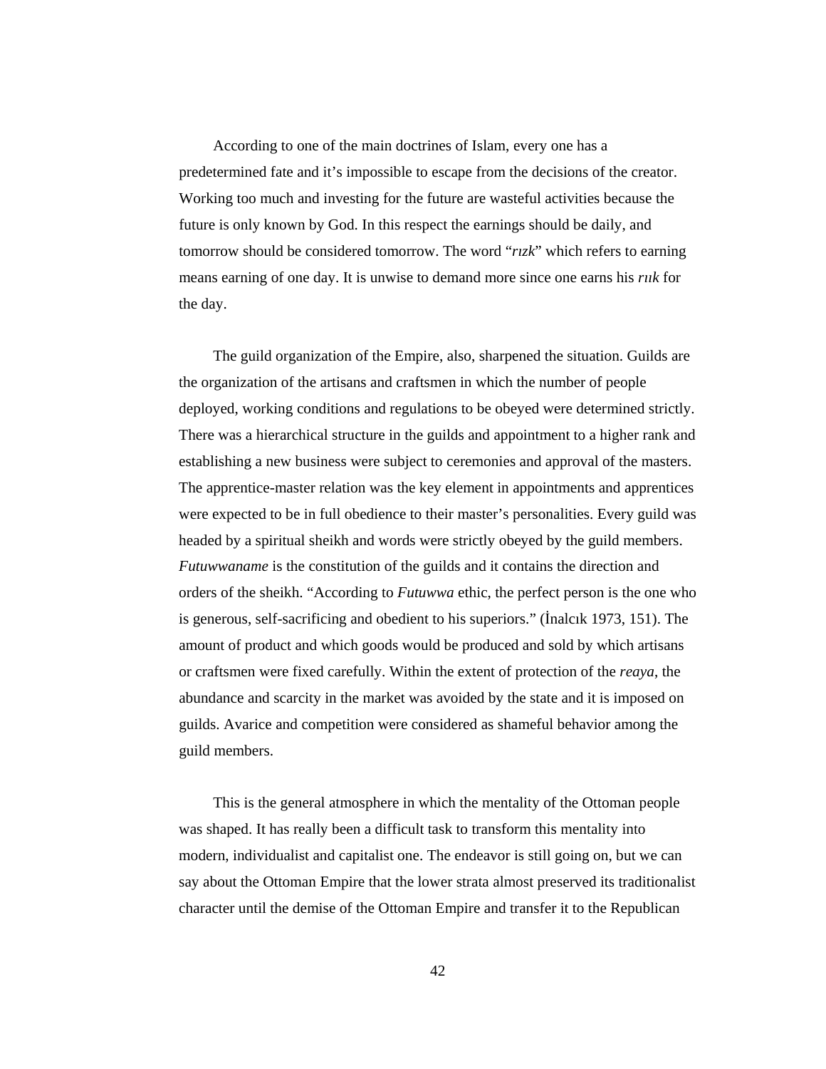According to one of the main doctrines of Islam, every one has a predetermined fate and it's impossible to escape from the decisions of the creator. Working too much and investing for the future are wasteful activities because the future is only known by God. In this respect the earnings should be daily, and tomorrow should be considered tomorrow. The word "*rızk*" which refers to earning means earning of one day. It is unwise to demand more since one earns his *rıık* for the day.

The guild organization of the Empire, also, sharpened the situation. Guilds are the organization of the artisans and craftsmen in which the number of people deployed, working conditions and regulations to be obeyed were determined strictly. There was a hierarchical structure in the guilds and appointment to a higher rank and establishing a new business were subject to ceremonies and approval of the masters. The apprentice-master relation was the key element in appointments and apprentices were expected to be in full obedience to their master's personalities. Every guild was headed by a spiritual sheikh and words were strictly obeyed by the guild members. *Futuwwaname* is the constitution of the guilds and it contains the direction and orders of the sheikh. "According to *Futuwwa* ethic, the perfect person is the one who is generous, self-sacrificing and obedient to his superiors." (İnalcık 1973, 151). The amount of product and which goods would be produced and sold by which artisans or craftsmen were fixed carefully. Within the extent of protection of the *reaya*, the abundance and scarcity in the market was avoided by the state and it is imposed on guilds. Avarice and competition were considered as shameful behavior among the guild members.

This is the general atmosphere in which the mentality of the Ottoman people was shaped. It has really been a difficult task to transform this mentality into modern, individualist and capitalist one. The endeavor is still going on, but we can say about the Ottoman Empire that the lower strata almost preserved its traditionalist character until the demise of the Ottoman Empire and transfer it to the Republican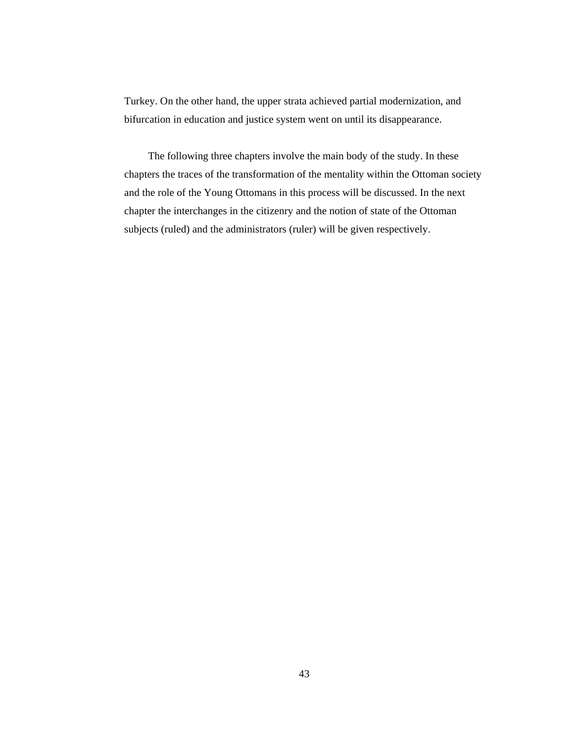Turkey. On the other hand, the upper strata achieved partial modernization, and bifurcation in education and justice system went on until its disappearance.

The following three chapters involve the main body of the study. In these chapters the traces of the transformation of the mentality within the Ottoman society and the role of the Young Ottomans in this process will be discussed. In the next chapter the interchanges in the citizenry and the notion of state of the Ottoman subjects (ruled) and the administrators (ruler) will be given respectively.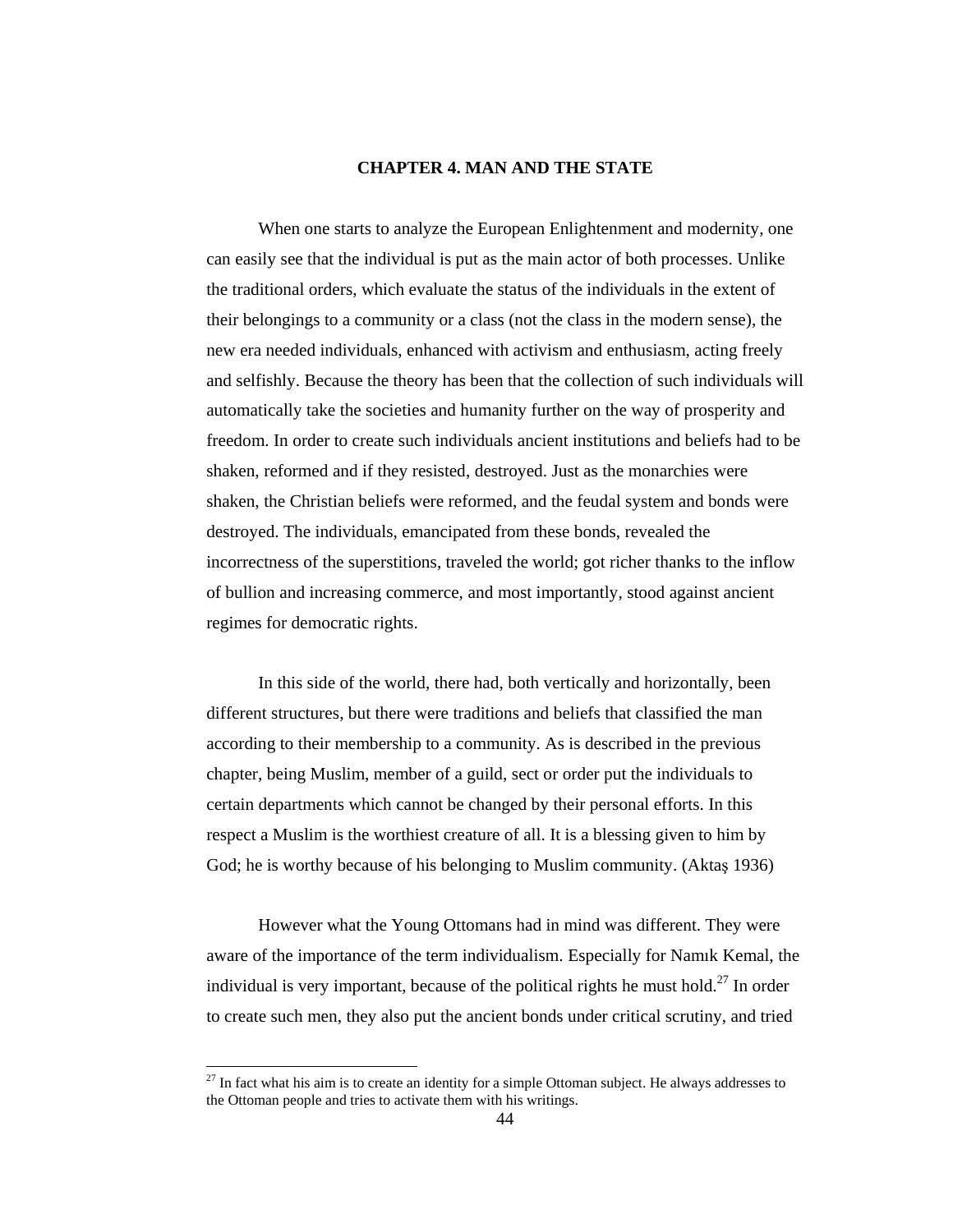# CHAPTER 4. MAN AND THE STATE

When one starts to analyze the European Enlightenment and modernity, one can easily see that the individual is put as the main actor of both processes. Unlike the traditional orders, which evaluate the status of the individuals in the extent of their belongings to a community or a class (not the class in the modern sense), the new era needed individuals, enhanced with activism and enthusiasm, acting freely and selfishly. Because the theory has been that the collection of such individuals will automatically take the societies and humanity further on the way of prosperity and freedom. In order to create such individuals ancient institutions and beliefs had to be shaken, reformed and if they resisted, destroyed. Just as the monarchies were shaken, the Christian beliefs were reformed, and the feudal system and bonds were destroyed. The individuals, emancipated from these bonds, revealed the incorrectness of the superstitions, traveled the world; got richer thanks to the inflow of bullion and increasing commerce, and most importantly, stood against ancient regimes for democratic rights.

In this side of the world, there had, both vertically and horizontally, been different structures, but there were traditions and beliefs that classified the man according to their membership to a community. As is described in the previous chapter, being Muslim, member of a guild, sect or order put the individuals to certain departments which cannot be changed by their personal efforts. In this respect a Muslim is the worthiest creature of all. It is a blessing given to him by God; he is worthy because of his belonging to Muslim community. (Aktaş 1936)

However what the Young Ottomans had in mind was different. They were aware of the importance of the term individualism. Especially for Namık Kemal, the individual is very important, because of the political rights he must hold.[27] In order to create such men, they also put the ancient bonds under critical scrutiny, and tried

[27] In fact what his aim is to create an identity for a simple Ottoman subject. He always addresses to the Ottoman people and tries to activate them with his writings.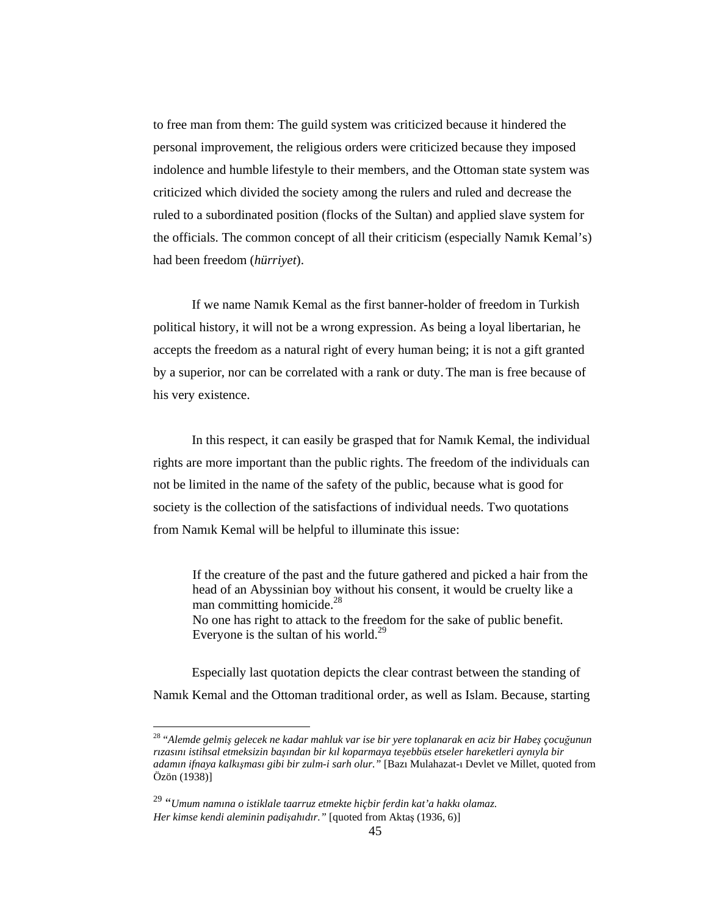to free man from them: The guild system was criticized because it hindered the personal improvement, the religious orders were criticized because they imposed indolence and humble lifestyle to their members, and the Ottoman state system was criticized which divided the society among the rulers and ruled and decrease the ruled to a subordinated position (flocks of the Sultan) and applied slave system for the officials. The common concept of all their criticism (especially Namık Kemal's) had been freedom (*hürriyet*).

If we name Namık Kemal as the first banner-holder of freedom in Turkish political history, it will not be a wrong expression. As being a loyal libertarian, he accepts the freedom as a natural right of every human being; it is not a gift granted by a superior, nor can be correlated with a rank or duty. The man is free because of his very existence.

In this respect, it can easily be grasped that for Namık Kemal, the individual rights are more important than the public rights. The freedom of the individuals can not be limited in the name of the safety of the public, because what is good for society is the collection of the satisfactions of individual needs. Two quotations from Namık Kemal will be helpful to illuminate this issue:

> If the creature of the past and the future gathered and picked a hair from the head of an Abyssinian boy without his consent, it would be cruelty like a man committing homicide.[28]
> No one has right to attack to the freedom for the sake of public benefit. Everyone is the sultan of his world.[29]

Especially last quotation depicts the clear contrast between the standing of Namık Kemal and the Ottoman traditional order, as well as Islam. Because, starting

---

[28] "*Alemde gelmiş gelecek ne kadar mahluk var ise bir yere toplanarak en aciz bir Habeş çocuğunun rızasını istihsal etmeksizin başından bir kıl koparmaya teşebbüs etseler hareketleri aynıyla bir adamın ifnaya kalkışması gibi bir zulm-i sarh olur.*" [Bazı Mulahazat-ı Devlet ve Millet, quoted from Özön (1938)]

[29] "*Umum namına o istiklale taarruz etmekte hiçbir ferdin kat'a hakkı olamaz. Her kimse kendi aleminin padişahıdır.*" [quoted from Aktaş (1936, 6)]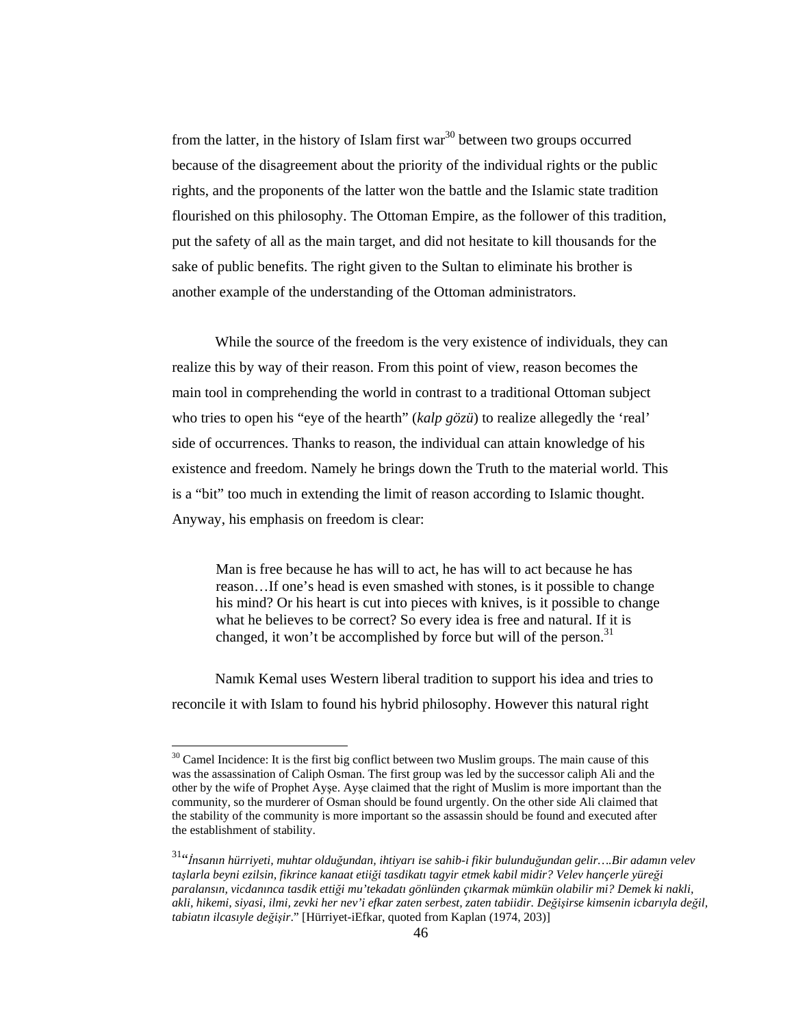from the latter, in the history of Islam first war[30] between two groups occurred because of the disagreement about the priority of the individual rights or the public rights, and the proponents of the latter won the battle and the Islamic state tradition flourished on this philosophy. The Ottoman Empire, as the follower of this tradition, put the safety of all as the main target, and did not hesitate to kill thousands for the sake of public benefits. The right given to the Sultan to eliminate his brother is another example of the understanding of the Ottoman administrators.

While the source of the freedom is the very existence of individuals, they can realize this by way of their reason. From this point of view, reason becomes the main tool in comprehending the world in contrast to a traditional Ottoman subject who tries to open his "eye of the hearth" (*kalp gözü*) to realize allegedly the 'real' side of occurrences. Thanks to reason, the individual can attain knowledge of his existence and freedom. Namely he brings down the Truth to the material world. This is a "bit" too much in extending the limit of reason according to Islamic thought. Anyway, his emphasis on freedom is clear:

> Man is free because he has will to act, he has will to act because he has reason…If one's head is even smashed with stones, is it possible to change his mind? Or his heart is cut into pieces with knives, is it possible to change what he believes to be correct? So every idea is free and natural. If it is changed, it won't be accomplished by force but will of the person.[31]

Namık Kemal uses Western liberal tradition to support his idea and tries to reconcile it with Islam to found his hybrid philosophy. However this natural right

---

[30] Camel Incidence: It is the first big conflict between two Muslim groups. The main cause of this was the assassination of Caliph Osman. The first group was led by the successor caliph Ali and the other by the wife of Prophet Ayşe. Ayşe claimed that the right of Muslim is more important than the community, so the murderer of Osman should be found urgently. On the other side Ali claimed that the stability of the community is more important so the assassin should be found and executed after the establishment of stability.

[31] "*İnsanın hürriyeti, muhtar olduğundan, ihtiyarı ise sahib-i fikir bulunduğundan gelir….Bir adamın velev taşlarla beyni ezilsin, fikrince kanaat etiiği tasdikatı tagyir etmek kabil midir? Velev hançerle yüreği paralansın, vicdanınca tasdik ettiği mu'tekadatı gönlünden çıkarmak mümkün olabilir mi? Demek ki nakli, akli, hikemi, siyasi, ilmi, zevki her nev'i efkar zaten serbest, zaten tabiidir. Değişirse kimsenin icbarıyla değil, tabiatın ilcasıyle değişir*." [Hürriyet-iEfkar, quoted from Kaplan (1974, 203)]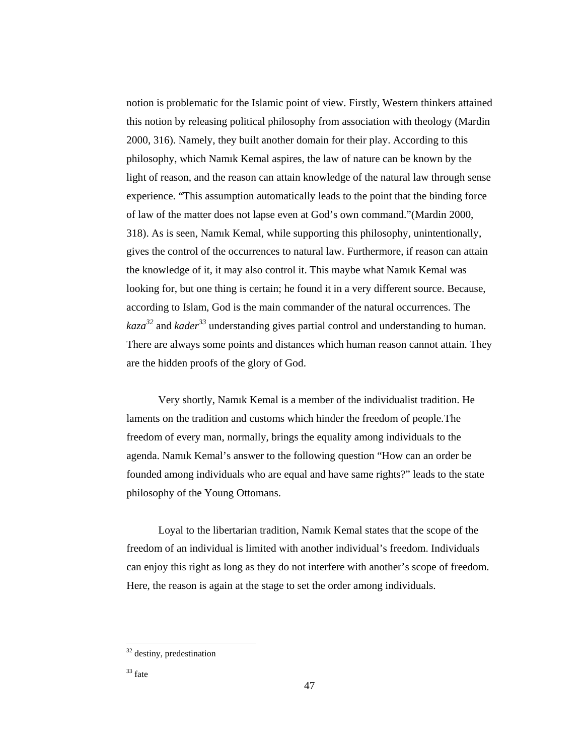notion is problematic for the Islamic point of view. Firstly, Western thinkers attained this notion by releasing political philosophy from association with theology (Mardin 2000, 316). Namely, they built another domain for their play. According to this philosophy, which Namık Kemal aspires, the law of nature can be known by the light of reason, and the reason can attain knowledge of the natural law through sense experience. "This assumption automatically leads to the point that the binding force of law of the matter does not lapse even at God's own command."(Mardin 2000, 318). As is seen, Namık Kemal, while supporting this philosophy, unintentionally, gives the control of the occurrences to natural law. Furthermore, if reason can attain the knowledge of it, it may also control it. This maybe what Namık Kemal was looking for, but one thing is certain; he found it in a very different source. Because, according to Islam, God is the main commander of the natural occurrences. The *kaza*[32] and *kader*[33] understanding gives partial control and understanding to human. There are always some points and distances which human reason cannot attain. They are the hidden proofs of the glory of God.

Very shortly, Namık Kemal is a member of the individualist tradition. He laments on the tradition and customs which hinder the freedom of people.The freedom of every man, normally, brings the equality among individuals to the agenda. Namık Kemal's answer to the following question "How can an order be founded among individuals who are equal and have same rights?" leads to the state philosophy of the Young Ottomans.

Loyal to the libertarian tradition, Namık Kemal states that the scope of the freedom of an individual is limited with another individual's freedom. Individuals can enjoy this right as long as they do not interfere with another's scope of freedom. Here, the reason is again at the stage to set the order among individuals.

---

[32] destiny, predestination

[33] fate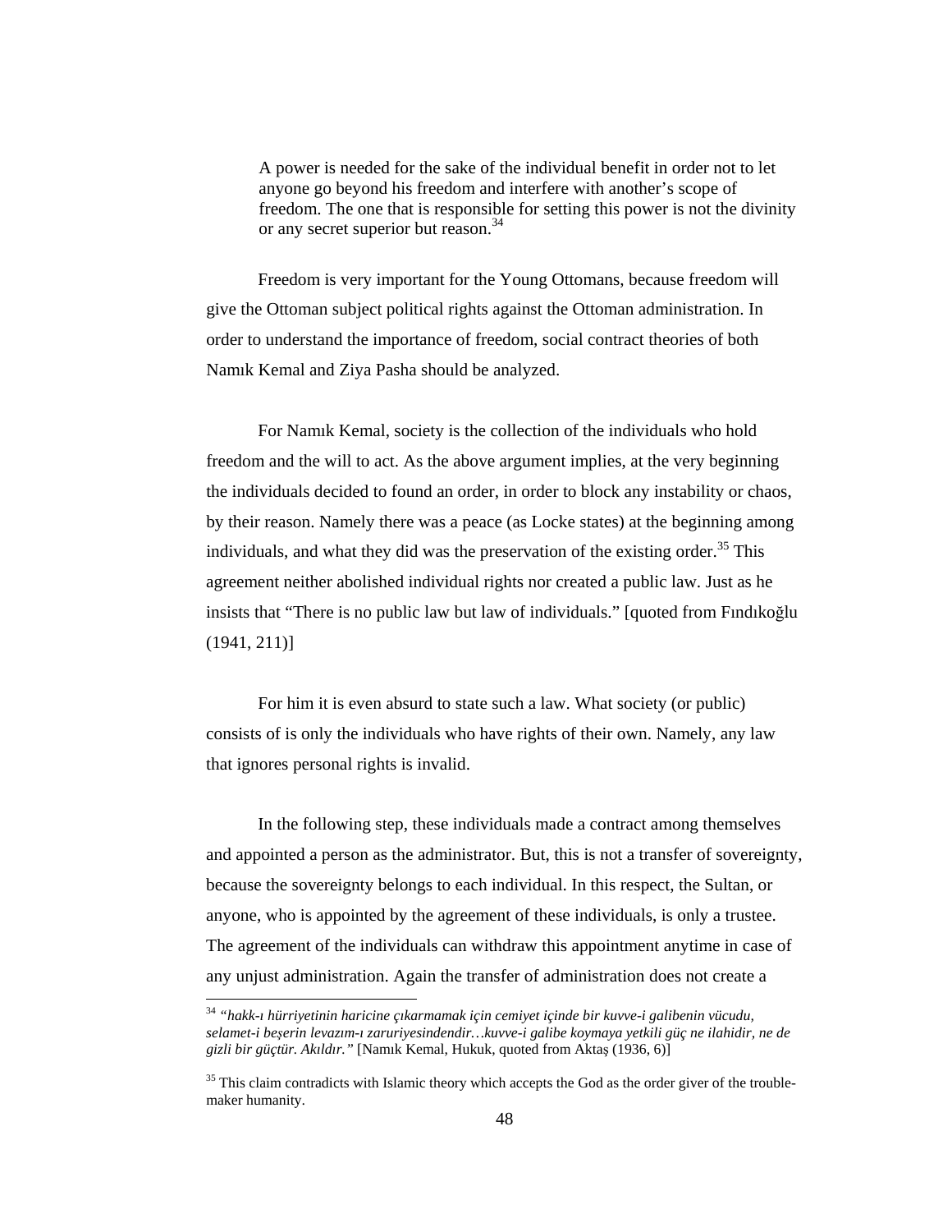> A power is needed for the sake of the individual benefit in order not to let anyone go beyond his freedom and interfere with another's scope of freedom. The one that is responsible for setting this power is not the divinity or any secret superior but reason.[34]

Freedom is very important for the Young Ottomans, because freedom will give the Ottoman subject political rights against the Ottoman administration. In order to understand the importance of freedom, social contract theories of both Namık Kemal and Ziya Pasha should be analyzed.

For Namık Kemal, society is the collection of the individuals who hold freedom and the will to act. As the above argument implies, at the very beginning the individuals decided to found an order, in order to block any instability or chaos, by their reason. Namely there was a peace (as Locke states) at the beginning among individuals, and what they did was the preservation of the existing order.[35] This agreement neither abolished individual rights nor created a public law. Just as he insists that "There is no public law but law of individuals." [quoted from Fındıkoğlu (1941, 211)]

For him it is even absurd to state such a law. What society (or public) consists of is only the individuals who have rights of their own. Namely, any law that ignores personal rights is invalid.

In the following step, these individuals made a contract among themselves and appointed a person as the administrator. But, this is not a transfer of sovereignty, because the sovereignty belongs to each individual. In this respect, the Sultan, or anyone, who is appointed by the agreement of these individuals, is only a trustee. The agreement of the individuals can withdraw this appointment anytime in case of any unjust administration. Again the transfer of administration does not create a

---

[34] *"hakk-ı hürriyetinin haricine çıkarmamak için cemiyet içinde bir kuvve-i galibenin vücudu, selamet-i beşerin levazım-ı zaruriyesindendir…kuvve-i galibe koymaya yetkili güç ne ilahidir, ne de gizli bir güçtür. Akıldır."* [Namık Kemal, Hukuk, quoted from Aktaş (1936, 6)]

[35] This claim contradicts with Islamic theory which accepts the God as the order giver of the trouble-maker humanity.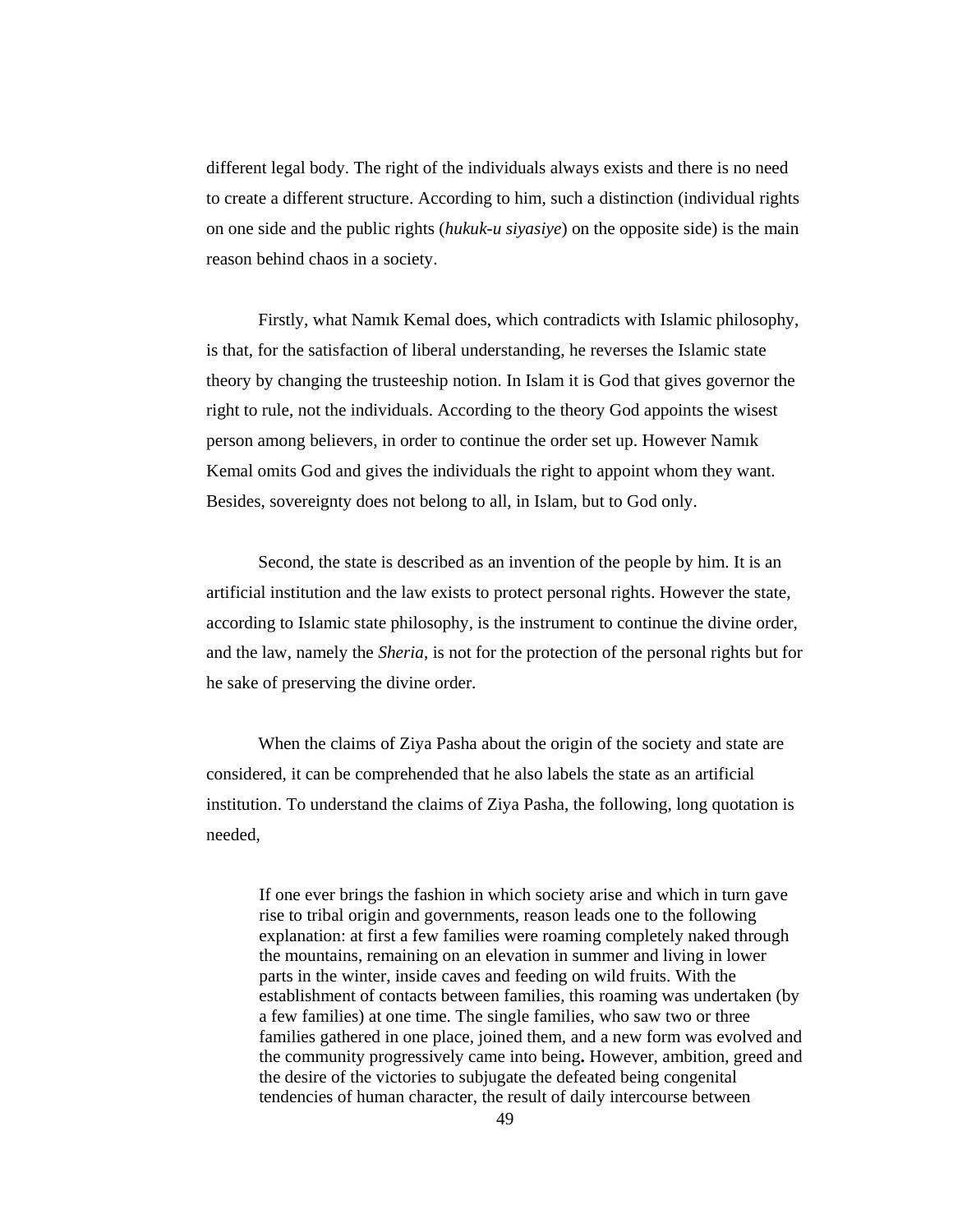different legal body. The right of the individuals always exists and there is no need to create a different structure. According to him, such a distinction (individual rights on one side and the public rights (*hukuk-u siyasiye*) on the opposite side) is the main reason behind chaos in a society.

Firstly, what Namık Kemal does, which contradicts with Islamic philosophy, is that, for the satisfaction of liberal understanding, he reverses the Islamic state theory by changing the trusteeship notion. In Islam it is God that gives governor the right to rule, not the individuals. According to the theory God appoints the wisest person among believers, in order to continue the order set up. However Namık Kemal omits God and gives the individuals the right to appoint whom they want. Besides, sovereignty does not belong to all, in Islam, but to God only.

Second, the state is described as an invention of the people by him. It is an artificial institution and the law exists to protect personal rights. However the state, according to Islamic state philosophy, is the instrument to continue the divine order, and the law, namely the *Sheria*, is not for the protection of the personal rights but for he sake of preserving the divine order.

When the claims of Ziya Pasha about the origin of the society and state are considered, it can be comprehended that he also labels the state as an artificial institution. To understand the claims of Ziya Pasha, the following, long quotation is needed,

> If one ever brings the fashion in which society arise and which in turn gave rise to tribal origin and governments, reason leads one to the following explanation: at first a few families were roaming completely naked through the mountains, remaining on an elevation in summer and living in lower parts in the winter, inside caves and feeding on wild fruits. With the establishment of contacts between families, this roaming was undertaken (by a few families) at one time. The single families, who saw two or three families gathered in one place, joined them, and a new form was evolved and the community progressively came into being**.** However, ambition, greed and the desire of the victories to subjugate the defeated being congenital tendencies of human character, the result of daily intercourse between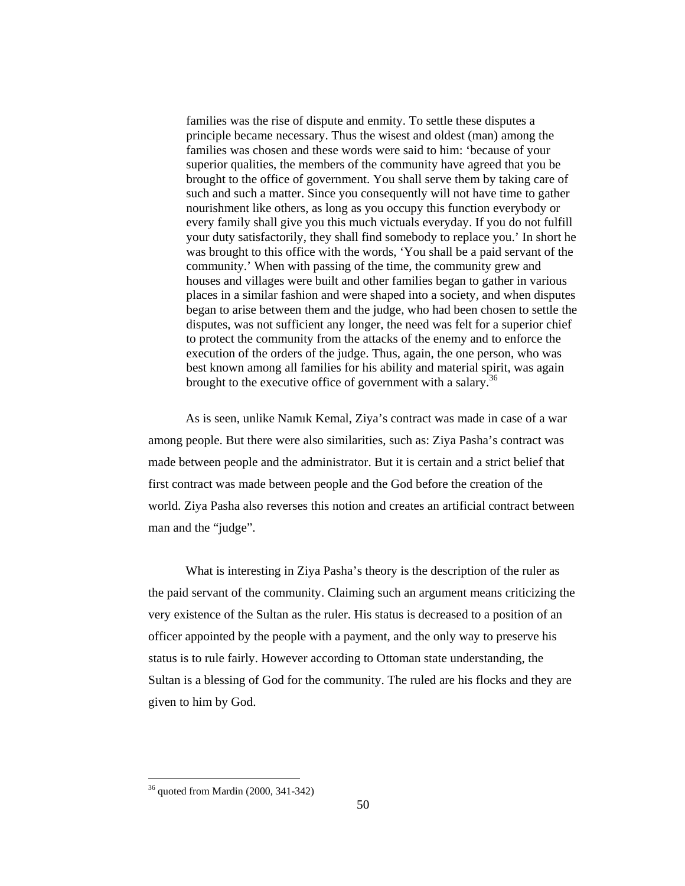> families was the rise of dispute and enmity. To settle these disputes a principle became necessary. Thus the wisest and oldest (man) among the families was chosen and these words were said to him: 'because of your superior qualities, the members of the community have agreed that you be brought to the office of government. You shall serve them by taking care of such and such a matter. Since you consequently will not have time to gather nourishment like others, as long as you occupy this function everybody or every family shall give you this much victuals everyday. If you do not fulfill your duty satisfactorily, they shall find somebody to replace you.' In short he was brought to this office with the words, 'You shall be a paid servant of the community.' When with passing of the time, the community grew and houses and villages were built and other families began to gather in various places in a similar fashion and were shaped into a society, and when disputes began to arise between them and the judge, who had been chosen to settle the disputes, was not sufficient any longer, the need was felt for a superior chief to protect the community from the attacks of the enemy and to enforce the execution of the orders of the judge. Thus, again, the one person, who was best known among all families for his ability and material spirit, was again brought to the executive office of government with a salary.[36]

As is seen, unlike Namık Kemal, Ziya's contract was made in case of a war among people. But there were also similarities, such as: Ziya Pasha's contract was made between people and the administrator. But it is certain and a strict belief that first contract was made between people and the God before the creation of the world. Ziya Pasha also reverses this notion and creates an artificial contract between man and the "judge".

What is interesting in Ziya Pasha's theory is the description of the ruler as the paid servant of the community. Claiming such an argument means criticizing the very existence of the Sultan as the ruler. His status is decreased to a position of an officer appointed by the people with a payment, and the only way to preserve his status is to rule fairly. However according to Ottoman state understanding, the Sultan is a blessing of God for the community. The ruled are his flocks and they are given to him by God.

---

[36] quoted from Mardin (2000, 341-342)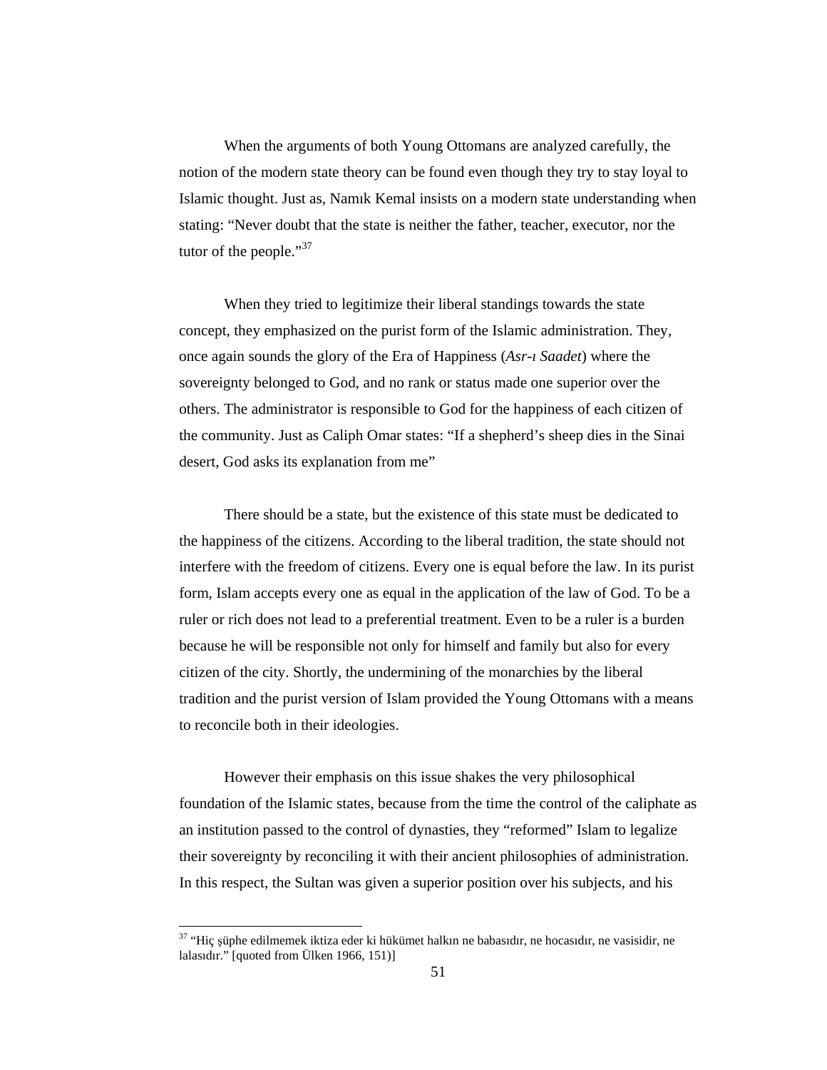When the arguments of both Young Ottomans are analyzed carefully, the notion of the modern state theory can be found even though they try to stay loyal to Islamic thought. Just as, Namık Kemal insists on a modern state understanding when stating: "Never doubt that the state is neither the father, teacher, executor, nor the tutor of the people."[37]

When they tried to legitimize their liberal standings towards the state concept, they emphasized on the purist form of the Islamic administration. They, once again sounds the glory of the Era of Happiness (*Asr-ı Saadet*) where the sovereignty belonged to God, and no rank or status made one superior over the others. The administrator is responsible to God for the happiness of each citizen of the community. Just as Caliph Omar states: "If a shepherd's sheep dies in the Sinai desert, God asks its explanation from me"

There should be a state, but the existence of this state must be dedicated to the happiness of the citizens. According to the liberal tradition, the state should not interfere with the freedom of citizens. Every one is equal before the law. In its purist form, Islam accepts every one as equal in the application of the law of God. To be a ruler or rich does not lead to a preferential treatment. Even to be a ruler is a burden because he will be responsible not only for himself and family but also for every citizen of the city. Shortly, the undermining of the monarchies by the liberal tradition and the purist version of Islam provided the Young Ottomans with a means to reconcile both in their ideologies.

However their emphasis on this issue shakes the very philosophical foundation of the Islamic states, because from the time the control of the caliphate as an institution passed to the control of dynasties, they "reformed" Islam to legalize their sovereignty by reconciling it with their ancient philosophies of administration. In this respect, the Sultan was given a superior position over his subjects, and his

---

[37] "Hiç şüphe edilmemek iktiza eder ki hükümet halkın ne babasıdır, ne hocasıdır, ne vasisidir, ne lalasıdır." [quoted from Ülken 1966, 151)]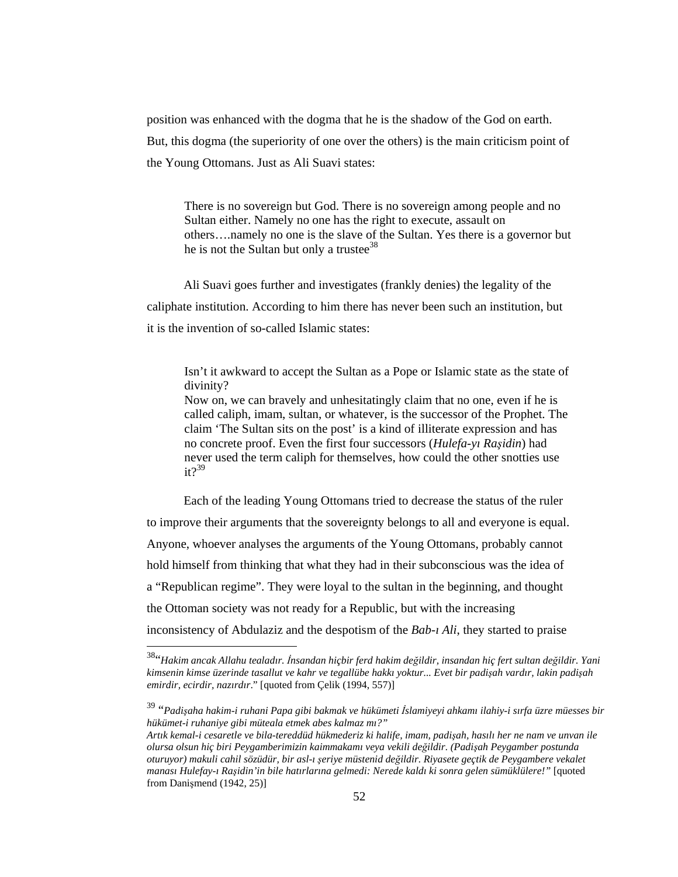position was enhanced with the dogma that he is the shadow of the God on earth. But, this dogma (the superiority of one over the others) is the main criticism point of the Young Ottomans. Just as Ali Suavi states:

> There is no sovereign but God. There is no sovereign among people and no Sultan either. Namely no one has the right to execute, assault on others….namely no one is the slave of the Sultan. Yes there is a governor but he is not the Sultan but only a trustee[38]

Ali Suavi goes further and investigates (frankly denies) the legality of the caliphate institution. According to him there has never been such an institution, but it is the invention of so-called Islamic states:

> Isn't it awkward to accept the Sultan as a Pope or Islamic state as the state of divinity?
> Now on, we can bravely and unhesitatingly claim that no one, even if he is called caliph, imam, sultan, or whatever, is the successor of the Prophet. The claim 'The Sultan sits on the post' is a kind of illiterate expression and has no concrete proof. Even the first four successors (*Hulefa-yı Raşidin*) had never used the term caliph for themselves, how could the other snotties use it?[39]

Each of the leading Young Ottomans tried to decrease the status of the ruler to improve their arguments that the sovereignty belongs to all and everyone is equal. Anyone, whoever analyses the arguments of the Young Ottomans, probably cannot hold himself from thinking that what they had in their subconscious was the idea of a "Republican regime". They were loyal to the sultan in the beginning, and thought the Ottoman society was not ready for a Republic, but with the increasing inconsistency of Abdulaziz and the despotism of the *Bab-ı Ali*, they started to praise

---

[38] "*Hakim ancak Allahu tealadır. İnsandan hiçbir ferd hakim değildir, insandan hiç fert sultan değildir. Yani kimsenin kimse üzerinde tasallut ve kahr ve tegallübe hakkı yoktur... Evet bir padişah vardır, lakin padişah emirdir, ecirdir, nazırdır*." [quoted from Çelik (1994, 557)]

[39] "*Padişaha hakim-i ruhani Papa gibi bakmak ve hükümeti İslamiyeyi ahkamı ilahiy-i sırfa üzre müesses bir hükümet-i ruhaniye gibi müteala etmek abes kalmaz mı?"*
*Artık kemal-i cesaretle ve bila-tereddüd hükmederiz ki halife, imam, padişah, hasılı her ne nam ve unvan ile olursa olsun hiç biri Peygamberimizin kaimmakamı veya vekili değildir. (Padişah Peygamber postunda oturuyor) makuli cahil sözüdür, bir asl-ı şeriye müstenid değildir. Riyasete geçtik de Peygambere vekalet manası Hulefay-ı Raşidin'in bile hatırlarına gelmedi: Nerede kaldı ki sonra gelen sümüklülere!"* [quoted from Danişmend (1942, 25)]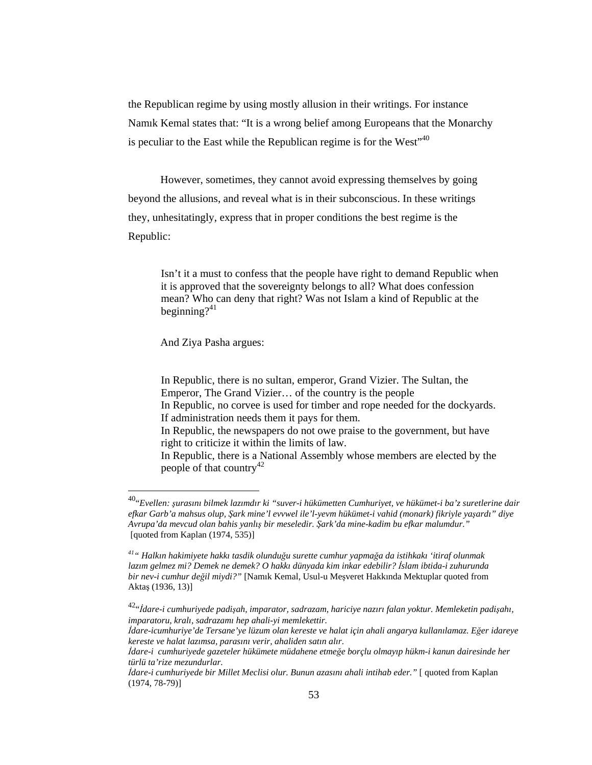the Republican regime by using mostly allusion in their writings. For instance Namık Kemal states that: “It is a wrong belief among Europeans that the Monarchy is peculiar to the East while the Republican regime is for the West”[40]

However, sometimes, they cannot avoid expressing themselves by going beyond the allusions, and reveal what is in their subconscious. In these writings they, unhesitatingly, express that in proper conditions the best regime is the Republic:

> Isn’t it a must to confess that the people have right to demand Republic when it is approved that the sovereignty belongs to all? What does confession mean? Who can deny that right? Was not Islam a kind of Republic at the beginning?[41]

And Ziya Pasha argues:

> In Republic, there is no sultan, emperor, Grand Vizier. The Sultan, the Emperor, The Grand Vizier… of the country is the people
> In Republic, no corvee is used for timber and rope needed for the dockyards. If administration needs them it pays for them.
> In Republic, the newspapers do not owe praise to the government, but have right to criticize it within the limits of law.
> In Republic, there is a National Assembly whose members are elected by the people of that country[42]

---

[40] *“Evellen: şurasını bilmek lazımdır ki “suver-i hükümetten Cumhuriyet, ve hükümet-i ba’z suretlerine dair efkar Garb’a mahsus olup, Şark mine’l evvwel ile’l-yevm hükümet-i vahid (monark) fikriyle yaşardı” diye Avrupa’da mevcud olan bahis yanlış bir meseledir. Şark’da mine-kadim bu efkar malumdur.”* [quoted from Kaplan (1974, 535)]

[41] *“ Halkın hakimiyete hakkı tasdik olunduğu surette cumhur yapmağa da istihkakı ‘itiraf olunmak lazım gelmez mi? Demek ne demek? O hakkı dünyada kim inkar edebilir? İslam ibtida-i zuhurunda bir nev-i cumhur değil miydi?”* [Namık Kemal, Usul-u Meşveret Hakkında Mektuplar quoted from Aktaş (1936, 13)]

[42] *“İdare-i cumhuriyede padişah, imparator, sadrazam, hariciye nazırı falan yoktur. Memleketin padişahı, imparatoru, kralı, sadrazamı hep ahali-yi memlekettir.*
*İdare-icumhuriye’de Tersane’ye lüzum olan kereste ve halat için ahali angarya kullanılamaz. Eğer idareye kereste ve halat lazımsa, parasını verir, ahaliden satın alır.*
*İdare-i cumhuriyede gazeteler hükümete müdahene etmeğe borçlu olmayıp hükm-i kanun dairesinde her türlü ta’rize mezundurlar.*
*İdare-i cumhuriyede bir Millet Meclisi olur. Bunun azasını ahali intihab eder.”* [ quoted from Kaplan (1974, 78-79)]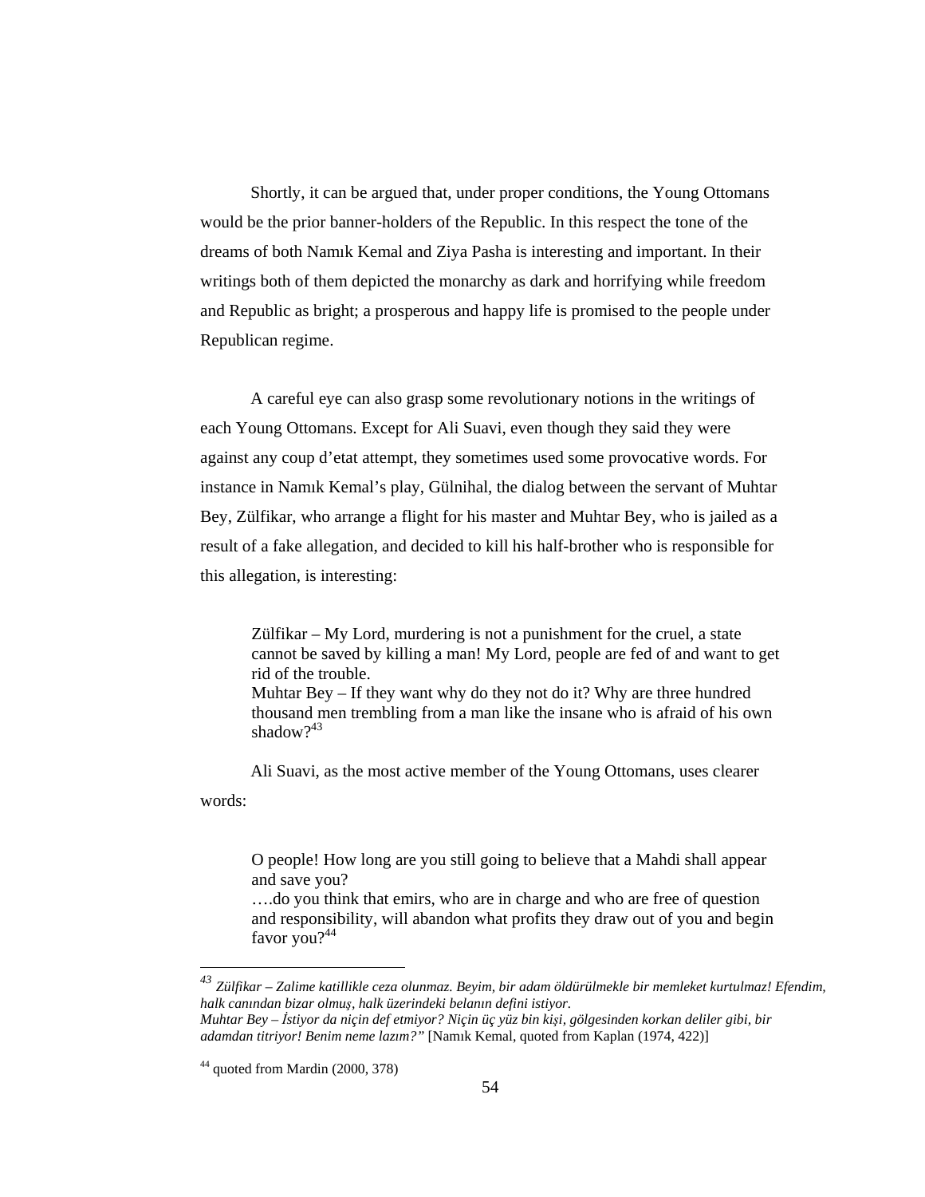Shortly, it can be argued that, under proper conditions, the Young Ottomans would be the prior banner-holders of the Republic. In this respect the tone of the dreams of both Namık Kemal and Ziya Pasha is interesting and important. In their writings both of them depicted the monarchy as dark and horrifying while freedom and Republic as bright; a prosperous and happy life is promised to the people under Republican regime.

A careful eye can also grasp some revolutionary notions in the writings of each Young Ottomans. Except for Ali Suavi, even though they said they were against any coup d'etat attempt, they sometimes used some provocative words. For instance in Namık Kemal's play, Gülnihal, the dialog between the servant of Muhtar Bey, Zülfikar, who arrange a flight for his master and Muhtar Bey, who is jailed as a result of a fake allegation, and decided to kill his half-brother who is responsible for this allegation, is interesting:

> Zülfikar – My Lord, murdering is not a punishment for the cruel, a state cannot be saved by killing a man! My Lord, people are fed of and want to get rid of the trouble.
> Muhtar Bey – If they want why do they not do it? Why are three hundred thousand men trembling from a man like the insane who is afraid of his own shadow?[43]

Ali Suavi, as the most active member of the Young Ottomans, uses clearer words:

> O people! How long are you still going to believe that a Mahdi shall appear and save you?
> ….do you think that emirs, who are in charge and who are free of question and responsibility, will abandon what profits they draw out of you and begin favor you?[44]

---

[43] *Zülfikar – Zalime katillikle ceza olunmaz. Beyim, bir adam öldürülmekle bir memleket kurtulmaz! Efendim, halk canından bizar olmuş, halk üzerindeki belanın defini istiyor.*
*Muhtar Bey – İstiyor da niçin def etmiyor? Niçin üç yüz bin kişi, gölgesinden korkan deliler gibi, bir adamdan titriyor! Benim neme lazım?"* [Namık Kemal, quoted from Kaplan (1974, 422)]

[44] quoted from Mardin (2000, 378)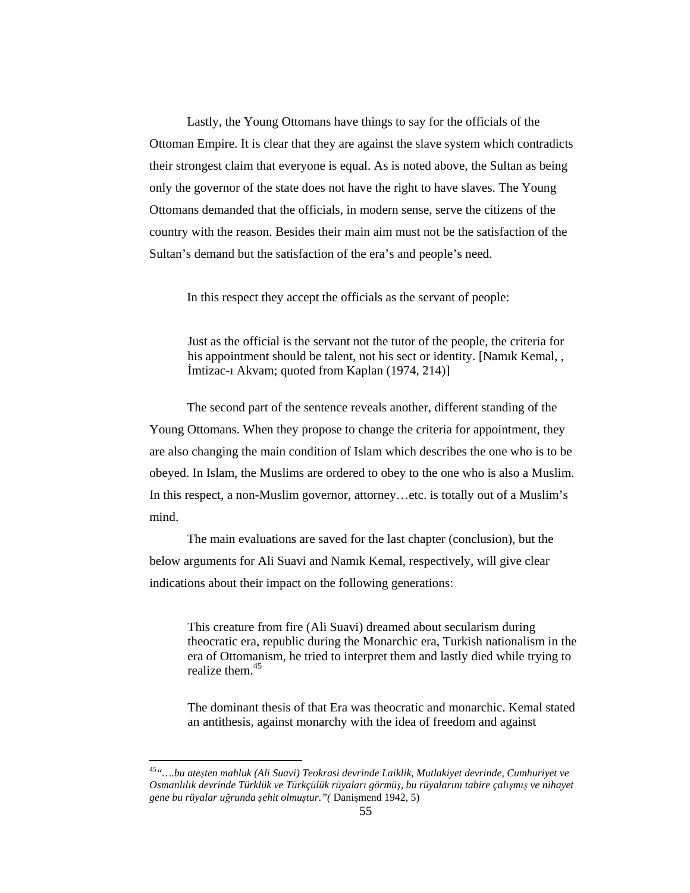Lastly, the Young Ottomans have things to say for the officials of the Ottoman Empire. It is clear that they are against the slave system which contradicts their strongest claim that everyone is equal. As is noted above, the Sultan as being only the governor of the state does not have the right to have slaves. The Young Ottomans demanded that the officials, in modern sense, serve the citizens of the country with the reason. Besides their main aim must not be the satisfaction of the Sultan's demand but the satisfaction of the era's and people's need.

In this respect they accept the officials as the servant of people:

> Just as the official is the servant not the tutor of the people, the criteria for his appointment should be talent, not his sect or identity. [Namık Kemal, , İmtizac-ı Akvam; quoted from Kaplan (1974, 214)]

The second part of the sentence reveals another, different standing of the Young Ottomans. When they propose to change the criteria for appointment, they are also changing the main condition of Islam which describes the one who is to be obeyed. In Islam, the Muslims are ordered to obey to the one who is also a Muslim. In this respect, a non-Muslim governor, attorney…etc. is totally out of a Muslim's mind.

The main evaluations are saved for the last chapter (conclusion), but the below arguments for Ali Suavi and Namık Kemal, respectively, will give clear indications about their impact on the following generations:

> This creature from fire (Ali Suavi) dreamed about secularism during theocratic era, republic during the Monarchic era, Turkish nationalism in the era of Ottomanism, he tried to interpret them and lastly died while trying to realize them.[45]

> The dominant thesis of that Era was theocratic and monarchic. Kemal stated an antithesis, against monarchy with the idea of freedom and against

[45] *"….bu ateşten mahluk (Ali Suavi) Teokrasi devrinde Laiklik, Mutlakiyet devrinde, Cumhuriyet ve Osmanlılık devrinde Türklük ve Türkçülük rüyaları görmüş, bu rüyalarını tabire çalışmış ve nihayet gene bu rüyalar uğrunda şehit olmuştur."(* Danişmend 1942, 5)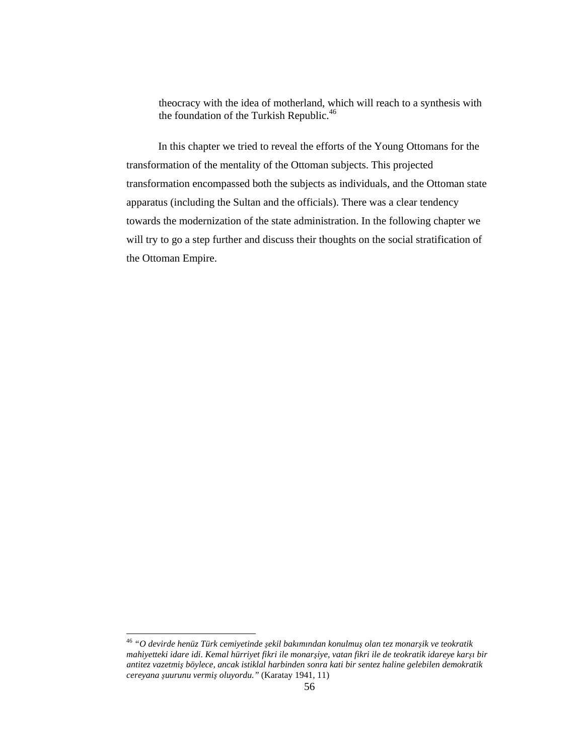> theocracy with the idea of motherland, which will reach to a synthesis with the foundation of the Turkish Republic.[46]

In this chapter we tried to reveal the efforts of the Young Ottomans for the transformation of the mentality of the Ottoman subjects. This projected transformation encompassed both the subjects as individuals, and the Ottoman state apparatus (including the Sultan and the officials). There was a clear tendency towards the modernization of the state administration. In the following chapter we will try to go a step further and discuss their thoughts on the social stratification of the Ottoman Empire.

---

[46] *"O devirde henüz Türk cemiyetinde şekil bakımından konulmuş olan tez monarşik ve teokratik mahiyetteki idare idi. Kemal hürriyet fikri ile monarşiye, vatan fikri ile de teokratik idareye karşı bir antitez vazetmiş böylece, ancak istiklal harbinden sonra kati bir sentez haline gelebilen demokratik cereyana şuurunu vermiş oluyordu."* (Karatay 1941, 11)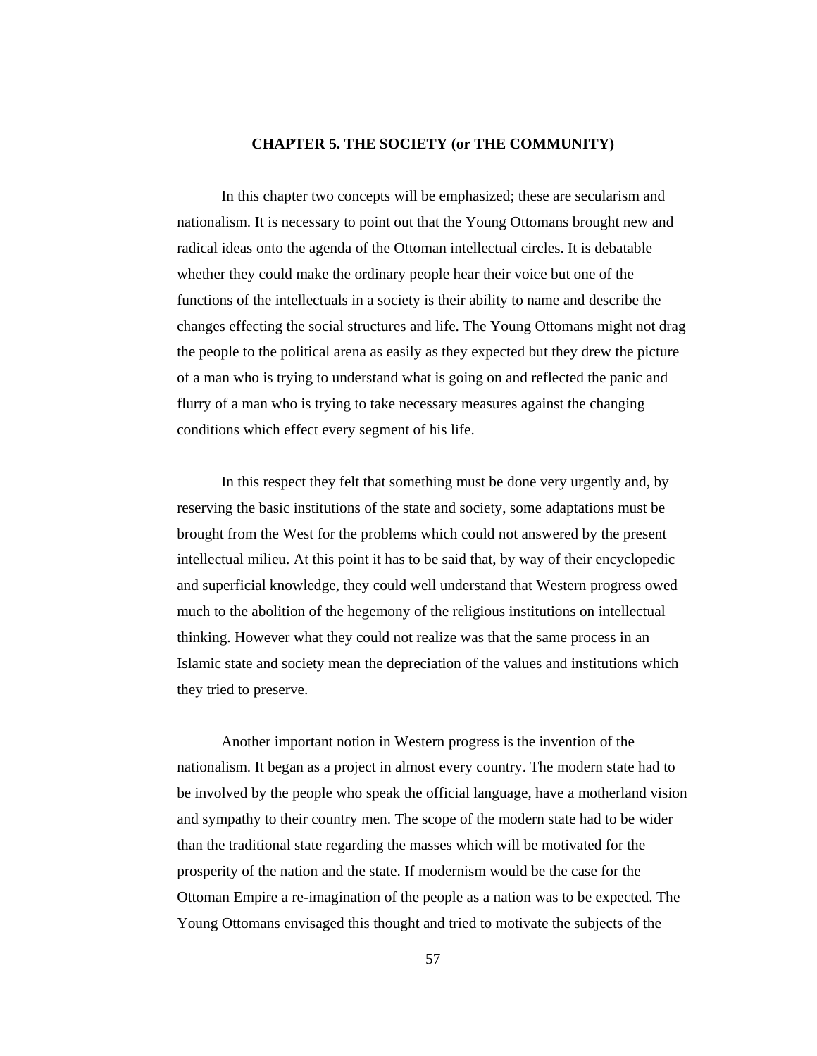# CHAPTER 5. THE SOCIETY (or THE COMMUNITY)

In this chapter two concepts will be emphasized; these are secularism and nationalism. It is necessary to point out that the Young Ottomans brought new and radical ideas onto the agenda of the Ottoman intellectual circles. It is debatable whether they could make the ordinary people hear their voice but one of the functions of the intellectuals in a society is their ability to name and describe the changes effecting the social structures and life. The Young Ottomans might not drag the people to the political arena as easily as they expected but they drew the picture of a man who is trying to understand what is going on and reflected the panic and flurry of a man who is trying to take necessary measures against the changing conditions which effect every segment of his life.

In this respect they felt that something must be done very urgently and, by reserving the basic institutions of the state and society, some adaptations must be brought from the West for the problems which could not answered by the present intellectual milieu. At this point it has to be said that, by way of their encyclopedic and superficial knowledge, they could well understand that Western progress owed much to the abolition of the hegemony of the religious institutions on intellectual thinking. However what they could not realize was that the same process in an Islamic state and society mean the depreciation of the values and institutions which they tried to preserve.

Another important notion in Western progress is the invention of the nationalism. It began as a project in almost every country. The modern state had to be involved by the people who speak the official language, have a motherland vision and sympathy to their country men. The scope of the modern state had to be wider than the traditional state regarding the masses which will be motivated for the prosperity of the nation and the state. If modernism would be the case for the Ottoman Empire a re-imagination of the people as a nation was to be expected. The Young Ottomans envisaged this thought and tried to motivate the subjects of the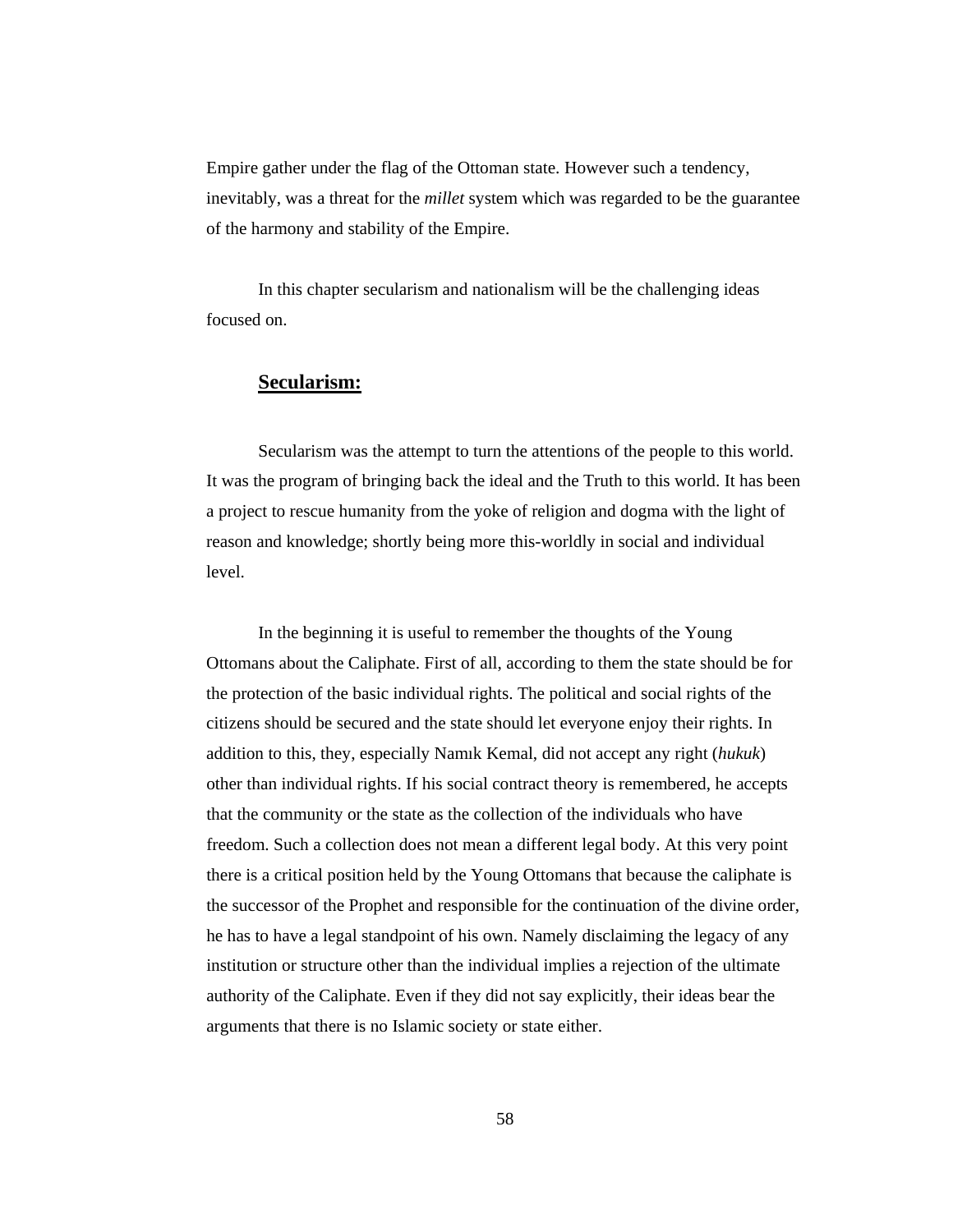Empire gather under the flag of the Ottoman state. However such a tendency, inevitably, was a threat for the *millet* system which was regarded to be the guarantee of the harmony and stability of the Empire.

In this chapter secularism and nationalism will be the challenging ideas focused on.

## Secularism:

Secularism was the attempt to turn the attentions of the people to this world. It was the program of bringing back the ideal and the Truth to this world. It has been a project to rescue humanity from the yoke of religion and dogma with the light of reason and knowledge; shortly being more this-worldly in social and individual level.

In the beginning it is useful to remember the thoughts of the Young Ottomans about the Caliphate. First of all, according to them the state should be for the protection of the basic individual rights. The political and social rights of the citizens should be secured and the state should let everyone enjoy their rights. In addition to this, they, especially Namık Kemal, did not accept any right (*hukuk*) other than individual rights. If his social contract theory is remembered, he accepts that the community or the state as the collection of the individuals who have freedom. Such a collection does not mean a different legal body. At this very point there is a critical position held by the Young Ottomans that because the caliphate is the successor of the Prophet and responsible for the continuation of the divine order, he has to have a legal standpoint of his own. Namely disclaiming the legacy of any institution or structure other than the individual implies a rejection of the ultimate authority of the Caliphate. Even if they did not say explicitly, their ideas bear the arguments that there is no Islamic society or state either.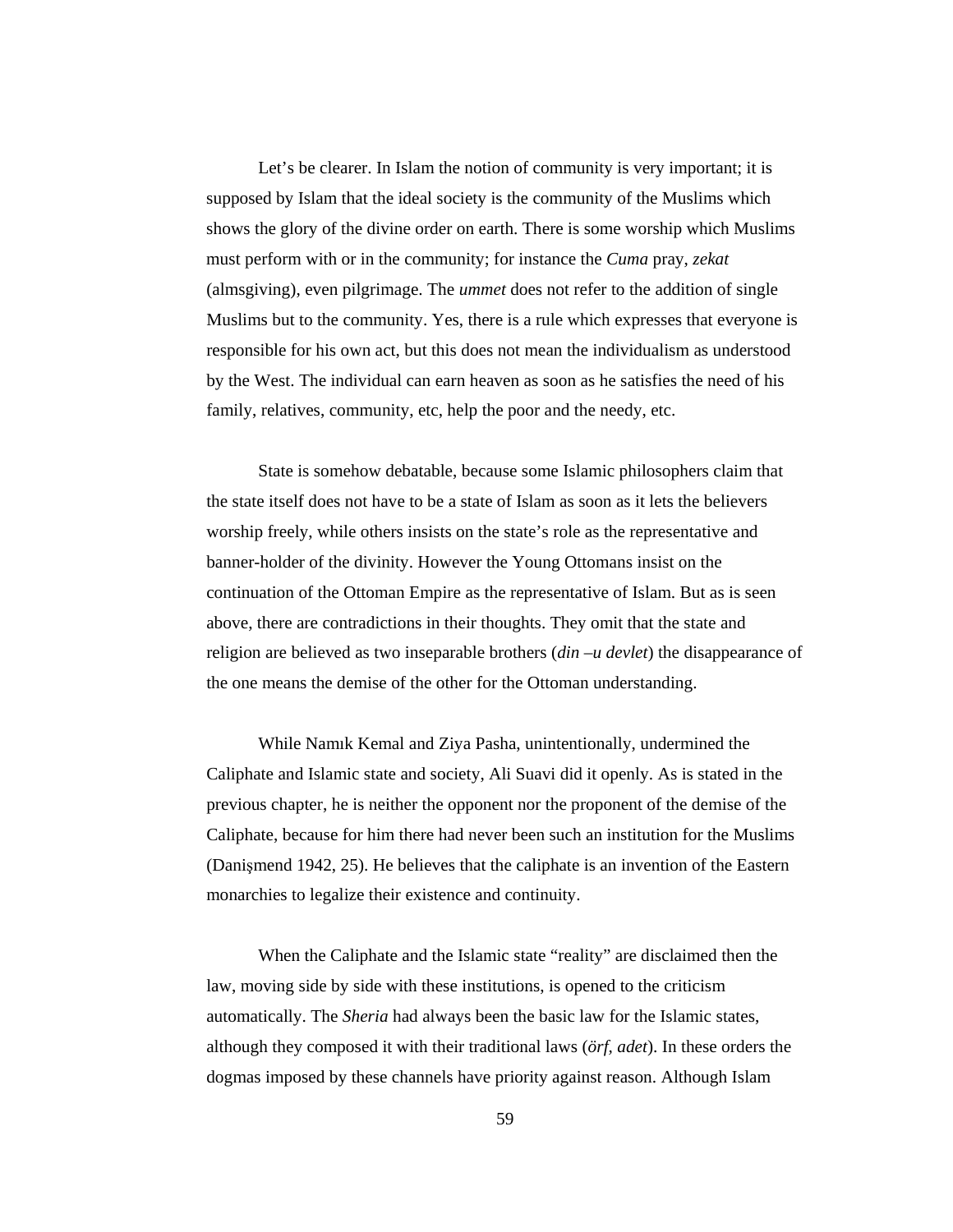Let's be clearer. In Islam the notion of community is very important; it is supposed by Islam that the ideal society is the community of the Muslims which shows the glory of the divine order on earth. There is some worship which Muslims must perform with or in the community; for instance the *Cuma* pray, *zekat* (almsgiving), even pilgrimage. The *ummet* does not refer to the addition of single Muslims but to the community. Yes, there is a rule which expresses that everyone is responsible for his own act, but this does not mean the individualism as understood by the West. The individual can earn heaven as soon as he satisfies the need of his family, relatives, community, etc, help the poor and the needy, etc.

State is somehow debatable, because some Islamic philosophers claim that the state itself does not have to be a state of Islam as soon as it lets the believers worship freely, while others insists on the state's role as the representative and banner-holder of the divinity. However the Young Ottomans insist on the continuation of the Ottoman Empire as the representative of Islam. But as is seen above, there are contradictions in their thoughts. They omit that the state and religion are believed as two inseparable brothers (*din –u devlet*) the disappearance of the one means the demise of the other for the Ottoman understanding.

While Namık Kemal and Ziya Pasha, unintentionally, undermined the Caliphate and Islamic state and society, Ali Suavi did it openly. As is stated in the previous chapter, he is neither the opponent nor the proponent of the demise of the Caliphate, because for him there had never been such an institution for the Muslims (Danişmend 1942, 25). He believes that the caliphate is an invention of the Eastern monarchies to legalize their existence and continuity.

When the Caliphate and the Islamic state "reality" are disclaimed then the law, moving side by side with these institutions, is opened to the criticism automatically. The *Sheria* had always been the basic law for the Islamic states, although they composed it with their traditional laws (*örf, adet*). In these orders the dogmas imposed by these channels have priority against reason. Although Islam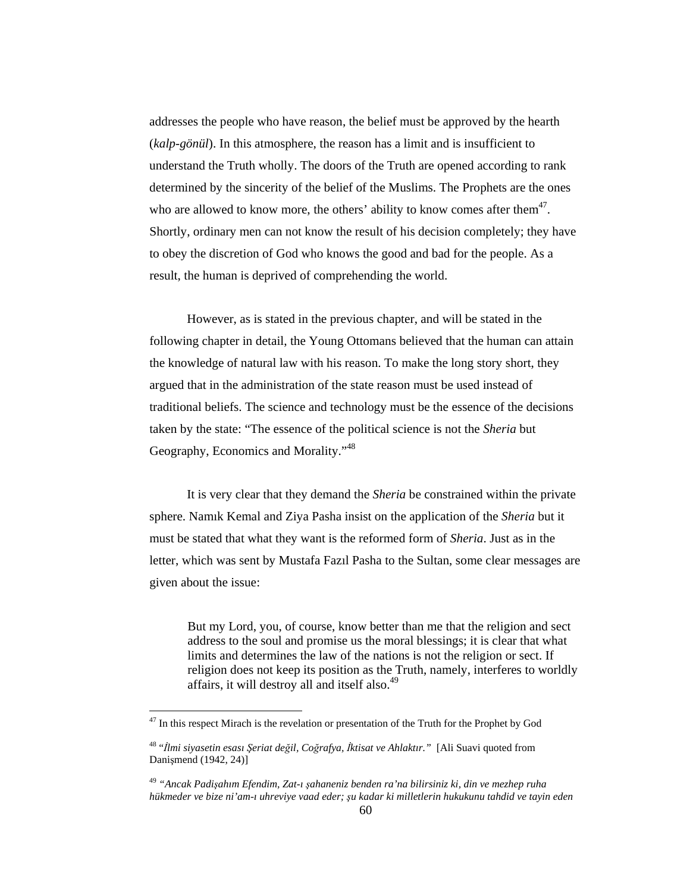addresses the people who have reason, the belief must be approved by the hearth (*kalp-gönül*). In this atmosphere, the reason has a limit and is insufficient to understand the Truth wholly. The doors of the Truth are opened according to rank determined by the sincerity of the belief of the Muslims. The Prophets are the ones who are allowed to know more, the others' ability to know comes after them[47]. Shortly, ordinary men can not know the result of his decision completely; they have to obey the discretion of God who knows the good and bad for the people. As a result, the human is deprived of comprehending the world.

However, as is stated in the previous chapter, and will be stated in the following chapter in detail, the Young Ottomans believed that the human can attain the knowledge of natural law with his reason. To make the long story short, they argued that in the administration of the state reason must be used instead of traditional beliefs. The science and technology must be the essence of the decisions taken by the state: "The essence of the political science is not the *Sheria* but Geography, Economics and Morality."[48]

It is very clear that they demand the *Sheria* be constrained within the private sphere. Namık Kemal and Ziya Pasha insist on the application of the *Sheria* but it must be stated that what they want is the reformed form of *Sheria*. Just as in the letter, which was sent by Mustafa Fazıl Pasha to the Sultan, some clear messages are given about the issue:

> But my Lord, you, of course, know better than me that the religion and sect address to the soul and promise us the moral blessings; it is clear that what limits and determines the law of the nations is not the religion or sect. If religion does not keep its position as the Truth, namely, interferes to worldly affairs, it will destroy all and itself also.[49]

---

[47] In this respect Mirach is the revelation or presentation of the Truth for the Prophet by God

[48] "*İlmi siyasetin esası Şeriat değil, Coğrafya, İktisat ve Ahlaktır.*" [Ali Suavi quoted from Danişmend (1942, 24)]

[49] *"Ancak Padişahım Efendim, Zat-ı şahaneniz benden ra'na bilirsiniz ki, din ve mezhep ruha hükmeder ve bize ni'am-ı uhreviye vaad eder; şu kadar ki milletlerin hukukunu tahdid ve tayin eden*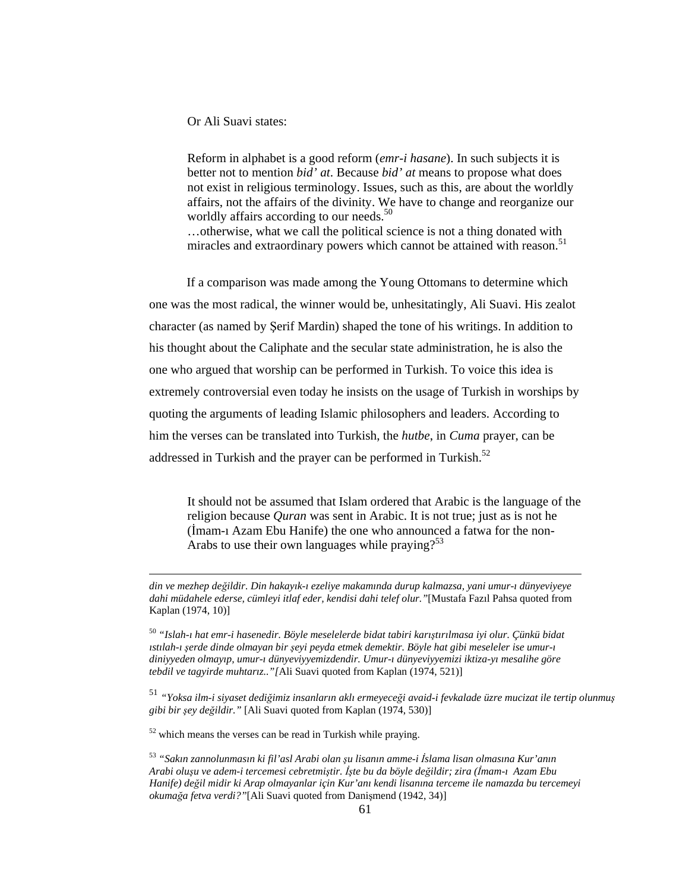Or Ali Suavi states:

> Reform in alphabet is a good reform (*emr-i hasane*). In such subjects it is better not to mention *bid' at*. Because *bid' at* means to propose what does not exist in religious terminology. Issues, such as this, are about the worldly affairs, not the affairs of the divinity. We have to change and reorganize our worldly affairs according to our needs.[50]
> …otherwise, what we call the political science is not a thing donated with miracles and extraordinary powers which cannot be attained with reason.[51]

If a comparison was made among the Young Ottomans to determine which one was the most radical, the winner would be, unhesitatingly, Ali Suavi. His zealot character (as named by Şerif Mardin) shaped the tone of his writings. In addition to his thought about the Caliphate and the secular state administration, he is also the one who argued that worship can be performed in Turkish. To voice this idea is extremely controversial even today he insists on the usage of Turkish in worships by quoting the arguments of leading Islamic philosophers and leaders. According to him the verses can be translated into Turkish, the *hutbe*, in *Cuma* prayer, can be addressed in Turkish and the prayer can be performed in Turkish.[52]

> It should not be assumed that Islam ordered that Arabic is the language of the religion because *Quran* was sent in Arabic. It is not true; just as is not he (İmam-ı Azam Ebu Hanife) the one who announced a fatwa for the non-Arabs to use their own languages while praying?[53]

---

*din ve mezhep değildir. Din hakayık-ı ezeliye makamında durup kalmazsa, yani umur-ı dünyeviyeye dahi müdahele ederse, cümleyi itlaf eder, kendisi dahi telef olur."*[Mustafa Fazıl Pahsa quoted from Kaplan (1974, 10)]

[50] *"Islah-ı hat emr-i hasenedir. Böyle meselelerde bidat tabiri karıştırılmasa iyi olur. Çünkü bidat ıstılah-ı şerde dinde olmayan bir şeyi peyda etmek demektir. Böyle hat gibi meseleler ise umur-ı diniyyeden olmayıp, umur-ı dünyeviyyemizdendir. Umur-ı dünyeviyyemizi iktiza-yı mesalihe göre tebdil ve tagyirde muhtarız.."[*Ali Suavi quoted from Kaplan (1974, 521)]

[51] *"Yoksa ilm-i siyaset dediğimiz insanların aklı ermeyeceği avaid-i fevkalade üzre mucizat ile tertip olunmuş gibi bir şey değildir."* [Ali Suavi quoted from Kaplan (1974, 530)]

[52] which means the verses can be read in Turkish while praying.

[53] *"Sakın zannolunmasın ki fil'asl Arabi olan şu lisanın amme-i İslama lisan olmasına Kur'anın Arabi oluşu ve adem-i tercemesi cebretmiştir. İşte bu da böyle değildir; zira (İmam-ı Azam Ebu Hanife) değil midir ki Arap olmayanlar için Kur'anı kendi lisanına terceme ile namazda bu tercemeyi okumağa fetva verdi?"*[Ali Suavi quoted from Danişmend (1942, 34)]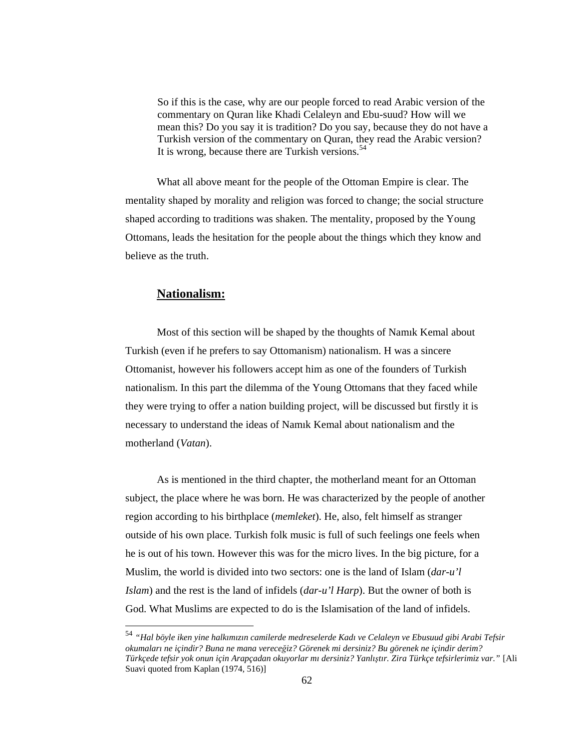> So if this is the case, why are our people forced to read Arabic version of the commentary on Quran like Khadi Celaleyn and Ebu-suud? How will we mean this? Do you say it is tradition? Do you say, because they do not have a Turkish version of the commentary on Quran, they read the Arabic version? It is wrong, because there are Turkish versions.[54]

What all above meant for the people of the Ottoman Empire is clear. The mentality shaped by morality and religion was forced to change; the social structure shaped according to traditions was shaken. The mentality, proposed by the Young Ottomans, leads the hesitation for the people about the things which they know and believe as the truth.

## **Nationalism:**

Most of this section will be shaped by the thoughts of Namık Kemal about Turkish (even if he prefers to say Ottomanism) nationalism. H was a sincere Ottomanist, however his followers accept him as one of the founders of Turkish nationalism. In this part the dilemma of the Young Ottomans that they faced while they were trying to offer a nation building project, will be discussed but firstly it is necessary to understand the ideas of Namık Kemal about nationalism and the motherland (*Vatan*).

As is mentioned in the third chapter, the motherland meant for an Ottoman subject, the place where he was born. He was characterized by the people of another region according to his birthplace (*memleket*). He, also, felt himself as stranger outside of his own place. Turkish folk music is full of such feelings one feels when he is out of his town. However this was for the micro lives. In the big picture, for a Muslim, the world is divided into two sectors: one is the land of Islam (*dar-u'l Islam*) and the rest is the land of infidels (*dar-u'l Harp*). But the owner of both is God. What Muslims are expected to do is the Islamisation of the land of infidels.

---

[54] *"Hal böyle iken yine halkımızın camilerde medreselerde Kadı ve Celaleyn ve Ebusuud gibi Arabi Tefsir okumaları ne içindir? Buna ne mana vereceğiz? Görenek mi dersiniz? Bu görenek ne içindir derim? Türkçede tefsir yok onun için Arapçadan okuyorlar mı dersiniz? Yanlıştır. Zira Türkçe tefsirlerimiz var."* [Ali Suavi quoted from Kaplan (1974, 516)]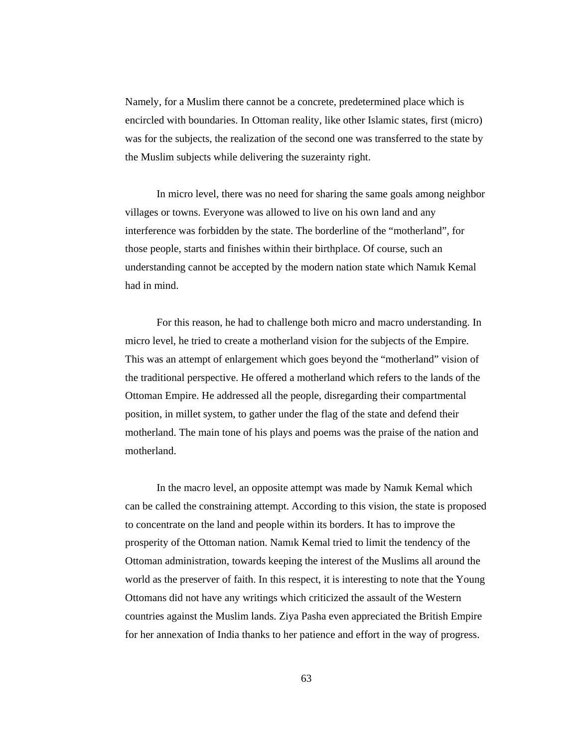Namely, for a Muslim there cannot be a concrete, predetermined place which is encircled with boundaries. In Ottoman reality, like other Islamic states, first (micro) was for the subjects, the realization of the second one was transferred to the state by the Muslim subjects while delivering the suzerainty right.

In micro level, there was no need for sharing the same goals among neighbor villages or towns. Everyone was allowed to live on his own land and any interference was forbidden by the state. The borderline of the "motherland", for those people, starts and finishes within their birthplace. Of course, such an understanding cannot be accepted by the modern nation state which Namık Kemal had in mind.

For this reason, he had to challenge both micro and macro understanding. In micro level, he tried to create a motherland vision for the subjects of the Empire. This was an attempt of enlargement which goes beyond the "motherland" vision of the traditional perspective. He offered a motherland which refers to the lands of the Ottoman Empire. He addressed all the people, disregarding their compartmental position, in millet system, to gather under the flag of the state and defend their motherland. The main tone of his plays and poems was the praise of the nation and motherland.

In the macro level, an opposite attempt was made by Namık Kemal which can be called the constraining attempt. According to this vision, the state is proposed to concentrate on the land and people within its borders. It has to improve the prosperity of the Ottoman nation. Namık Kemal tried to limit the tendency of the Ottoman administration, towards keeping the interest of the Muslims all around the world as the preserver of faith. In this respect, it is interesting to note that the Young Ottomans did not have any writings which criticized the assault of the Western countries against the Muslim lands. Ziya Pasha even appreciated the British Empire for her annexation of India thanks to her patience and effort in the way of progress.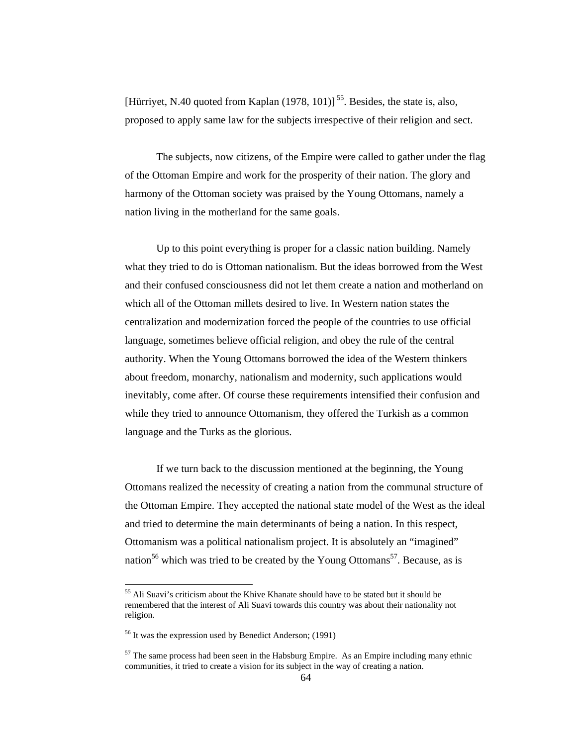[Hürriyet, N.40 quoted from Kaplan (1978, 101)] [55]. Besides, the state is, also, proposed to apply same law for the subjects irrespective of their religion and sect.

The subjects, now citizens, of the Empire were called to gather under the flag of the Ottoman Empire and work for the prosperity of their nation. The glory and harmony of the Ottoman society was praised by the Young Ottomans, namely a nation living in the motherland for the same goals.

Up to this point everything is proper for a classic nation building. Namely what they tried to do is Ottoman nationalism. But the ideas borrowed from the West and their confused consciousness did not let them create a nation and motherland on which all of the Ottoman millets desired to live. In Western nation states the centralization and modernization forced the people of the countries to use official language, sometimes believe official religion, and obey the rule of the central authority. When the Young Ottomans borrowed the idea of the Western thinkers about freedom, monarchy, nationalism and modernity, such applications would inevitably, come after. Of course these requirements intensified their confusion and while they tried to announce Ottomanism, they offered the Turkish as a common language and the Turks as the glorious.

If we turn back to the discussion mentioned at the beginning, the Young Ottomans realized the necessity of creating a nation from the communal structure of the Ottoman Empire. They accepted the national state model of the West as the ideal and tried to determine the main determinants of being a nation. In this respect, Ottomanism was a political nationalism project. It is absolutely an "imagined" nation[56] which was tried to be created by the Young Ottomans[57]. Because, as is

---

[55] Ali Suavi's criticism about the Khive Khanate should have to be stated but it should be remembered that the interest of Ali Suavi towards this country was about their nationality not religion.

[56] It was the expression used by Benedict Anderson; (1991)

[57] The same process had been seen in the Habsburg Empire. As an Empire including many ethnic communities, it tried to create a vision for its subject in the way of creating a nation.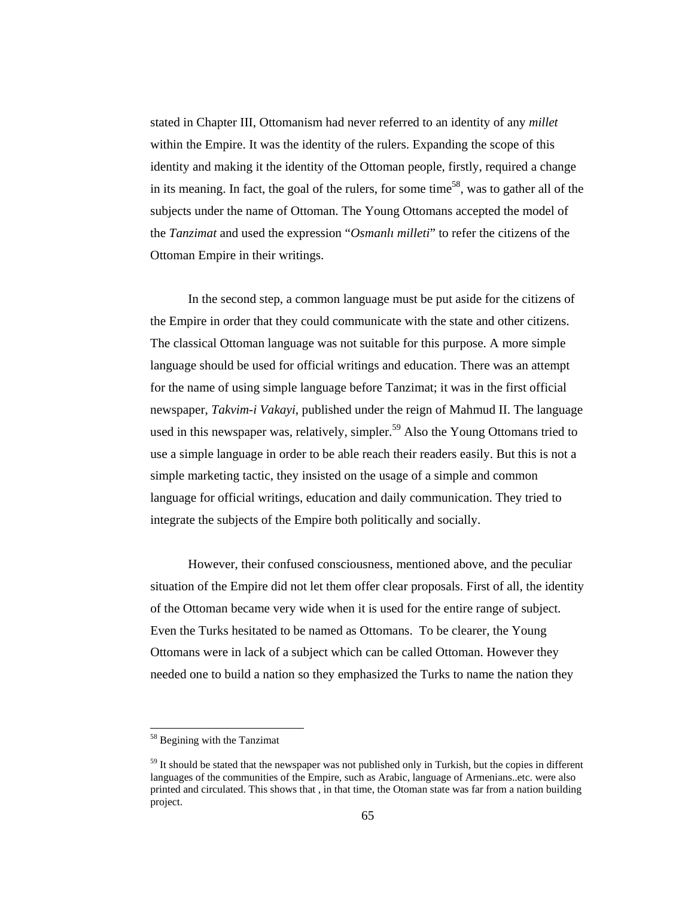stated in Chapter III, Ottomanism had never referred to an identity of any *millet* within the Empire. It was the identity of the rulers. Expanding the scope of this identity and making it the identity of the Ottoman people, firstly, required a change in its meaning. In fact, the goal of the rulers, for some time[58], was to gather all of the subjects under the name of Ottoman. The Young Ottomans accepted the model of the *Tanzimat* and used the expression "*Osmanlı milleti*" to refer the citizens of the Ottoman Empire in their writings.

In the second step, a common language must be put aside for the citizens of the Empire in order that they could communicate with the state and other citizens. The classical Ottoman language was not suitable for this purpose. A more simple language should be used for official writings and education. There was an attempt for the name of using simple language before Tanzimat; it was in the first official newspaper, *Takvim-i Vakayi*, published under the reign of Mahmud II. The language used in this newspaper was, relatively, simpler.[59] Also the Young Ottomans tried to use a simple language in order to be able reach their readers easily. But this is not a simple marketing tactic, they insisted on the usage of a simple and common language for official writings, education and daily communication. They tried to integrate the subjects of the Empire both politically and socially.

However, their confused consciousness, mentioned above, and the peculiar situation of the Empire did not let them offer clear proposals. First of all, the identity of the Ottoman became very wide when it is used for the entire range of subject. Even the Turks hesitated to be named as Ottomans. To be clearer, the Young Ottomans were in lack of a subject which can be called Ottoman. However they needed one to build a nation so they emphasized the Turks to name the nation they

---

[58] Begining with the Tanzimat

[59] It should be stated that the newspaper was not published only in Turkish, but the copies in different languages of the communities of the Empire, such as Arabic, language of Armenians..etc. were also printed and circulated. This shows that , in that time, the Otoman state was far from a nation building project.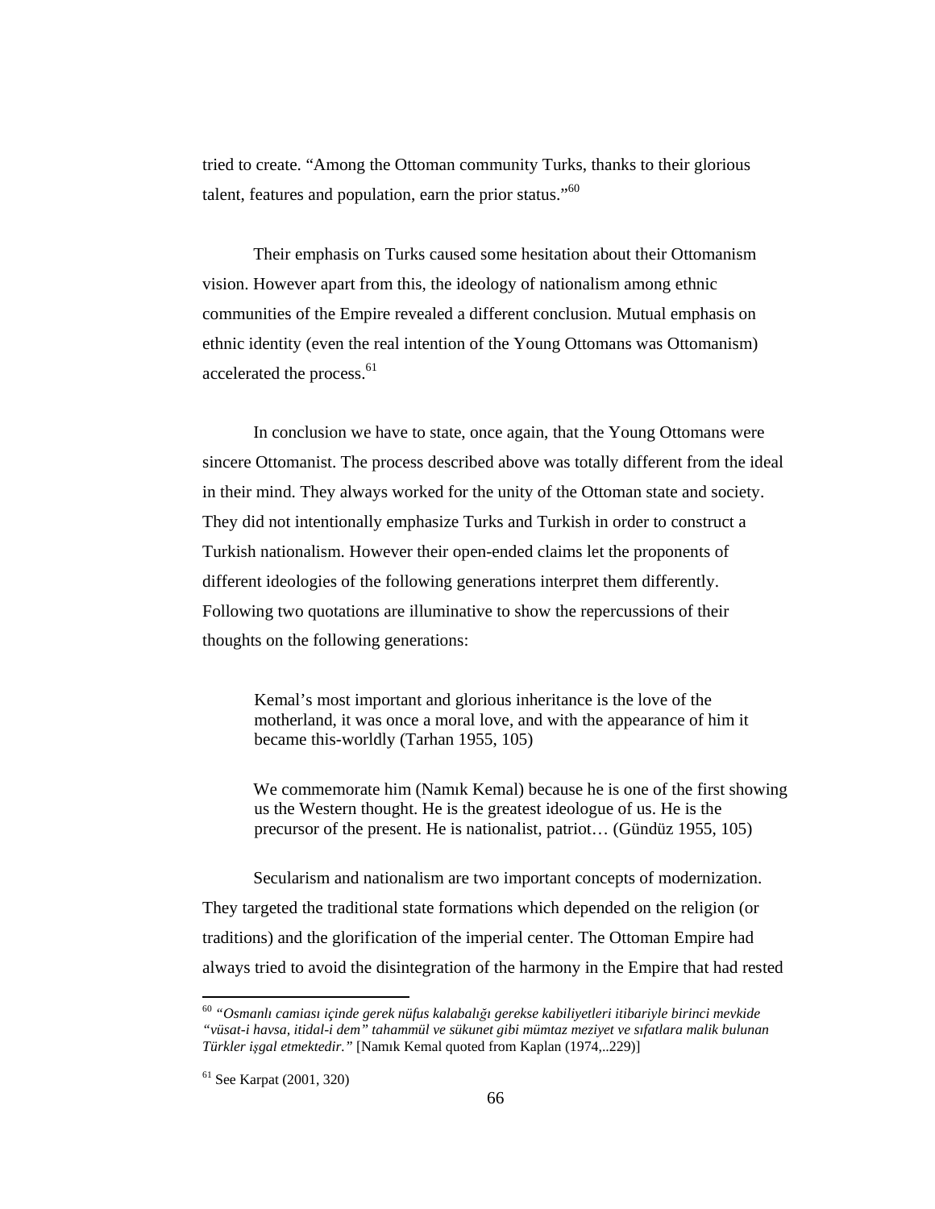tried to create. “Among the Ottoman community Turks, thanks to their glorious talent, features and population, earn the prior status.”[60]

Their emphasis on Turks caused some hesitation about their Ottomanism vision. However apart from this, the ideology of nationalism among ethnic communities of the Empire revealed a different conclusion. Mutual emphasis on ethnic identity (even the real intention of the Young Ottomans was Ottomanism) accelerated the process.[61]

In conclusion we have to state, once again, that the Young Ottomans were sincere Ottomanist. The process described above was totally different from the ideal in their mind. They always worked for the unity of the Ottoman state and society. They did not intentionally emphasize Turks and Turkish in order to construct a Turkish nationalism. However their open-ended claims let the proponents of different ideologies of the following generations interpret them differently. Following two quotations are illuminative to show the repercussions of their thoughts on the following generations:

> Kemal’s most important and glorious inheritance is the love of the motherland, it was once a moral love, and with the appearance of him it became this-worldly (Tarhan 1955, 105)

> We commemorate him (Namık Kemal) because he is one of the first showing us the Western thought. He is the greatest ideologue of us. He is the precursor of the present. He is nationalist, patriot… (Gündüz 1955, 105)

Secularism and nationalism are two important concepts of modernization. They targeted the traditional state formations which depended on the religion (or traditions) and the glorification of the imperial center. The Ottoman Empire had always tried to avoid the disintegration of the harmony in the Empire that had rested

---

[60] *“Osmanlı camiası içinde gerek nüfus kalabalığı gerekse kabiliyetleri itibariyle birinci mevkide “vüsat-i havsa, itidal-i dem” tahammül ve sükunet gibi mümtaz meziyet ve sıfatlara malik bulunan Türkler işgal etmektedir.”* [Namık Kemal quoted from Kaplan (1974,..229)]

[61] See Karpat (2001, 320)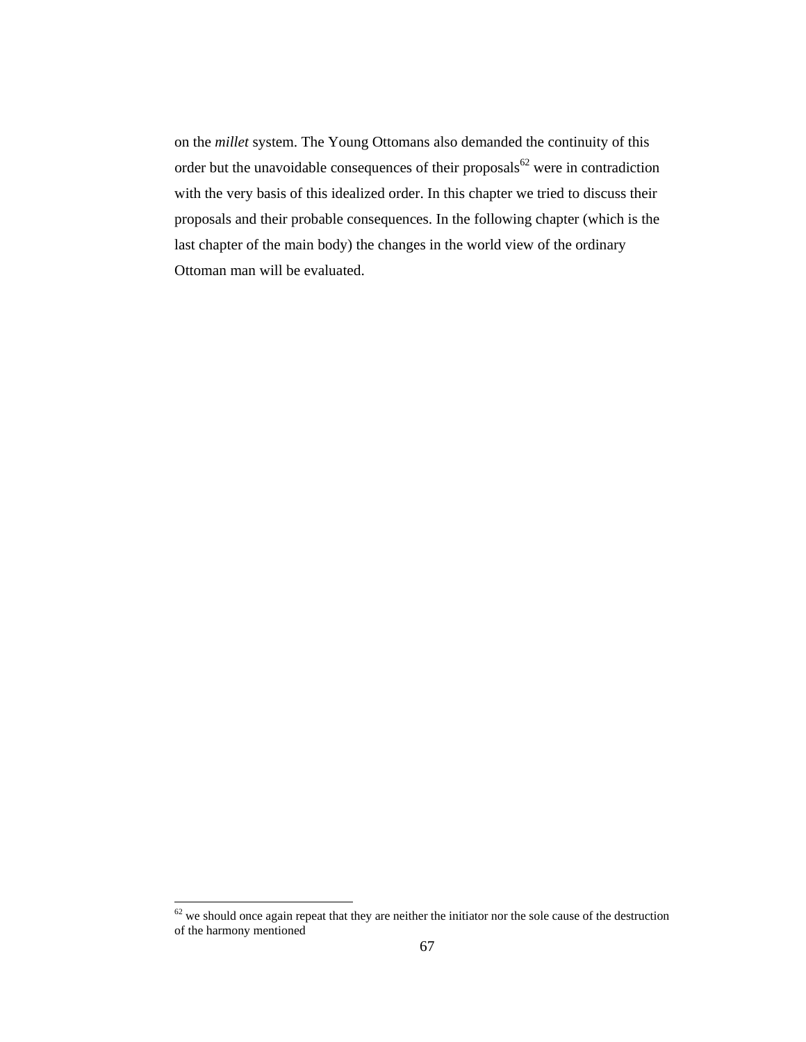on the *millet* system. The Young Ottomans also demanded the continuity of this order but the unavoidable consequences of their proposals[62] were in contradiction with the very basis of this idealized order. In this chapter we tried to discuss their proposals and their probable consequences. In the following chapter (which is the last chapter of the main body) the changes in the world view of the ordinary Ottoman man will be evaluated.

---

[62] we should once again repeat that they are neither the initiator nor the sole cause of the destruction of the harmony mentioned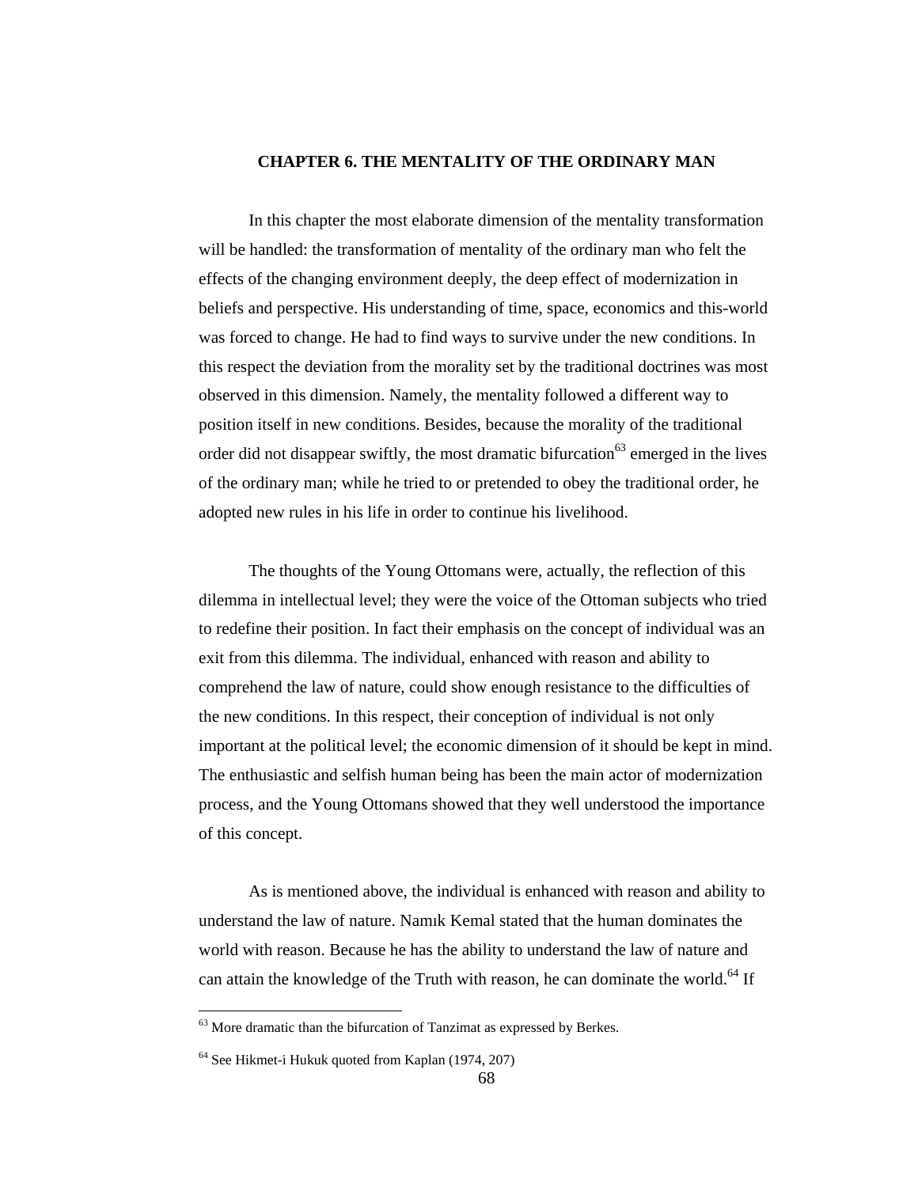# CHAPTER 6. THE MENTALITY OF THE ORDINARY MAN

In this chapter the most elaborate dimension of the mentality transformation will be handled: the transformation of mentality of the ordinary man who felt the effects of the changing environment deeply, the deep effect of modernization in beliefs and perspective. His understanding of time, space, economics and this-world was forced to change. He had to find ways to survive under the new conditions. In this respect the deviation from the morality set by the traditional doctrines was most observed in this dimension. Namely, the mentality followed a different way to position itself in new conditions. Besides, because the morality of the traditional order did not disappear swiftly, the most dramatic bifurcation[63] emerged in the lives of the ordinary man; while he tried to or pretended to obey the traditional order, he adopted new rules in his life in order to continue his livelihood.

The thoughts of the Young Ottomans were, actually, the reflection of this dilemma in intellectual level; they were the voice of the Ottoman subjects who tried to redefine their position. In fact their emphasis on the concept of individual was an exit from this dilemma. The individual, enhanced with reason and ability to comprehend the law of nature, could show enough resistance to the difficulties of the new conditions. In this respect, their conception of individual is not only important at the political level; the economic dimension of it should be kept in mind. The enthusiastic and selfish human being has been the main actor of modernization process, and the Young Ottomans showed that they well understood the importance of this concept.

As is mentioned above, the individual is enhanced with reason and ability to understand the law of nature. Namık Kemal stated that the human dominates the world with reason. Because he has the ability to understand the law of nature and can attain the knowledge of the Truth with reason, he can dominate the world.[64] If

---

[63] More dramatic than the bifurcation of Tanzimat as expressed by Berkes.

[64] See Hikmet-i Hukuk quoted from Kaplan (1974, 207)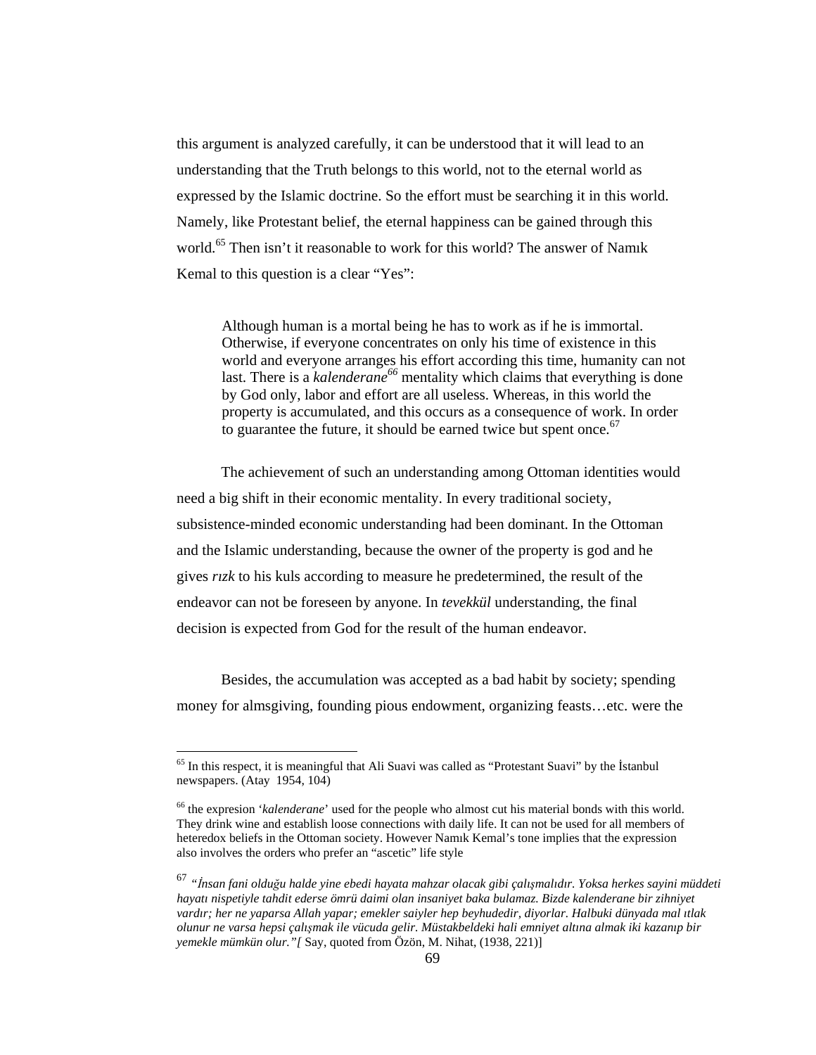this argument is analyzed carefully, it can be understood that it will lead to an understanding that the Truth belongs to this world, not to the eternal world as expressed by the Islamic doctrine. So the effort must be searching it in this world. Namely, like Protestant belief, the eternal happiness can be gained through this world.[65] Then isn't it reasonable to work for this world? The answer of Namık Kemal to this question is a clear "Yes":

> Although human is a mortal being he has to work as if he is immortal. Otherwise, if everyone concentrates on only his time of existence in this world and everyone arranges his effort according this time, humanity can not last. There is a *kalenderane*[66] mentality which claims that everything is done by God only, labor and effort are all useless. Whereas, in this world the property is accumulated, and this occurs as a consequence of work. In order to guarantee the future, it should be earned twice but spent once.[67]

The achievement of such an understanding among Ottoman identities would need a big shift in their economic mentality. In every traditional society, subsistence-minded economic understanding had been dominant. In the Ottoman and the Islamic understanding, because the owner of the property is god and he gives *rızk* to his kuls according to measure he predetermined, the result of the endeavor can not be foreseen by anyone. In *tevekkül* understanding, the final decision is expected from God for the result of the human endeavor.

Besides, the accumulation was accepted as a bad habit by society; spending money for almsgiving, founding pious endowment, organizing feasts…etc. were the

---

[65] In this respect, it is meaningful that Ali Suavi was called as "Protestant Suavi" by the İstanbul newspapers. (Atay 1954, 104)

[66] the expresion '*kalenderane*' used for the people who almost cut his material bonds with this world. They drink wine and establish loose connections with daily life. It can not be used for all members of heteredox beliefs in the Ottoman society. However Namık Kemal's tone implies that the expression also involves the orders who prefer an "ascetic" life style

[67] *"İnsan fani olduğu halde yine ebedi hayata mahzar olacak gibi çalışmalıdır. Yoksa herkes sayini müddeti hayatı nispetiyle tahdit ederse ömrü daimi olan insaniyet baka bulamaz. Bizde kalenderane bir zihniyet vardır; her ne yaparsa Allah yapar; emekler saiyler hep beyhudedir, diyorlar. Halbuki dünyada mal ıtlak olunur ne varsa hepsi çalışmak ile vücuda gelir. Müstakbeldeki hali emniyet altına almak iki kazanıp bir yemekle mümkün olur."[* Say, quoted from Özön, M. Nihat, (1938, 221)]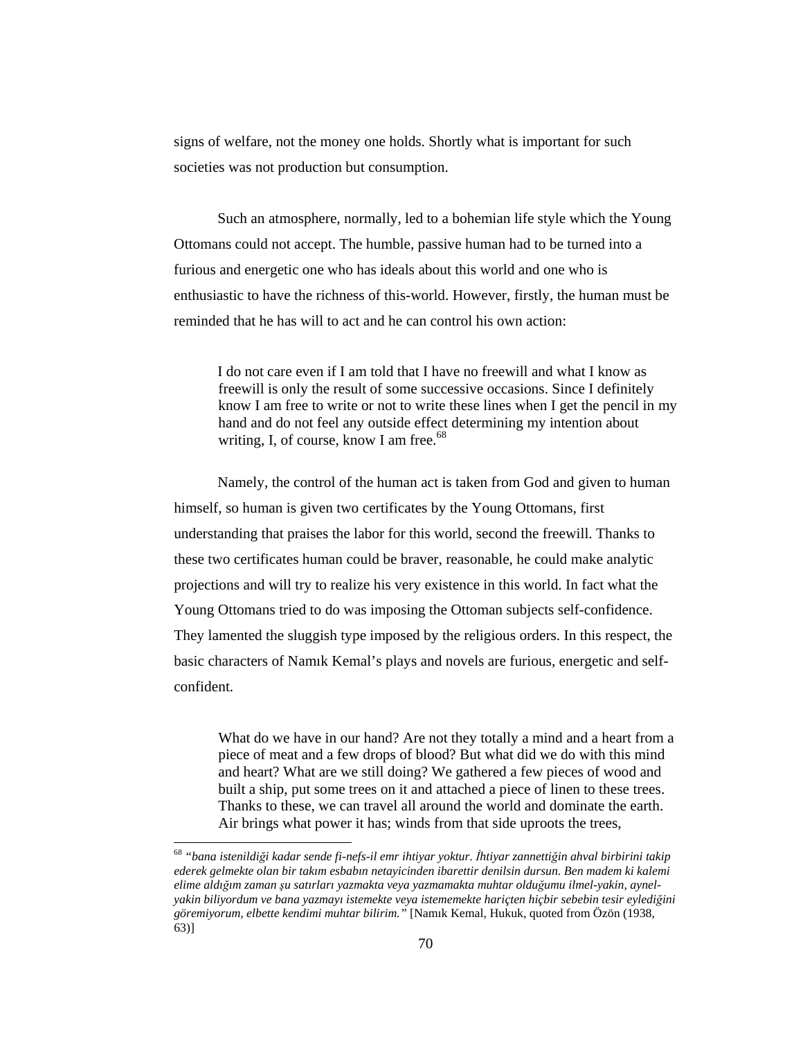signs of welfare, not the money one holds. Shortly what is important for such societies was not production but consumption.

Such an atmosphere, normally, led to a bohemian life style which the Young Ottomans could not accept. The humble, passive human had to be turned into a furious and energetic one who has ideals about this world and one who is enthusiastic to have the richness of this-world. However, firstly, the human must be reminded that he has will to act and he can control his own action:

> I do not care even if I am told that I have no freewill and what I know as freewill is only the result of some successive occasions. Since I definitely know I am free to write or not to write these lines when I get the pencil in my hand and do not feel any outside effect determining my intention about writing, I, of course, know I am free.[68]

Namely, the control of the human act is taken from God and given to human himself, so human is given two certificates by the Young Ottomans, first understanding that praises the labor for this world, second the freewill. Thanks to these two certificates human could be braver, reasonable, he could make analytic projections and will try to realize his very existence in this world. In fact what the Young Ottomans tried to do was imposing the Ottoman subjects self-confidence. They lamented the sluggish type imposed by the religious orders. In this respect, the basic characters of Namık Kemal's plays and novels are furious, energetic and self-confident.

> What do we have in our hand? Are not they totally a mind and a heart from a piece of meat and a few drops of blood? But what did we do with this mind and heart? What are we still doing? We gathered a few pieces of wood and built a ship, put some trees on it and attached a piece of linen to these trees. Thanks to these, we can travel all around the world and dominate the earth. Air brings what power it has; winds from that side uproots the trees,

---

[68] *"bana istenildiği kadar sende fi-nefs-il emr ihtiyar yoktur. İhtiyar zannettiğin ahval birbirini takip ederek gelmekte olan bir takım esbabın netayicinden ibarettir denilsin dursun. Ben madem ki kalemi elime aldığım zaman şu satırları yazmakta veya yazmamakta muhtar olduğumu ilmel-yakin, aynel-yakin biliyordum ve bana yazmayı istemekte veya istememekte hariçten hiçbir sebebin tesir eylediğini göremiyorum, elbette kendimi muhtar bilirim."* [Namık Kemal, Hukuk, quoted from Özön (1938, 63)]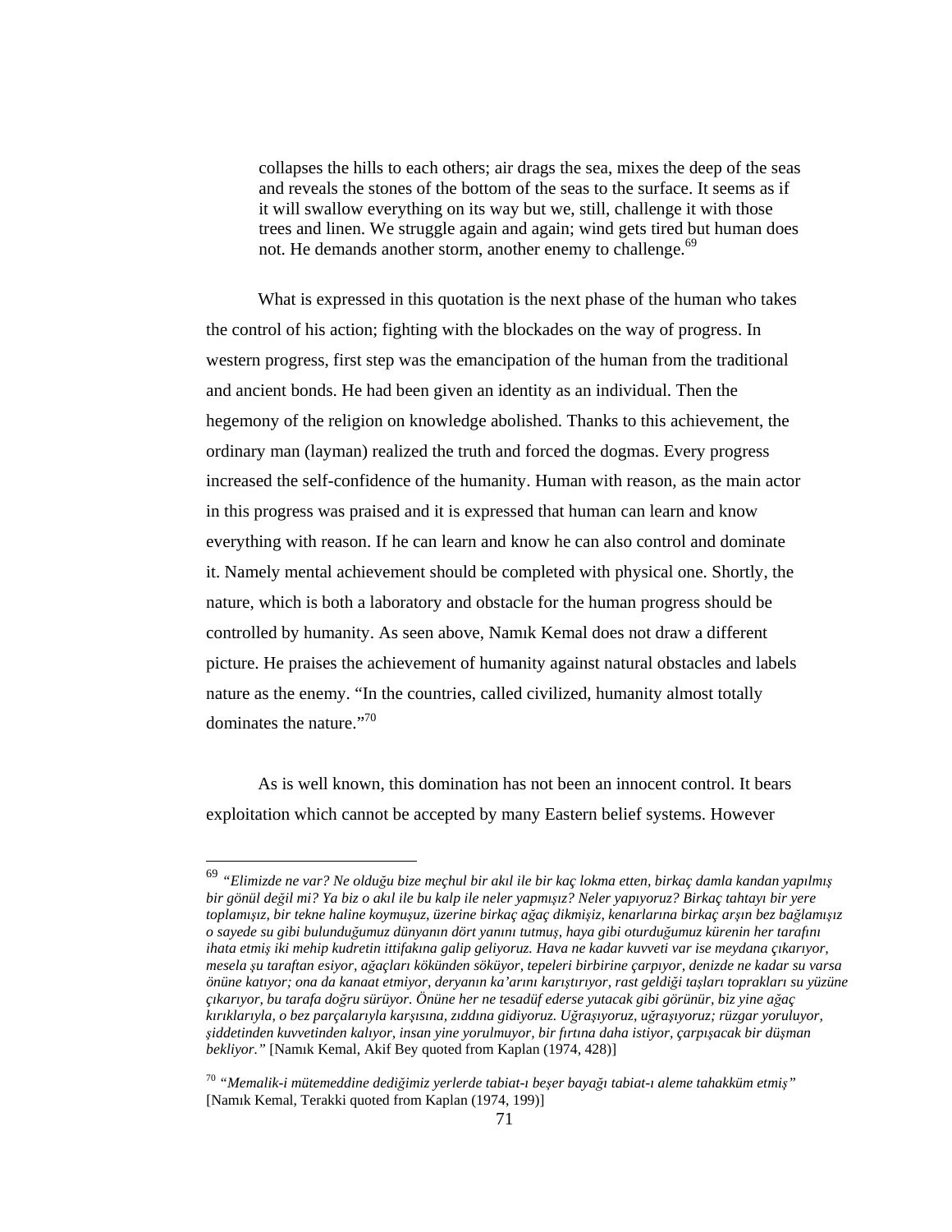> collapses the hills to each others; air drags the sea, mixes the deep of the seas and reveals the stones of the bottom of the seas to the surface. It seems as if it will swallow everything on its way but we, still, challenge it with those trees and linen. We struggle again and again; wind gets tired but human does not. He demands another storm, another enemy to challenge.[69]

What is expressed in this quotation is the next phase of the human who takes the control of his action; fighting with the blockades on the way of progress. In western progress, first step was the emancipation of the human from the traditional and ancient bonds. He had been given an identity as an individual. Then the hegemony of the religion on knowledge abolished. Thanks to this achievement, the ordinary man (layman) realized the truth and forced the dogmas. Every progress increased the self-confidence of the humanity. Human with reason, as the main actor in this progress was praised and it is expressed that human can learn and know everything with reason. If he can learn and know he can also control and dominate it. Namely mental achievement should be completed with physical one. Shortly, the nature, which is both a laboratory and obstacle for the human progress should be controlled by humanity. As seen above, Namık Kemal does not draw a different picture. He praises the achievement of humanity against natural obstacles and labels nature as the enemy. “In the countries, called civilized, humanity almost totally dominates the nature.”[70]

As is well known, this domination has not been an innocent control. It bears exploitation which cannot be accepted by many Eastern belief systems. However

---

[69] *“Elimizde ne var? Ne olduğu bize meçhul bir akıl ile bir kaç lokma etten, birkaç damla kandan yapılmış bir gönül değil mi? Ya biz o akıl ile bu kalp ile neler yapmışız? Neler yapıyoruz? Birkaç tahtayı bir yere toplamışız, bir tekne haline koymuşuz, üzerine birkaç ağaç dikmişiz, kenarlarına birkaç arşın bez bağlamışız o sayede su gibi bulunduğumuz dünyanın dört yanını tutmuş, haya gibi oturduğumuz kürenin her tarafını ihata etmiş iki mehip kudretin ittifakına galip geliyoruz. Hava ne kadar kuvveti var ise meydana çıkarıyor, mesela şu taraftan esiyor, ağaçları kökünden söküyor, tepeleri birbirine çarpıyor, denizde ne kadar su varsa önüne katıyor; ona da kanaat etmiyor, deryanın ka’arını karıştırıyor, rast geldiği taşları toprakları su yüzüne çıkarıyor, bu tarafa doğru sürüyor. Önüne her ne tesadüf ederse yutacak gibi görünür, biz yine ağaç kırıklarıyla, o bez parçalarıyla karşısına, zıddına gidiyoruz. Uğraşıyoruz, uğraşıyoruz; rüzgar yoruluyor, şiddetinden kuvvetinden kalıyor, insan yine yorulmuyor, bir fırtına daha istiyor, çarpışacak bir düşman bekliyor.”* [Namık Kemal, Akif Bey quoted from Kaplan (1974, 428)]

[70] *“Memalik-i mütemeddine dediğimiz yerlerde tabiat-ı beşer bayağı tabiat-ı aleme tahakküm etmiş”* [Namık Kemal, Terakki quoted from Kaplan (1974, 199)]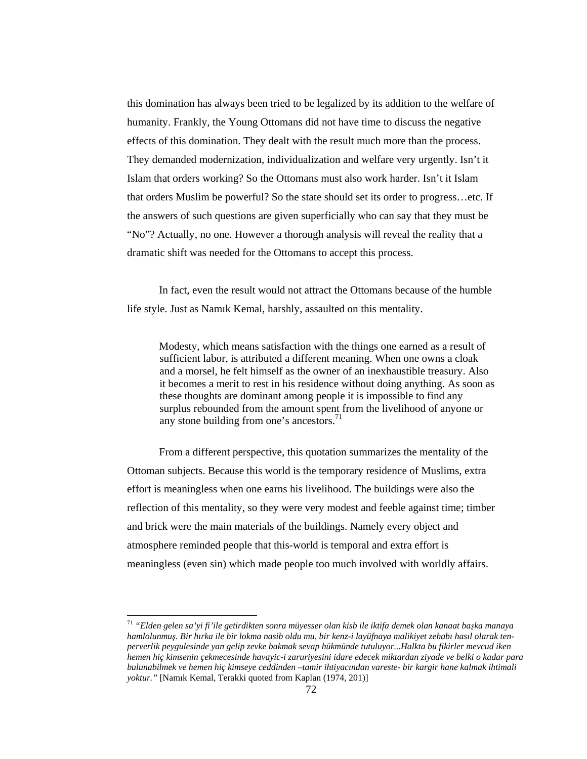this domination has always been tried to be legalized by its addition to the welfare of humanity. Frankly, the Young Ottomans did not have time to discuss the negative effects of this domination. They dealt with the result much more than the process. They demanded modernization, individualization and welfare very urgently. Isn't it Islam that orders working? So the Ottomans must also work harder. Isn't it Islam that orders Muslim be powerful? So the state should set its order to progress…etc. If the answers of such questions are given superficially who can say that they must be "No"? Actually, no one. However a thorough analysis will reveal the reality that a dramatic shift was needed for the Ottomans to accept this process.

In fact, even the result would not attract the Ottomans because of the humble life style. Just as Namık Kemal, harshly, assaulted on this mentality.

> Modesty, which means satisfaction with the things one earned as a result of sufficient labor, is attributed a different meaning. When one owns a cloak and a morsel, he felt himself as the owner of an inexhaustible treasury. Also it becomes a merit to rest in his residence without doing anything. As soon as these thoughts are dominant among people it is impossible to find any surplus rebounded from the amount spent from the livelihood of anyone or any stone building from one's ancestors.[71]

From a different perspective, this quotation summarizes the mentality of the Ottoman subjects. Because this world is the temporary residence of Muslims, extra effort is meaningless when one earns his livelihood. The buildings were also the reflection of this mentality, so they were very modest and feeble against time; timber and brick were the main materials of the buildings. Namely every object and atmosphere reminded people that this-world is temporal and extra effort is meaningless (even sin) which made people too much involved with worldly affairs.

---

[71] *"Elden gelen sa'yi fi'ile getirdikten sonra müyesser olan kisb ile iktifa demek olan kanaat başka manaya hamlolunmuş. Bir hırka ile bir lokma nasib oldu mu, bir kenz-i layüfnaya malikiyet zehabı hasıl olarak ten-perverlik peygulesinde yan gelip zevke bakmak sevap hükmünde tutuluyor...Halkta bu fikirler mevcud iken hemen hiç kimsenin çekmecesinde havayic-i zaruriyesini idare edecek miktardan ziyade ve belki o kadar para bulunabilmek ve hemen hiç kimseye ceddinden –tamir ihtiyacından vareste- bir kargir hane kalmak ihtimali yoktur."* [Namık Kemal, Terakki quoted from Kaplan (1974, 201)]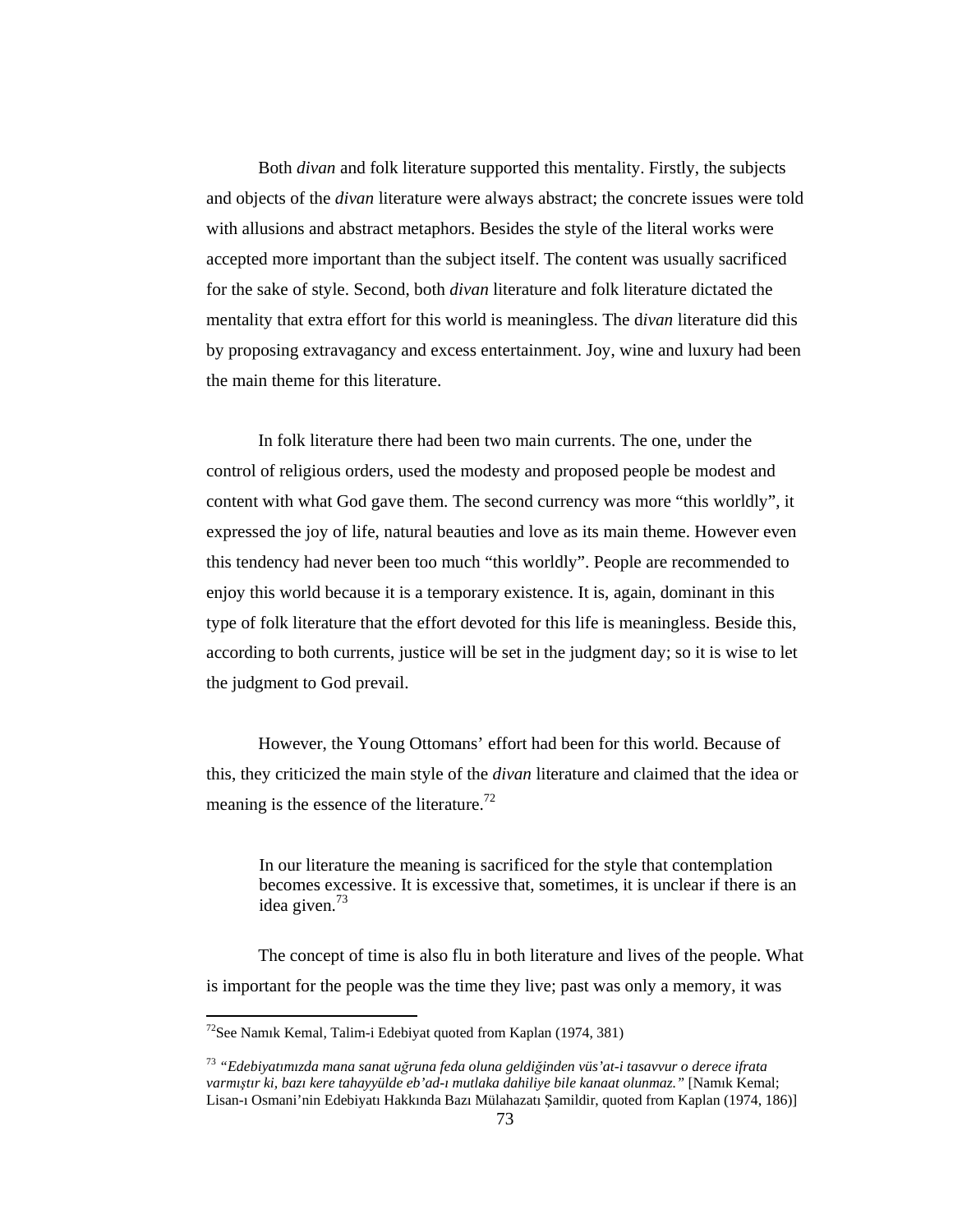Both *divan* and folk literature supported this mentality. Firstly, the subjects and objects of the *divan* literature were always abstract; the concrete issues were told with allusions and abstract metaphors. Besides the style of the literal works were accepted more important than the subject itself. The content was usually sacrificed for the sake of style. Second, both *divan* literature and folk literature dictated the mentality that extra effort for this world is meaningless. The d*ivan* literature did this by proposing extravagancy and excess entertainment. Joy, wine and luxury had been the main theme for this literature.

In folk literature there had been two main currents. The one, under the control of religious orders, used the modesty and proposed people be modest and content with what God gave them. The second currency was more "this worldly", it expressed the joy of life, natural beauties and love as its main theme. However even this tendency had never been too much "this worldly". People are recommended to enjoy this world because it is a temporary existence. It is, again, dominant in this type of folk literature that the effort devoted for this life is meaningless. Beside this, according to both currents, justice will be set in the judgment day; so it is wise to let the judgment to God prevail.

However, the Young Ottomans' effort had been for this world. Because of this, they criticized the main style of the *divan* literature and claimed that the idea or meaning is the essence of the literature.[72]

> In our literature the meaning is sacrificed for the style that contemplation becomes excessive. It is excessive that, sometimes, it is unclear if there is an idea given.[73]

The concept of time is also flu in both literature and lives of the people. What is important for the people was the time they live; past was only a memory, it was

---

[72]See Namık Kemal, Talim-i Edebiyat quoted from Kaplan (1974, 381)

[73] *"Edebiyatımızda mana sanat uğruna feda oluna geldiğinden vüs'at-i tasavvur o derece ifrata varmıştır ki, bazı kere tahayyülde eb'ad-ı mutlaka dahiliye bile kanaat olunmaz."* [Namık Kemal; Lisan-ı Osmani'nin Edebiyatı Hakkında Bazı Mülahazatı Şamildir, quoted from Kaplan (1974, 186)]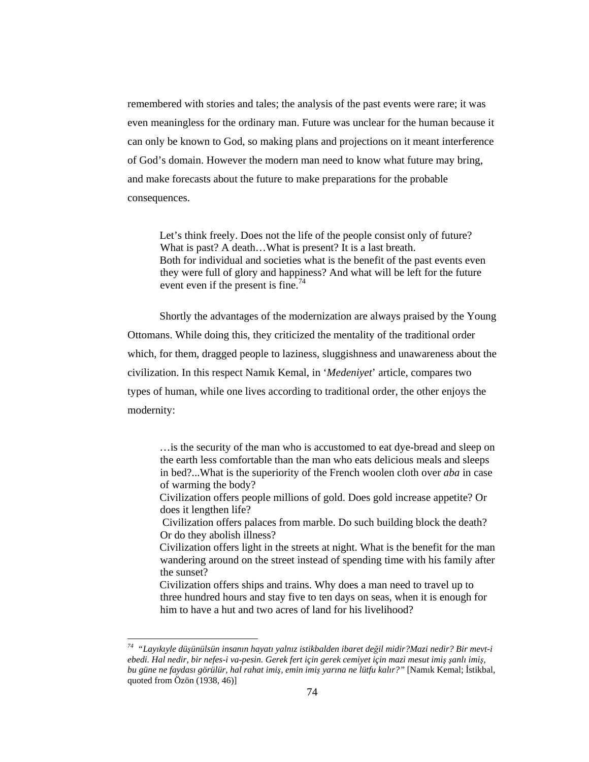remembered with stories and tales; the analysis of the past events were rare; it was even meaningless for the ordinary man. Future was unclear for the human because it can only be known to God, so making plans and projections on it meant interference of God's domain. However the modern man need to know what future may bring, and make forecasts about the future to make preparations for the probable consequences.

> Let's think freely. Does not the life of the people consist only of future? What is past? A death…What is present? It is a last breath.
> Both for individual and societies what is the benefit of the past events even they were full of glory and happiness? And what will be left for the future event even if the present is fine.[74]

Shortly the advantages of the modernization are always praised by the Young Ottomans. While doing this, they criticized the mentality of the traditional order which, for them, dragged people to laziness, sluggishness and unawareness about the civilization. In this respect Namık Kemal, in '*Medeniyet*' article, compares two types of human, while one lives according to traditional order, the other enjoys the modernity:

> …is the security of the man who is accustomed to eat dye-bread and sleep on the earth less comfortable than the man who eats delicious meals and sleeps in bed?...What is the superiority of the French woolen cloth over *aba* in case of warming the body?
> Civilization offers people millions of gold. Does gold increase appetite? Or does it lengthen life?
> Civilization offers palaces from marble. Do such building block the death? Or do they abolish illness?
> Civilization offers light in the streets at night. What is the benefit for the man wandering around on the street instead of spending time with his family after the sunset?
> Civilization offers ships and trains. Why does a man need to travel up to three hundred hours and stay five to ten days on seas, when it is enough for him to have a hut and two acres of land for his livelihood?

---

[74] *"Layıkıyle düşünülsün insanın hayatı yalnız istikbalden ibaret değil midir?Mazi nedir? Bir mevt-i ebedi. Hal nedir, bir nefes-i va-pesin. Gerek fert için gerek cemiyet için mazi mesut imiş şanlı imiş, bu güne ne faydası görülür, hal rahat imiş, emin imiş yarına ne lütfu kalır?"* [Namık Kemal; İstikbal, quoted from Özön (1938, 46)]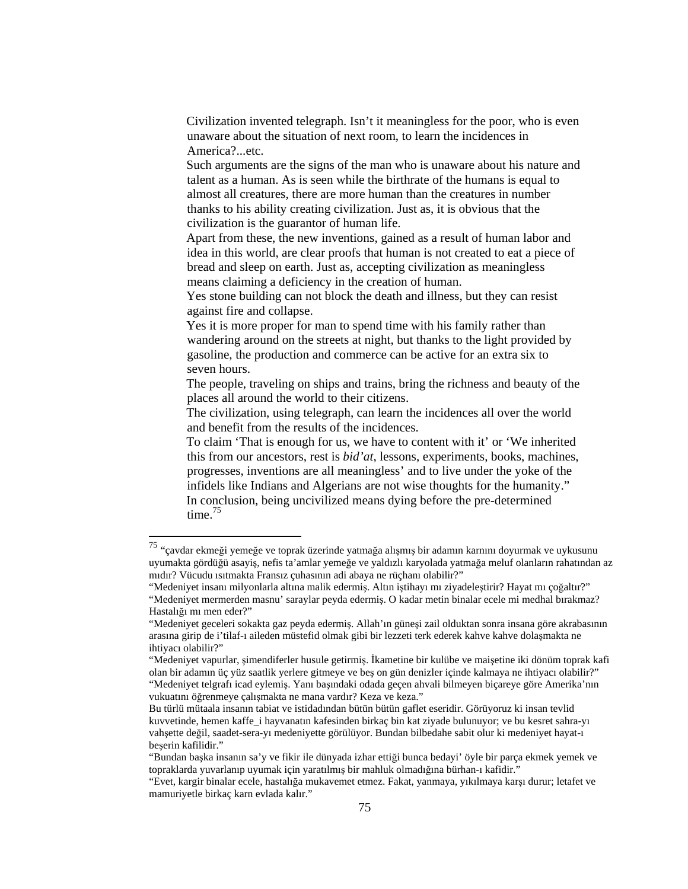Civilization invented telegraph. Isn't it meaningless for the poor, who is even unaware about the situation of next room, to learn the incidences in America?...etc.

Such arguments are the signs of the man who is unaware about his nature and talent as a human. As is seen while the birthrate of the humans is equal to almost all creatures, there are more human than the creatures in number thanks to his ability creating civilization. Just as, it is obvious that the civilization is the guarantor of human life.

Apart from these, the new inventions, gained as a result of human labor and idea in this world, are clear proofs that human is not created to eat a piece of bread and sleep on earth. Just as, accepting civilization as meaningless means claiming a deficiency in the creation of human.

Yes stone building can not block the death and illness, but they can resist against fire and collapse.

Yes it is more proper for man to spend time with his family rather than wandering around on the streets at night, but thanks to the light provided by gasoline, the production and commerce can be active for an extra six to seven hours.

The people, traveling on ships and trains, bring the richness and beauty of the places all around the world to their citizens.

The civilization, using telegraph, can learn the incidences all over the world and benefit from the results of the incidences.

To claim 'That is enough for us, we have to content with it' or 'We inherited this from our ancestors, rest is *bid'at*, lessons, experiments, books, machines, progresses, inventions are all meaningless' and to live under the yoke of the infidels like Indians and Algerians are not wise thoughts for the humanity."

In conclusion, being uncivilized means dying before the pre-determined time.[75]

---

[75] "çavdar ekmeği yemeğe ve toprak üzerinde yatmağa alışmış bir adamın karnını doyurmak ve uykusunu uyumakta gördüğü asayiş, nefis ta'amlar yemeğe ve yaldızlı karyolada yatmağa meluf olanların rahatından az mıdır? Vücudu ısıtmakta Fransız çuhasının adi abaya ne rüçhanı olabilir?"

"Medeniyet insanı milyonlarla altına malik edermiş. Altın iştihayı mı ziyadeleştirir? Hayat mı çoğaltır?"

"Medeniyet mermerden masnu' saraylar peyda edermiş. O kadar metin binalar ecele mi medhal bırakmaz? Hastalığı mı men eder?"

"Medeniyet geceleri sokakta gaz peyda edermiş. Allah'ın güneşi zail olduktan sonra insana göre akrabasının arasına girip de i'tilaf-ı aileden müstefid olmak gibi bir lezzeti terk ederek kahve kahve dolaşmakta ne ihtiyacı olabilir?"

"Medeniyet vapurlar, şimendiferler husule getirmiş. İkametine bir kulübe ve maişetine iki dönüm toprak kafi olan bir adamın üç yüz saatlik yerlere gitmeye ve beş on gün denizler içinde kalmaya ne ihtiyacı olabilir?"

"Medeniyet telgrafı icad eylemiş. Yanı başındaki odada geçen ahvali bilmeyen biçareye göre Amerika'nın vukuatını öğrenmeye çalışmakta ne mana vardır? Keza ve keza."

Bu türlü mütaala insanın tabiat ve istidadından bütün bütün gaflet eseridir. Görüyoruz ki insan tevlid kuvvetinde, hemen kaffe_i hayvanatın kafesinden birkaç bin kat ziyade bulunuyor; ve bu kesret sahra-yı vahşette değil, saadet-sera-yı medeniyette görülüyor. Bundan bilbedahe sabit olur ki medeniyet hayat-ı beşerin kafilidir."

"Bundan başka insanın sa'y ve fikir ile dünyada izhar ettiği bunca bedayi' öyle bir parça ekmek yemek ve topraklarda yuvarlanıp uyumak için yaratılmış bir mahluk olmadığına bürhan-ı kafidir."

"Evet, kargir binalar ecele, hastalığa mukavemet etmez. Fakat, yanmaya, yıkılmaya karşı durur; letafet ve mamuriyetle birkaç karn evlada kalır."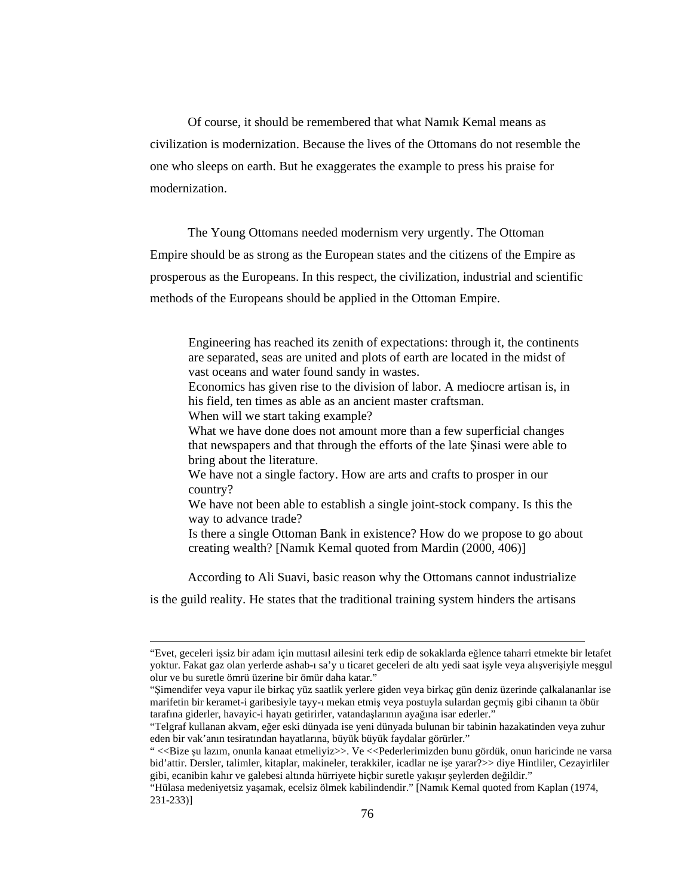Of course, it should be remembered that what Namık Kemal means as civilization is modernization. Because the lives of the Ottomans do not resemble the one who sleeps on earth. But he exaggerates the example to press his praise for modernization.

The Young Ottomans needed modernism very urgently. The Ottoman Empire should be as strong as the European states and the citizens of the Empire as prosperous as the Europeans. In this respect, the civilization, industrial and scientific methods of the Europeans should be applied in the Ottoman Empire.

> Engineering has reached its zenith of expectations: through it, the continents are separated, seas are united and plots of earth are located in the midst of vast oceans and water found sandy in wastes.
> Economics has given rise to the division of labor. A mediocre artisan is, in his field, ten times as able as an ancient master craftsman.
> When will we start taking example?
> What we have done does not amount more than a few superficial changes that newspapers and that through the efforts of the late Şinasi were able to bring about the literature.
> We have not a single factory. How are arts and crafts to prosper in our country?
> We have not been able to establish a single joint-stock company. Is this the way to advance trade?
> Is there a single Ottoman Bank in existence? How do we propose to go about creating wealth? [Namık Kemal quoted from Mardin (2000, 406)]

According to Ali Suavi, basic reason why the Ottomans cannot industrialize is the guild reality. He states that the traditional training system hinders the artisans

---

"Evet, geceleri işsiz bir adam için muttasıl ailesini terk edip de sokaklarda eğlence taharri etmekte bir letafet yoktur. Fakat gaz olan yerlerde ashab-ı sa'y u ticaret geceleri de altı yedi saat işyle veya alışverişiyle meşgul olur ve bu suretle ömrü üzerine bir ömür daha katar."

"Şimendifer veya vapur ile birkaç yüz saatlik yerlere giden veya birkaç gün deniz üzerinde çalkalananlar ise marifetin bir keramet-i garibesiyle tayy-ı mekan etmiş veya postuyla sulardan geçmiş gibi cihanın ta öbür tarafına giderler, havayic-i hayatı getirirler, vatandaşlarının ayağına isar ederler."

"Telgraf kullanan akvam, eğer eski dünyada ise yeni dünyada bulunan bir tabinin hazakatinden veya zuhur eden bir vak'anın tesiratından hayatlarına, büyük büyük faydalar görürler."

" <<Bize şu lazım, onunla kanaat etmeliyiz>>. Ve <<Pederlerimizden bunu gördük, onun haricinde ne varsa bid'attir. Dersler, talimler, kitaplar, makineler, terakkiler, icadlar ne işe yarar?>> diye Hintliler, Cezayirliler gibi, ecanibin kahır ve galebesi altında hürriyete hiçbir suretle yakışır şeylerden değildir."

"Hülasa medeniyetsiz yaşamak, ecelsiz ölmek kabilindendir." [Namık Kemal quoted from Kaplan (1974, 231-233)]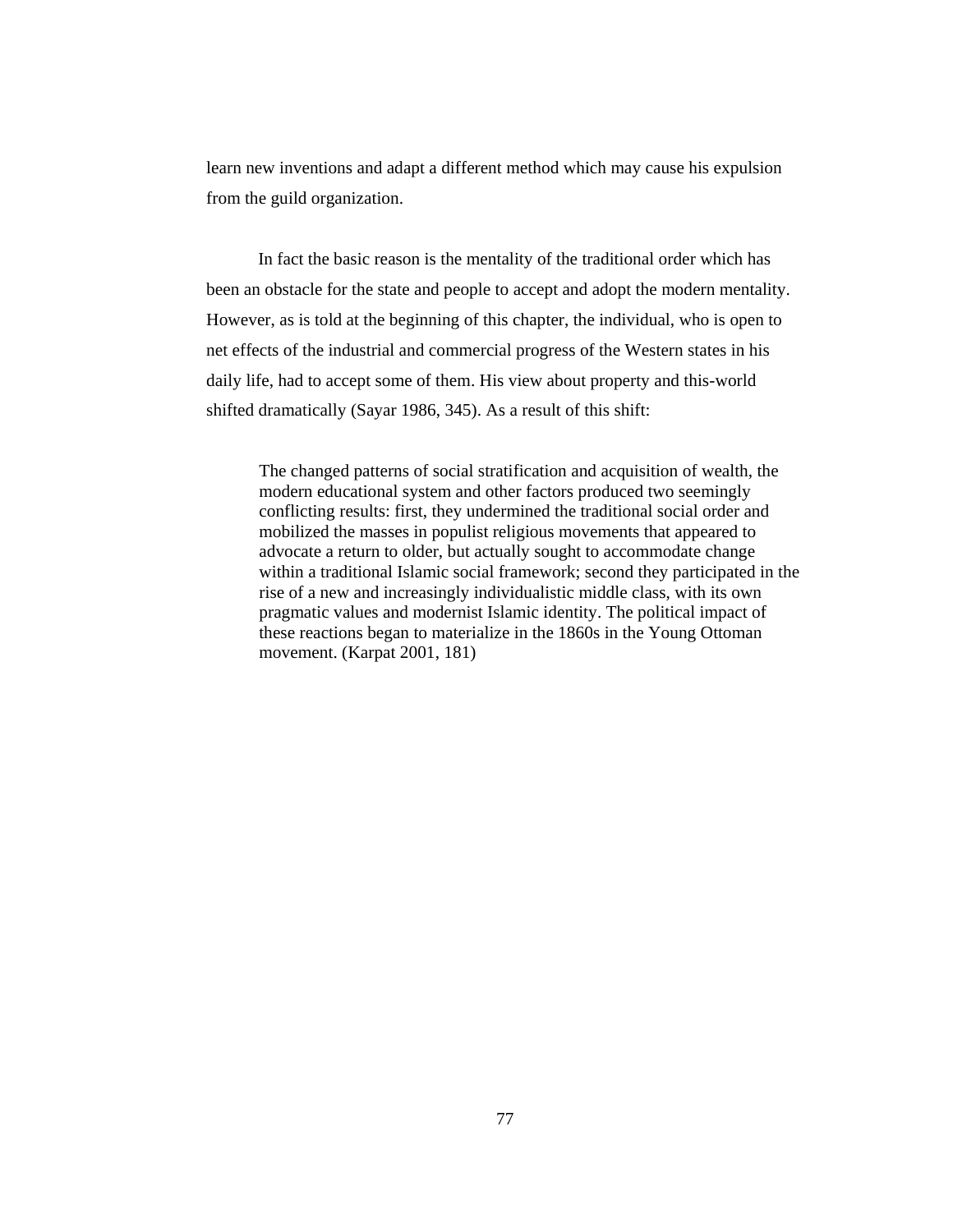learn new inventions and adapt a different method which may cause his expulsion from the guild organization.

In fact the basic reason is the mentality of the traditional order which has been an obstacle for the state and people to accept and adopt the modern mentality. However, as is told at the beginning of this chapter, the individual, who is open to net effects of the industrial and commercial progress of the Western states in his daily life, had to accept some of them. His view about property and this-world shifted dramatically (Sayar 1986, 345). As a result of this shift:

> The changed patterns of social stratification and acquisition of wealth, the modern educational system and other factors produced two seemingly conflicting results: first, they undermined the traditional social order and mobilized the masses in populist religious movements that appeared to advocate a return to older, but actually sought to accommodate change within a traditional Islamic social framework; second they participated in the rise of a new and increasingly individualistic middle class, with its own pragmatic values and modernist Islamic identity. The political impact of these reactions began to materialize in the 1860s in the Young Ottoman movement. (Karpat 2001, 181)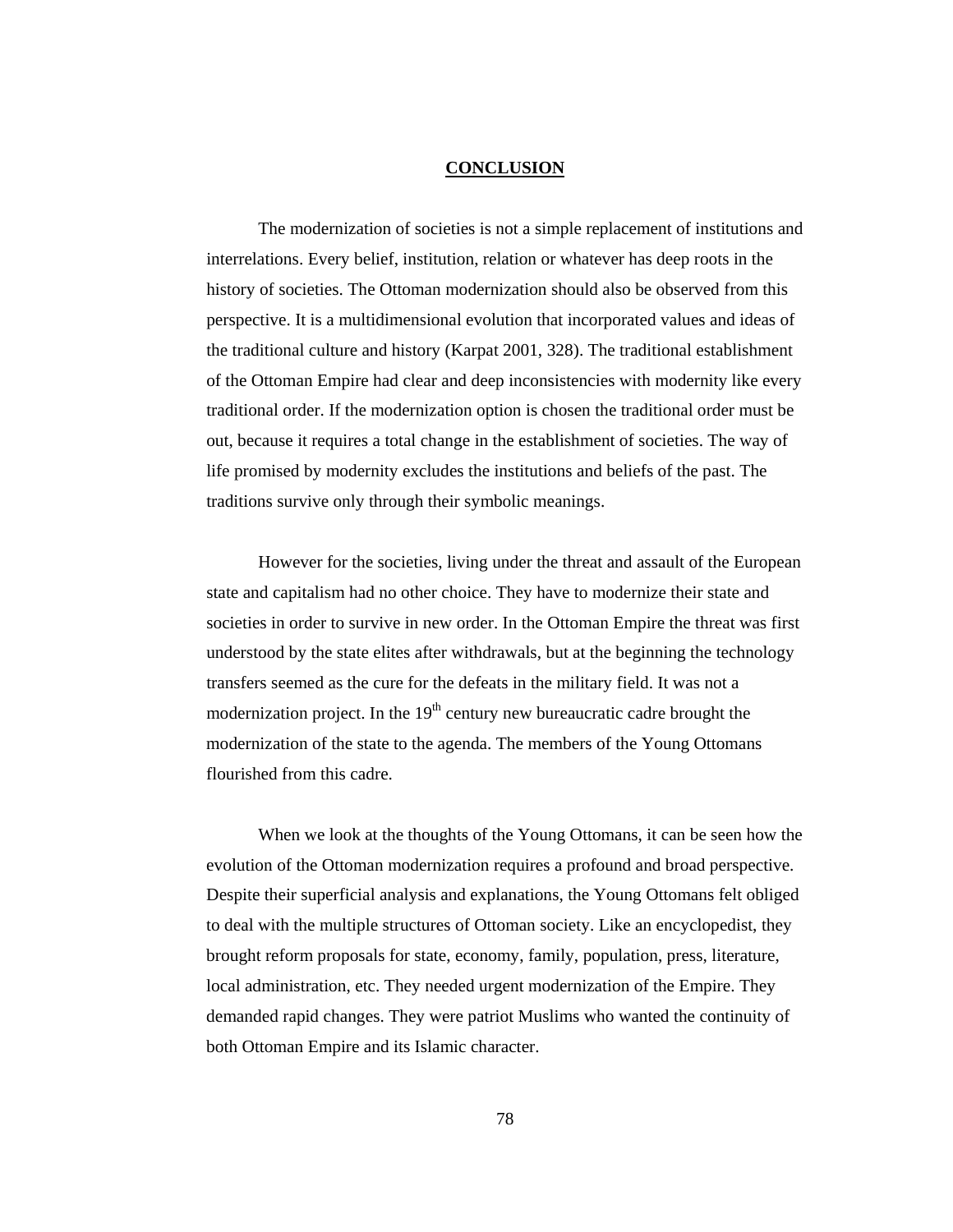# CONCLUSION

The modernization of societies is not a simple replacement of institutions and interrelations. Every belief, institution, relation or whatever has deep roots in the history of societies. The Ottoman modernization should also be observed from this perspective. It is a multidimensional evolution that incorporated values and ideas of the traditional culture and history (Karpat 2001, 328). The traditional establishment of the Ottoman Empire had clear and deep inconsistencies with modernity like every traditional order. If the modernization option is chosen the traditional order must be out, because it requires a total change in the establishment of societies. The way of life promised by modernity excludes the institutions and beliefs of the past. The traditions survive only through their symbolic meanings.

However for the societies, living under the threat and assault of the European state and capitalism had no other choice. They have to modernize their state and societies in order to survive in new order. In the Ottoman Empire the threat was first understood by the state elites after withdrawals, but at the beginning the technology transfers seemed as the cure for the defeats in the military field. It was not a modernization project. In the 19th century new bureaucratic cadre brought the modernization of the state to the agenda. The members of the Young Ottomans flourished from this cadre.

When we look at the thoughts of the Young Ottomans, it can be seen how the evolution of the Ottoman modernization requires a profound and broad perspective. Despite their superficial analysis and explanations, the Young Ottomans felt obliged to deal with the multiple structures of Ottoman society. Like an encyclopedist, they brought reform proposals for state, economy, family, population, press, literature, local administration, etc. They needed urgent modernization of the Empire. They demanded rapid changes. They were patriot Muslims who wanted the continuity of both Ottoman Empire and its Islamic character.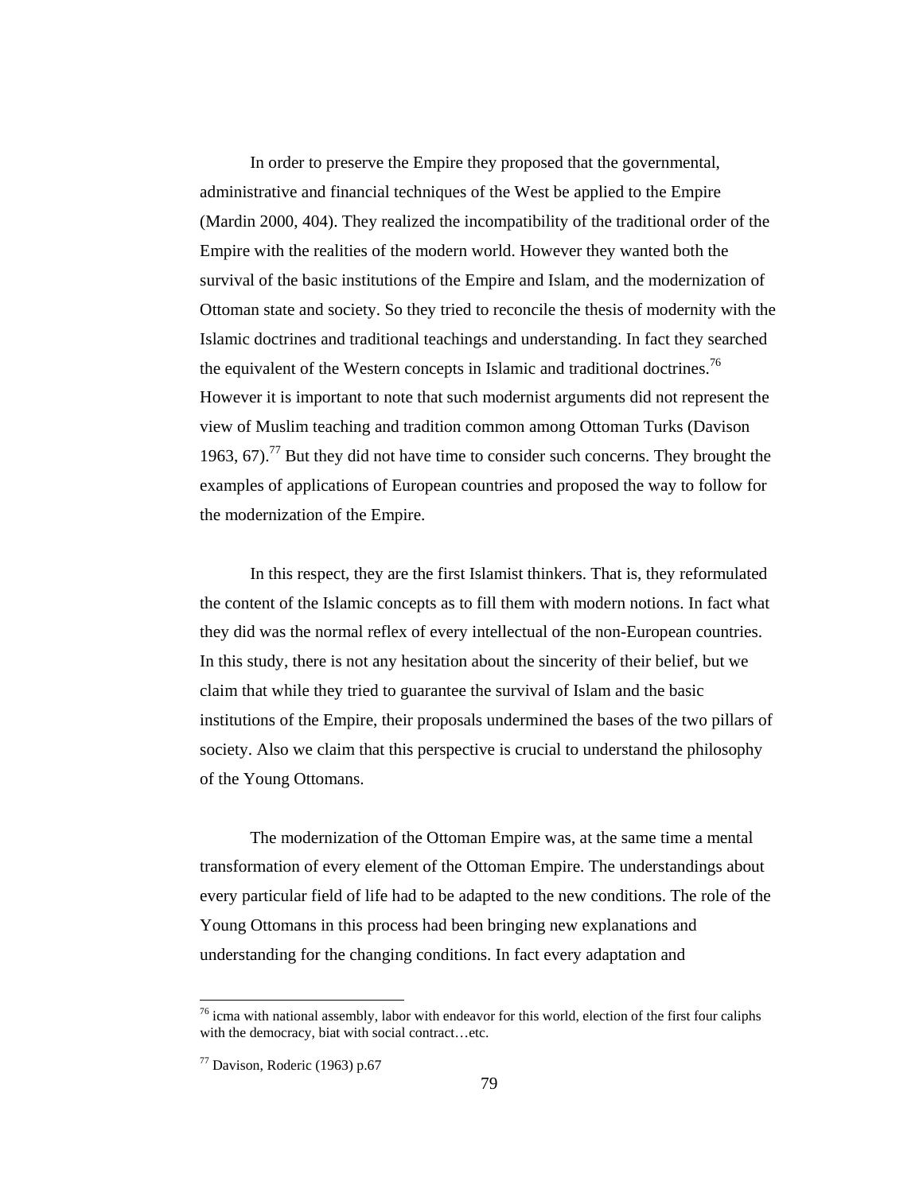In order to preserve the Empire they proposed that the governmental, administrative and financial techniques of the West be applied to the Empire (Mardin 2000, 404). They realized the incompatibility of the traditional order of the Empire with the realities of the modern world. However they wanted both the survival of the basic institutions of the Empire and Islam, and the modernization of Ottoman state and society. So they tried to reconcile the thesis of modernity with the Islamic doctrines and traditional teachings and understanding. In fact they searched the equivalent of the Western concepts in Islamic and traditional doctrines.[76] However it is important to note that such modernist arguments did not represent the view of Muslim teaching and tradition common among Ottoman Turks (Davison 1963, 67).[77] But they did not have time to consider such concerns. They brought the examples of applications of European countries and proposed the way to follow for the modernization of the Empire.

In this respect, they are the first Islamist thinkers. That is, they reformulated the content of the Islamic concepts as to fill them with modern notions. In fact what they did was the normal reflex of every intellectual of the non-European countries. In this study, there is not any hesitation about the sincerity of their belief, but we claim that while they tried to guarantee the survival of Islam and the basic institutions of the Empire, their proposals undermined the bases of the two pillars of society. Also we claim that this perspective is crucial to understand the philosophy of the Young Ottomans.

The modernization of the Ottoman Empire was, at the same time a mental transformation of every element of the Ottoman Empire. The understandings about every particular field of life had to be adapted to the new conditions. The role of the Young Ottomans in this process had been bringing new explanations and understanding for the changing conditions. In fact every adaptation and

---

[76] icma with national assembly, labor with endeavor for this world, election of the first four caliphs with the democracy, biat with social contract…etc.

[77] Davison, Roderic (1963) p.67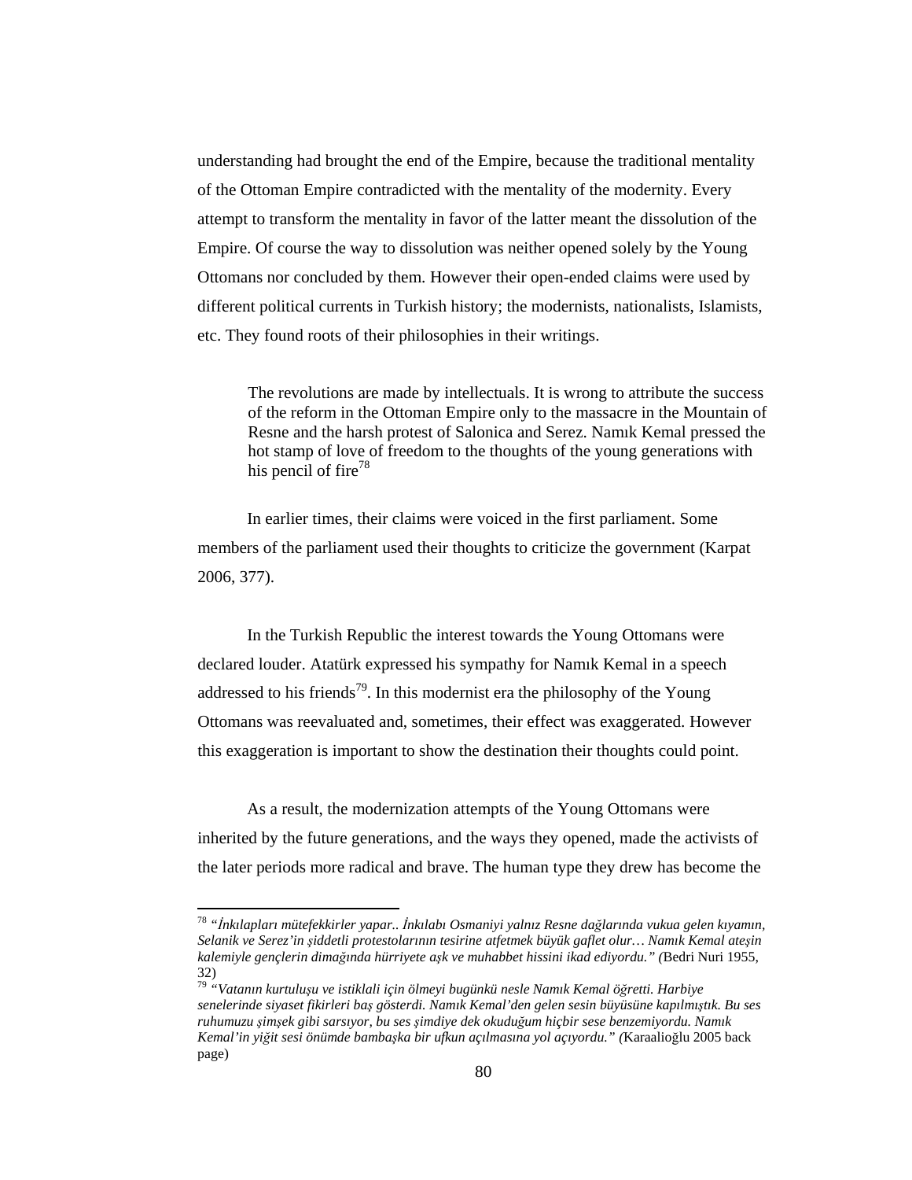understanding had brought the end of the Empire, because the traditional mentality of the Ottoman Empire contradicted with the mentality of the modernity. Every attempt to transform the mentality in favor of the latter meant the dissolution of the Empire. Of course the way to dissolution was neither opened solely by the Young Ottomans nor concluded by them. However their open-ended claims were used by different political currents in Turkish history; the modernists, nationalists, Islamists, etc. They found roots of their philosophies in their writings.

> The revolutions are made by intellectuals. It is wrong to attribute the success of the reform in the Ottoman Empire only to the massacre in the Mountain of Resne and the harsh protest of Salonica and Serez. Namık Kemal pressed the hot stamp of love of freedom to the thoughts of the young generations with his pencil of fire[78]

In earlier times, their claims were voiced in the first parliament. Some members of the parliament used their thoughts to criticize the government (Karpat 2006, 377).

In the Turkish Republic the interest towards the Young Ottomans were declared louder. Atatürk expressed his sympathy for Namık Kemal in a speech addressed to his friends[79]. In this modernist era the philosophy of the Young Ottomans was reevaluated and, sometimes, their effect was exaggerated. However this exaggeration is important to show the destination their thoughts could point.

As a result, the modernization attempts of the Young Ottomans were inherited by the future generations, and the ways they opened, made the activists of the later periods more radical and brave. The human type they drew has become the

---

[78] *"İnkılapları mütefekkirler yapar.. İnkılabı Osmaniyi yalnız Resne dağlarında vukua gelen kıyamın, Selanik ve Serez'in şiddetli protestolarının tesirine atfetmek büyük gaflet olur… Namık Kemal ateşin kalemiyle gençlerin dimağında hürriyete aşk ve muhabbet hissini ikad ediyordu." (*Bedri Nuri 1955, 32)

[79] *"Vatanın kurtuluşu ve istiklali için ölmeyi bugünkü nesle Namık Kemal öğretti. Harbiye senelerinde siyaset fikirleri baş gösterdi. Namık Kemal'den gelen sesin büyüsüne kapılmıştık. Bu ses ruhumuzu şimşek gibi sarsıyor, bu ses şimdiye dek okuduğum hiçbir sese benzemiyordu. Namık Kemal'in yiğit sesi önümde bambaşka bir ufkun açılmasına yol açıyordu." (*Karaalioğlu 2005 back page)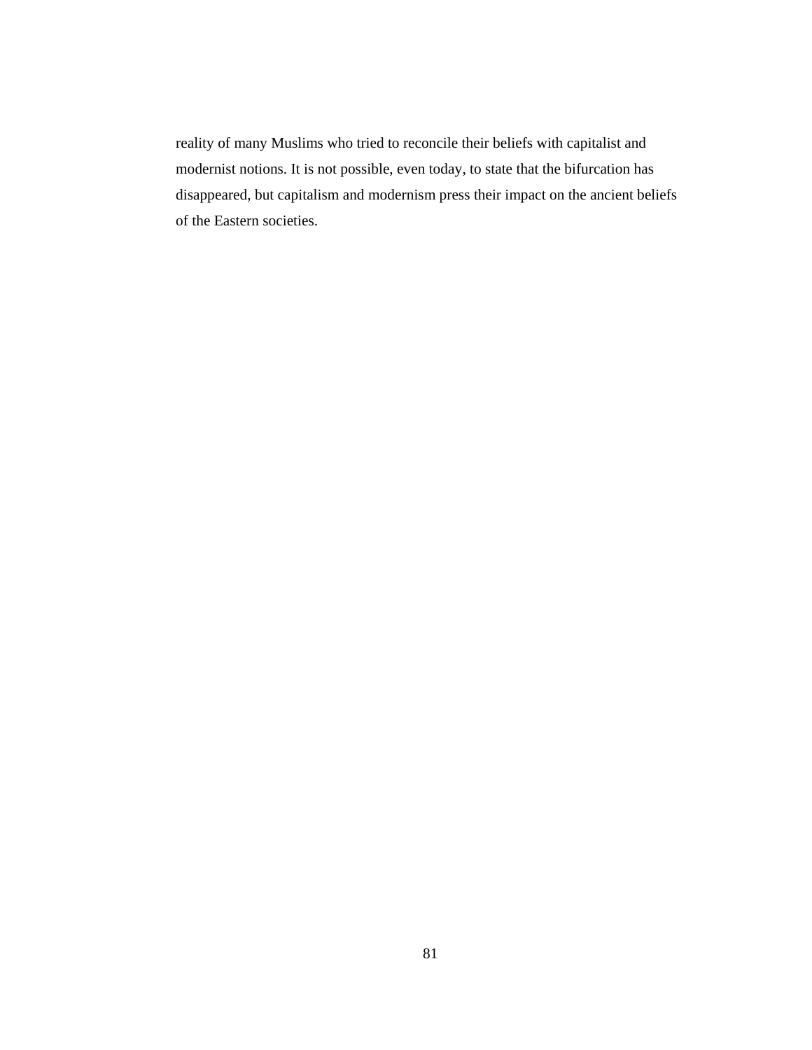reality of many Muslims who tried to reconcile their beliefs with capitalist and modernist notions. It is not possible, even today, to state that the bifurcation has disappeared, but capitalism and modernism press their impact on the ancient beliefs of the Eastern societies.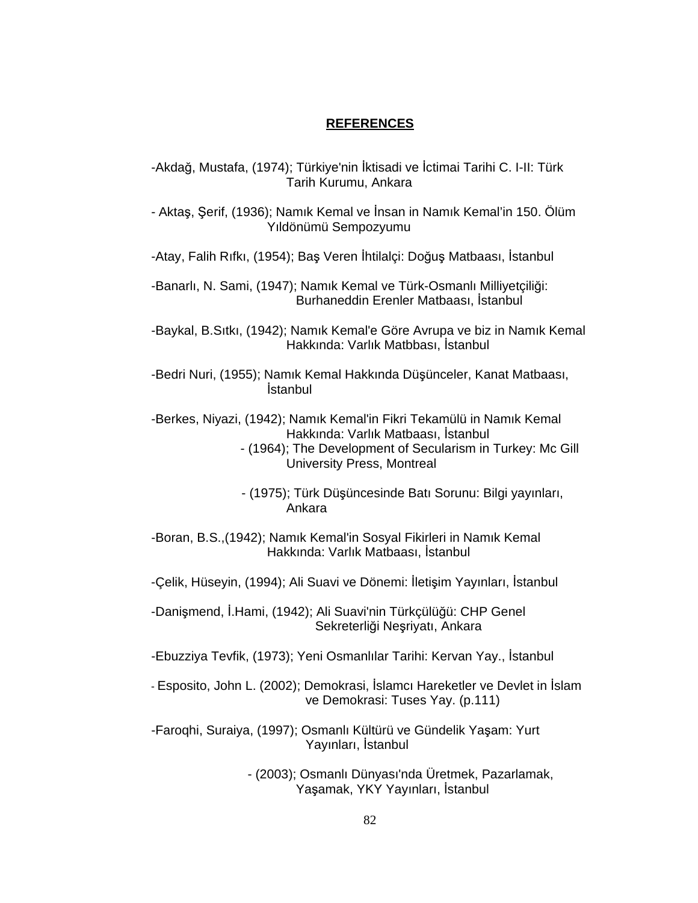## REFERENCES

-Akdağ, Mustafa, (1974); Türkiye'nin İktisadi ve İctimai Tarihi C. I-II: Türk Tarih Kurumu, Ankara

- Aktaş, Şerif, (1936); Namık Kemal ve İnsan in Namık Kemal'in 150. Ölüm Yıldönümü Sempozyumu

-Atay, Falih Rıfkı, (1954); Baş Veren İhtilalçi: Doğuş Matbaası, İstanbul

-Banarlı, N. Sami, (1947); Namık Kemal ve Türk-Osmanlı Milliyetçiliği: Burhaneddin Erenler Matbaası, İstanbul

-Baykal, B.Sıtkı, (1942); Namık Kemal'e Göre Avrupa ve biz in Namık Kemal Hakkında: Varlık Matbbası, İstanbul

-Bedri Nuri, (1955); Namık Kemal Hakkında Düşünceler, Kanat Matbaası, İstanbul

-Berkes, Niyazi, (1942); Namık Kemal'in Fikri Tekamülü in Namık Kemal Hakkında: Varlık Matbaası, İstanbul

- (1964); The Development of Secularism in Turkey: Mc Gill University Press, Montreal

- (1975); Türk Düşüncesinde Batı Sorunu: Bilgi yayınları, Ankara

-Boran, B.S.,(1942); Namık Kemal'in Sosyal Fikirleri in Namık Kemal Hakkında: Varlık Matbaası, İstanbul

-Çelik, Hüseyin, (1994); Ali Suavi ve Dönemi: İletişim Yayınları, İstanbul

-Danişmend, İ.Hami, (1942); Ali Suavi'nin Türkçülüğü: CHP Genel Sekreterliği Neşriyatı, Ankara

-Ebuzziya Tevfik, (1973); Yeni Osmanlılar Tarihi: Kervan Yay., İstanbul

- Esposito, John L. (2002); Demokrasi, İslamcı Hareketler ve Devlet in İslam ve Demokrasi: Tuses Yay. (p.111)

-Faroqhi, Suraiya, (1997); Osmanlı Kültürü ve Gündelik Yaşam: Yurt Yayınları, İstanbul

- (2003); Osmanlı Dünyası'nda Üretmek, Pazarlamak, Yaşamak, YKY Yayınları, İstanbul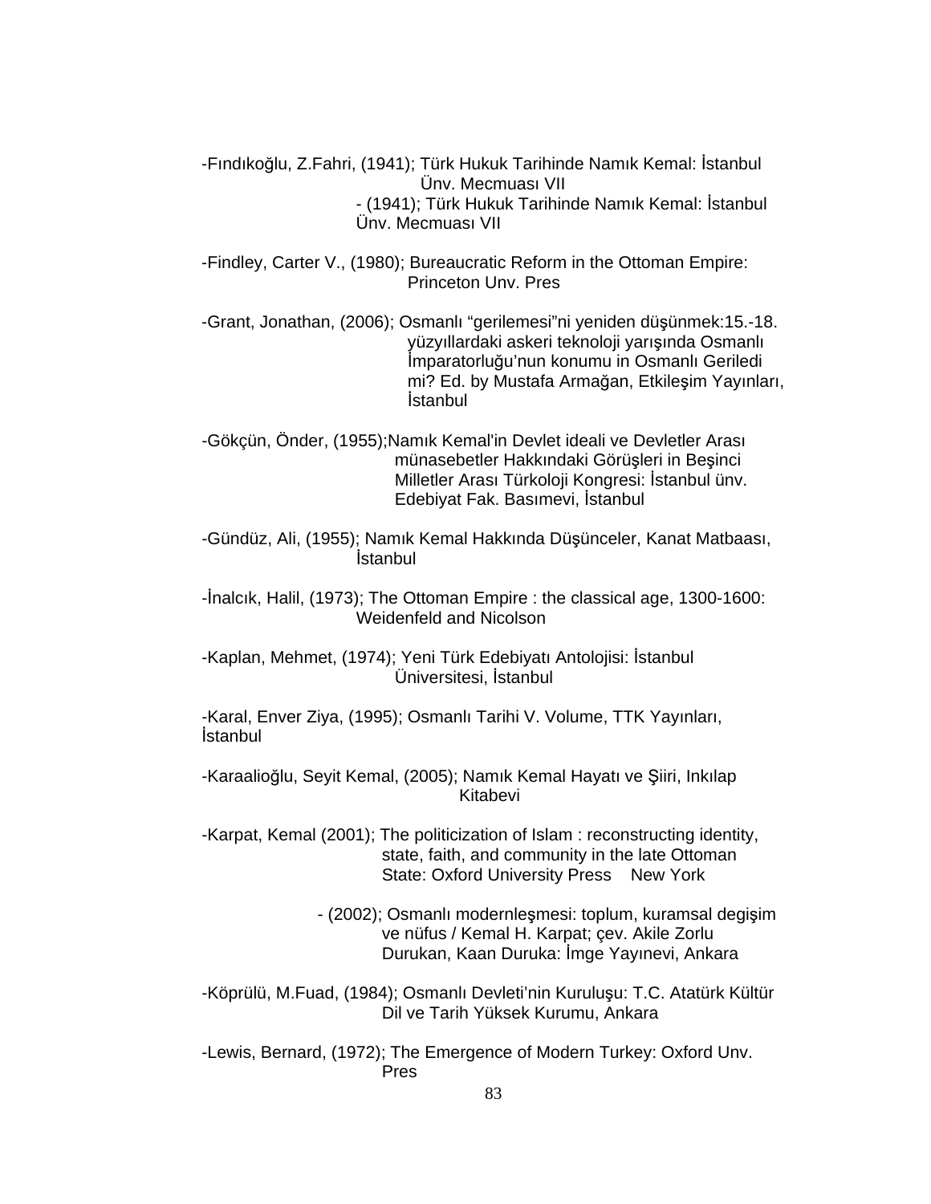-Fındıkoğlu, Z.Fahri, (1941); Türk Hukuk Tarihinde Namık Kemal: İstanbul Ünv. Mecmuası VII

- (1941); Türk Hukuk Tarihinde Namık Kemal: İstanbul Ünv. Mecmuası VII

-Findley, Carter V., (1980); Bureaucratic Reform in the Ottoman Empire: Princeton Unv. Pres

-Grant, Jonathan, (2006); Osmanlı “gerilemesi”ni yeniden düşünmek:15.-18. yüzyıllardaki askeri teknoloji yarışında Osmanlı İmparatorluğu’nun konumu in Osmanlı Geriledi mi? Ed. by Mustafa Armağan, Etkileşim Yayınları, İstanbul

-Gökçün, Önder, (1955);Namık Kemal'in Devlet ideali ve Devletler Arası münasebetler Hakkındaki Görüşleri in Beşinci Milletler Arası Türkoloji Kongresi: İstanbul ünv. Edebiyat Fak. Basımevi, İstanbul

-Gündüz, Ali, (1955); Namık Kemal Hakkında Düşünceler, Kanat Matbaası, İstanbul

-İnalcık, Halil, (1973); The Ottoman Empire : the classical age, 1300-1600: Weidenfeld and Nicolson

-Kaplan, Mehmet, (1974); Yeni Türk Edebiyatı Antolojisi: İstanbul Üniversitesi, İstanbul

-Karal, Enver Ziya, (1995); Osmanlı Tarihi V. Volume, TTK Yayınları, İstanbul

-Karaalioğlu, Seyit Kemal, (2005); Namık Kemal Hayatı ve Şiiri, Inkılap Kitabevi

-Karpat, Kemal (2001); The politicization of Islam : reconstructing identity, state, faith, and community in the late Ottoman State: Oxford University Press New York

- (2002); Osmanlı modernleşmesi: toplum, kuramsal degişim ve nüfus / Kemal H. Karpat; çev. Akile Zorlu Durukan, Kaan Duruka: İmge Yayınevi, Ankara

-Köprülü, M.Fuad, (1984); Osmanlı Devleti’nin Kuruluşu: T.C. Atatürk Kültür Dil ve Tarih Yüksek Kurumu, Ankara

-Lewis, Bernard, (1972); The Emergence of Modern Turkey: Oxford Unv. Pres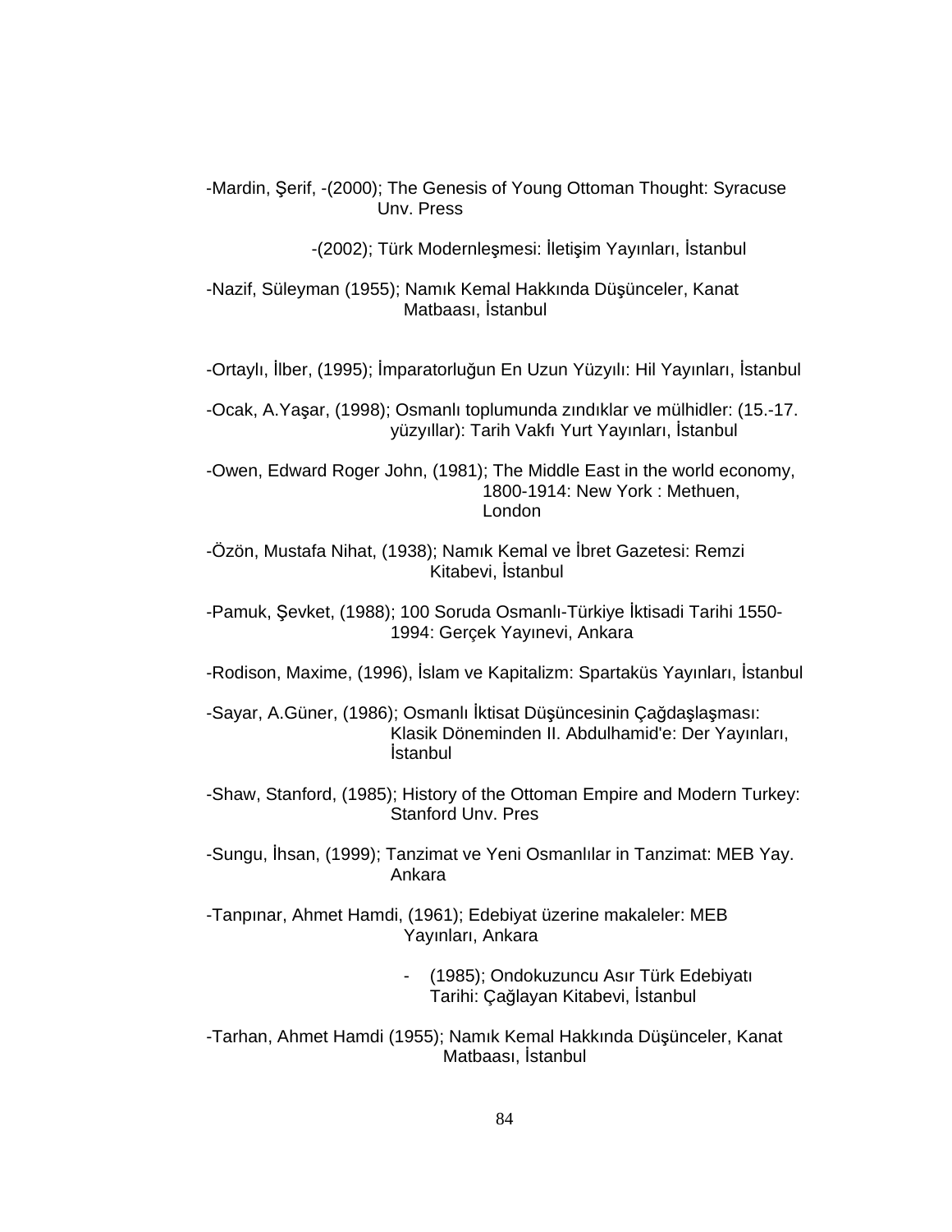-Mardin, Şerif, -(2000); The Genesis of Young Ottoman Thought: Syracuse Unv. Press

-(2002); Türk Modernleşmesi: İletişim Yayınları, İstanbul

-Nazif, Süleyman (1955); Namık Kemal Hakkında Düşünceler, Kanat Matbaası, İstanbul

-Ortaylı, İlber, (1995); İmparatorluğun En Uzun Yüzyılı: Hil Yayınları, İstanbul

-Ocak, A.Yaşar, (1998); Osmanlı toplumunda zındıklar ve mülhidler: (15.-17. yüzyıllar): Tarih Vakfı Yurt Yayınları, İstanbul

-Owen, Edward Roger John, (1981); The Middle East in the world economy, 1800-1914: New York : Methuen, London

-Özön, Mustafa Nihat, (1938); Namık Kemal ve İbret Gazetesi: Remzi Kitabevi, İstanbul

-Pamuk, Şevket, (1988); 100 Soruda Osmanlı-Türkiye İktisadi Tarihi 1550-1994: Gerçek Yayınevi, Ankara

-Rodison, Maxime, (1996), İslam ve Kapitalizm: Spartaküs Yayınları, İstanbul

-Sayar, A.Güner, (1986); Osmanlı İktisat Düşüncesinin Çağdaşlaşması: Klasik Döneminden II. Abdulhamid'e: Der Yayınları, İstanbul

-Shaw, Stanford, (1985); History of the Ottoman Empire and Modern Turkey: Stanford Unv. Pres

-Sungu, İhsan, (1999); Tanzimat ve Yeni Osmanlılar in Tanzimat: MEB Yay. Ankara

-Tanpınar, Ahmet Hamdi, (1961); Edebiyat üzerine makaleler: MEB Yayınları, Ankara

- (1985); Ondokuzuncu Asır Türk Edebiyatı Tarihi: Çağlayan Kitabevi, İstanbul

-Tarhan, Ahmet Hamdi (1955); Namık Kemal Hakkında Düşünceler, Kanat Matbaası, İstanbul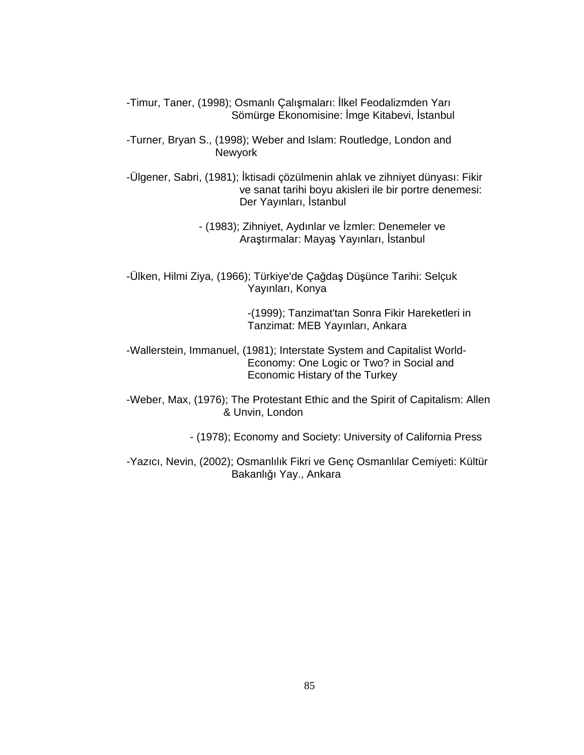-Timur, Taner, (1998); Osmanlı Çalışmaları: İlkel Feodalizmden Yarı Sömürge Ekonomisine: İmge Kitabevi, İstanbul

-Turner, Bryan S., (1998); Weber and Islam: Routledge, London and Newyork

-Ülgener, Sabri, (1981); İktisadi çözülmenin ahlak ve zihniyet dünyası: Fikir ve sanat tarihi boyu akisleri ile bir portre denemesi: Der Yayınları, İstanbul

- (1983); Zihniyet, Aydınlar ve İzmler: Denemeler ve Araştırmalar: Mayaş Yayınları, İstanbul

-Ülken, Hilmi Ziya, (1966); Türkiye'de Çağdaş Düşünce Tarihi: Selçuk Yayınları, Konya

-(1999); Tanzimat'tan Sonra Fikir Hareketleri in Tanzimat: MEB Yayınları, Ankara

-Wallerstein, Immanuel, (1981); Interstate System and Capitalist World-Economy: One Logic or Two? in Social and Economic Histary of the Turkey

-Weber, Max, (1976); The Protestant Ethic and the Spirit of Capitalism: Allen & Unvin, London

- (1978); Economy and Society: University of California Press

-Yazıcı, Nevin, (2002); Osmanlılık Fikri ve Genç Osmanlılar Cemiyeti: Kültür Bakanlığı Yay., Ankara